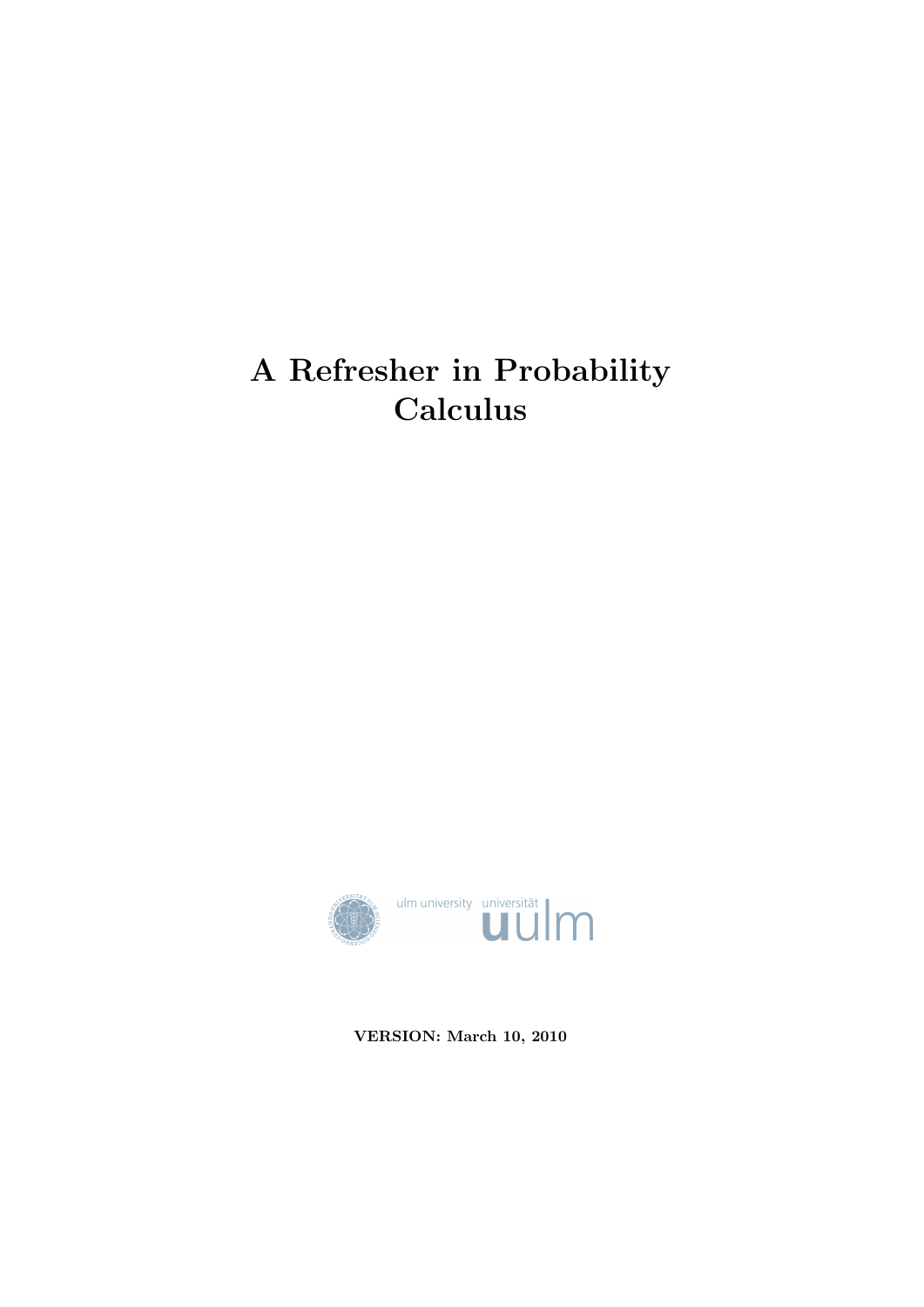# A Refresher in Probability Calculus

ulm university universität uulm

**VERSION: March 10, 2010**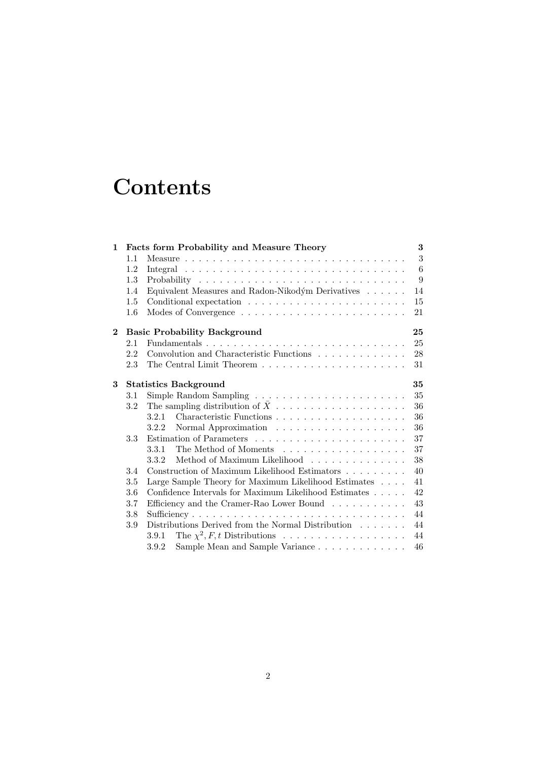# Contents

**1 Facts form Probability and Measure Theory** — **3**

- 1.1 Measure — 3
- 1.2 Integral — 6
- 1.3 Probability — 9
- 1.4 Equivalent Measures and Radon-Nikodým Derivatives — 14
- 1.5 Conditional expectation — 15
- 1.6 Modes of Convergence — 21

**2 Basic Probability Background** — **25**

- 2.1 Fundamentals — 25
- 2.2 Convolution and Characteristic Functions — 28
- 2.3 The Central Limit Theorem — 31

**3 Statistics Background** — **35**

- 3.1 Simple Random Sampling — 35
- 3.2 The sampling distribution of $\bar{X}$ — 36
  - 3.2.1 Characteristic Functions — 36
  - 3.2.2 Normal Approximation — 36
- 3.3 Estimation of Parameters — 37
  - 3.3.1 The Method of Moments — 37
  - 3.3.2 Method of Maximum Likelihood — 38
- 3.4 Construction of Maximum Likelihood Estimators — 40
- 3.5 Large Sample Theory for Maximum Likelihood Estimates — 41
- 3.6 Confidence Intervals for Maximum Likelihood Estimates — 42
- 3.7 Efficiency and the Cramer-Rao Lower Bound — 43
- 3.8 Sufficiency — 44
- 3.9 Distributions Derived from the Normal Distribution — 44
  - 3.9.1 The $\chi^2, F, t$ Distributions — 44
  - 3.9.2 Sample Mean and Sample Variance — 46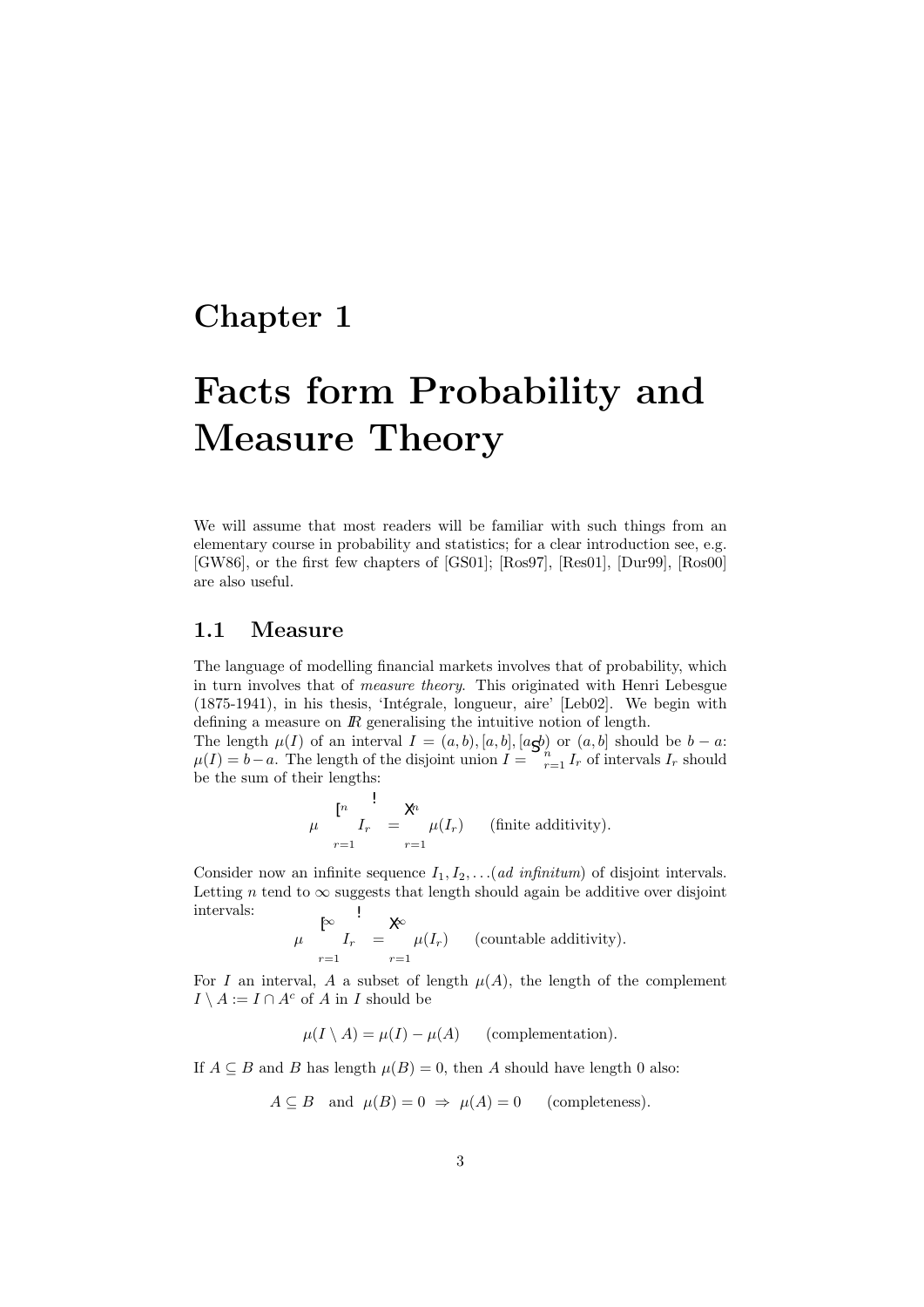# Chapter 1

# Facts form Probability and Measure Theory

We will assume that most readers will be familiar with such things from an elementary course in probability and statistics; for a clear introduction see, e.g. [GW86], or the first few chapters of [GS01]; [Ros97], [Res01], [Dur99], [Ros00] are also useful.

## 1.1 Measure

The language of modelling financial markets involves that of probability, which in turn involves that of *measure theory*. This originated with Henri Lebesgue (1875-1941), in his thesis, 'Intégrale, longueur, aire' [Leb02]. We begin with defining a measure on $\mathbb{R}$ generalising the intuitive notion of length.

The length $\mu(I)$ of an interval $I = (a, b), [a, b], [a, b)$ or $(a, b]$ should be $b - a$: $\mu(I) = b - a$. The length of the disjoint union $I = \bigcup_{r=1}^{n} I_r$ of intervals $I_r$ should be the sum of their lengths:

$$\mu\left(\bigcup_{r=1}^{n} I_r\right) = \sum_{r=1}^{n} \mu(I_r) \qquad \text{(finite additivity)}.$$

Consider now an infinite sequence $I_1, I_2, \ldots$(*ad infinitum*) of disjoint intervals. Letting $n$ tend to $\infty$ suggests that length should again be additive over disjoint intervals:

$$\mu\left(\bigcup_{r=1}^{\infty} I_r\right) = \sum_{r=1}^{\infty} \mu(I_r) \qquad \text{(countable additivity)}.$$

For $I$ an interval, $A$ a subset of length $\mu(A)$, the length of the complement $I \setminus A := I \cap A^c$ of $A$ in $I$ should be

$$\mu(I \setminus A) = \mu(I) - \mu(A) \qquad \text{(complementation)}.$$

If $A \subseteq B$ and $B$ has length $\mu(B) = 0$, then $A$ should have length 0 also:

$$A \subseteq B \quad \text{and} \quad \mu(B) = 0 \;\Rightarrow\; \mu(A) = 0 \qquad \text{(completeness)}.$$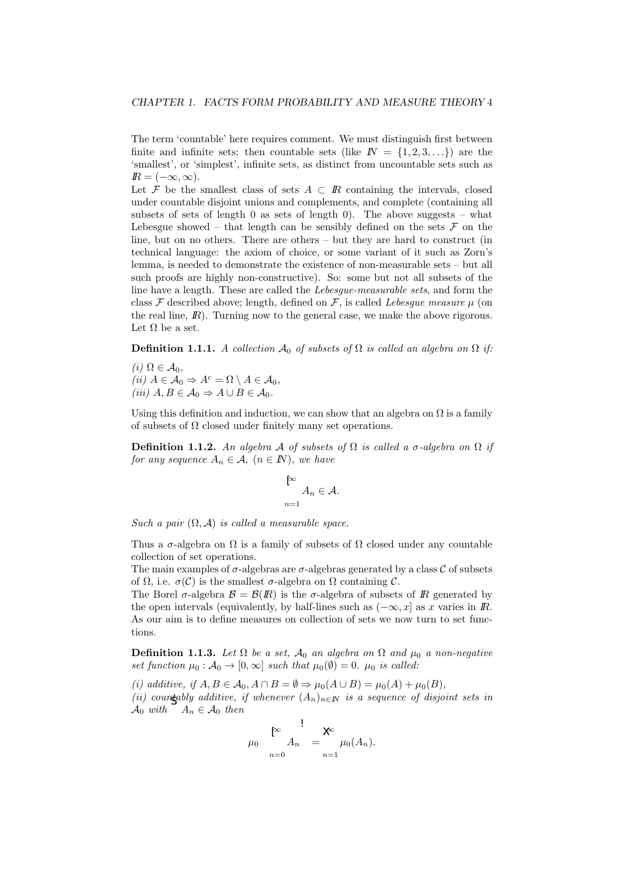The term 'countable' here requires comment. We must distinguish first between finite and infinite sets; then countable sets (like $\mathbb{N} = \{1, 2, 3, \ldots\}$) are the 'smallest', or 'simplest', infinite sets, as distinct from uncountable sets such as $\mathbb{R} = (-\infty, \infty)$.

Let $\mathcal{F}$ be the smallest class of sets $A \subset \mathbb{R}$ containing the intervals, closed under countable disjoint unions and complements, and complete (containing all subsets of sets of length 0 as sets of length 0). The above suggests – what Lebesgue showed – that length can be sensibly defined on the sets $\mathcal{F}$ on the line, but on no others. There are others – but they are hard to construct (in technical language: the axiom of choice, or some variant of it such as Zorn's lemma, is needed to demonstrate the existence of non-measurable sets – but all such proofs are highly non-constructive). So: some but not all subsets of the line have a length. These are called the *Lebesgue-measurable sets*, and form the class $\mathcal{F}$ described above; length, defined on $\mathcal{F}$, is called *Lebesgue measure* $\mu$ (on the real line, $\mathbb{R}$). Turning now to the general case, we make the above rigorous. Let $\Omega$ be a set.

**Definition 1.1.1.** *A collection $\mathcal{A}_0$ of subsets of $\Omega$ is called an algebra on $\Omega$ if:*

*(i)* $\Omega \in \mathcal{A}_0$,
*(ii)* $A \in \mathcal{A}_0 \Rightarrow A^c = \Omega \setminus A \in \mathcal{A}_0$,
*(iii)* $A, B \in \mathcal{A}_0 \Rightarrow A \cup B \in \mathcal{A}_0$.

Using this definition and induction, we can show that an algebra on $\Omega$ is a family of subsets of $\Omega$ closed under finitely many set operations.

**Definition 1.1.2.** *An algebra $\mathcal{A}$ of subsets of $\Omega$ is called a $\sigma$-algebra on $\Omega$ if for any sequence $A_n \in \mathcal{A}$, $(n \in \mathbb{N})$, we have*

$$\bigcup_{n=1}^{\infty} A_n \in \mathcal{A}.$$

*Such a pair $(\Omega, \mathcal{A})$ is called a measurable space.*

Thus a $\sigma$-algebra on $\Omega$ is a family of subsets of $\Omega$ closed under any countable collection of set operations.

The main examples of $\sigma$-algebras are $\sigma$-algebras generated by a class $\mathcal{C}$ of subsets of $\Omega$, i.e. $\sigma(\mathcal{C})$ is the smallest $\sigma$-algebra on $\Omega$ containing $\mathcal{C}$.

The Borel $\sigma$-algebra $\mathcal{B} = \mathcal{B}(\mathbb{R})$ is the $\sigma$-algebra of subsets of $\mathbb{R}$ generated by the open intervals (equivalently, by half-lines such as $(-\infty, x]$ as $x$ varies in $\mathbb{R}$.

As our aim is to define measures on collection of sets we now turn to set functions.

**Definition 1.1.3.** *Let $\Omega$ be a set, $\mathcal{A}_0$ an algebra on $\Omega$ and $\mu_0$ a non-negative set function $\mu_0 : \mathcal{A}_0 \to [0, \infty]$ such that $\mu_0(\emptyset) = 0$. $\mu_0$ is called:*

*(i) additive, if* $A, B \in \mathcal{A}_0, A \cap B = \emptyset \Rightarrow \mu_0(A \cup B) = \mu_0(A) + \mu_0(B)$,
*(ii) countably additive, if whenever $(A_n)_{n \in \mathbb{N}}$ is a sequence of disjoint sets in $\mathcal{A}_0$ with $\bigcup A_n \in \mathcal{A}_0$ then*

$$\mu_0\left(\bigcup_{n=0}^{\infty} A_n\right) = \sum_{n=1}^{\infty} \mu_0(A_n).$$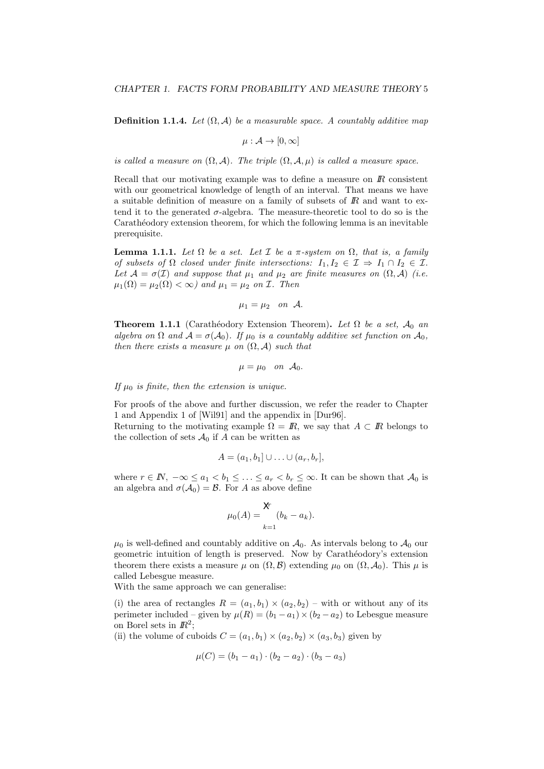**Definition 1.1.4.** *Let $(\Omega, \mathcal{A})$ be a measurable space. A countably additive map*

$$\mu : \mathcal{A} \to [0, \infty]$$

*is called a measure on $(\Omega, \mathcal{A})$. The triple $(\Omega, \mathcal{A}, \mu)$ is called a measure space.*

Recall that our motivating example was to define a measure on $\mathbb{R}$ consistent with our geometrical knowledge of length of an interval. That means we have a suitable definition of measure on a family of subsets of $\mathbb{R}$ and want to extend it to the generated $\sigma$-algebra. The measure-theoretic tool to do so is the Carathéodory extension theorem, for which the following lemma is an inevitable prerequisite.

**Lemma 1.1.1.** *Let $\Omega$ be a set. Let $\mathcal{I}$ be a $\pi$-system on $\Omega$, that is, a family of subsets of $\Omega$ closed under finite intersections: $I_1, I_2 \in \mathcal{I} \Rightarrow I_1 \cap I_2 \in \mathcal{I}$. Let $\mathcal{A} = \sigma(\mathcal{I})$ and suppose that $\mu_1$ and $\mu_2$ are finite measures on $(\Omega, \mathcal{A})$ (i.e. $\mu_1(\Omega) = \mu_2(\Omega) < \infty$) and $\mu_1 = \mu_2$ on $\mathcal{I}$. Then*

$$\mu_1 = \mu_2 \quad \text{on } \mathcal{A}.$$

**Theorem 1.1.1** (Carathéodory Extension Theorem)**.** *Let $\Omega$ be a set, $\mathcal{A}_0$ an algebra on $\Omega$ and $\mathcal{A} = \sigma(\mathcal{A}_0)$. If $\mu_0$ is a countably additive set function on $\mathcal{A}_0$, then there exists a measure $\mu$ on $(\Omega, \mathcal{A})$ such that*

$$\mu = \mu_0 \quad \text{on } \mathcal{A}_0.$$

*If $\mu_0$ is finite, then the extension is unique.*

For proofs of the above and further discussion, we refer the reader to Chapter 1 and Appendix 1 of [Wil91] and the appendix in [Dur96].
Returning to the motivating example $\Omega = \mathbb{R}$, we say that $A \subset \mathbb{R}$ belongs to the collection of sets $\mathcal{A}_0$ if $A$ can be written as

$$A = (a_1, b_1] \cup \ldots \cup (a_r, b_r],$$

where $r \in \mathbb{N}$, $-\infty \leq a_1 < b_1 \leq \ldots \leq a_r < b_r \leq \infty$. It can be shown that $\mathcal{A}_0$ is an algebra and $\sigma(\mathcal{A}_0) = \mathcal{B}$. For $A$ as above define

$$\mu_0(A) = \sum_{k=1}^{r} (b_k - a_k).$$

$\mu_0$ is well-defined and countably additive on $\mathcal{A}_0$. As intervals belong to $\mathcal{A}_0$ our geometric intuition of length is preserved. Now by Carathéodory's extension theorem there exists a measure $\mu$ on $(\Omega, \mathcal{B})$ extending $\mu_0$ on $(\Omega, \mathcal{A}_0)$. This $\mu$ is called Lebesgue measure.
With the same approach we can generalise:

(i) the area of rectangles $R = (a_1, b_1) \times (a_2, b_2)$ – with or without any of its perimeter included – given by $\mu(R) = (b_1 - a_1) \times (b_2 - a_2)$ to Lebesgue measure on Borel sets in $\mathbb{R}^2$;
(ii) the volume of cuboids $C = (a_1, b_1) \times (a_2, b_2) \times (a_3, b_3)$ given by

$$\mu(C) = (b_1 - a_1) \cdot (b_2 - a_2) \cdot (b_3 - a_3)$$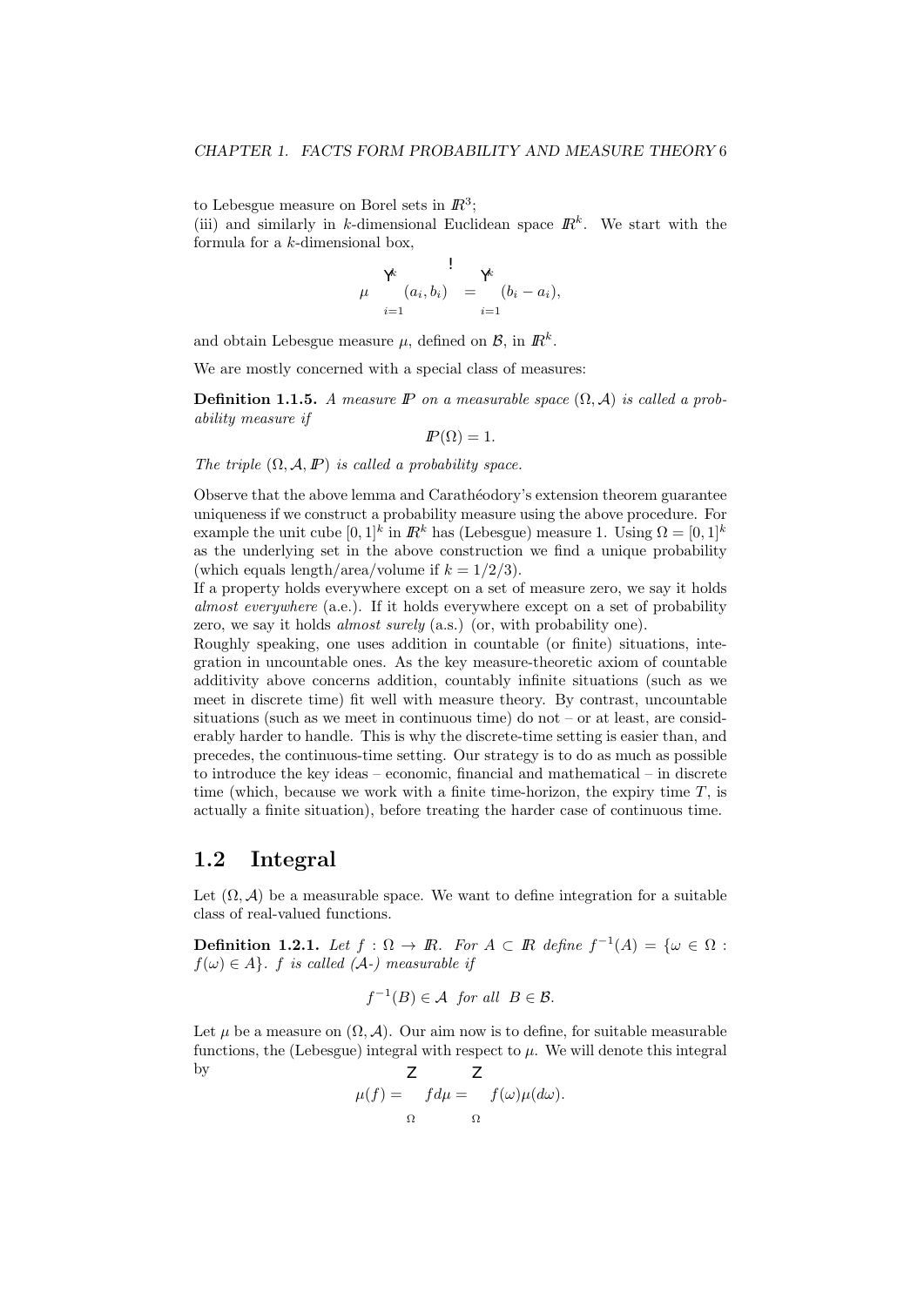to Lebesgue measure on Borel sets in $\mathbb{R}^3$;
(iii) and similarly in $k$-dimensional Euclidean space $\mathbb{R}^k$. We start with the formula for a $k$-dimensional box,

$$\mu\left(\prod_{i=1}^{k}(a_i,b_i)\right) = \prod_{i=1}^{k}(b_i - a_i),$$

and obtain Lebesgue measure $\mu$, defined on $\mathcal{B}$, in $\mathbb{R}^k$.

We are mostly concerned with a special class of measures:

**Definition 1.1.5.** *A measure $\mathbb{P}$ on a measurable space $(\Omega, \mathcal{A})$ is called a probability measure if*

$$\mathbb{P}(\Omega) = 1.$$

*The triple $(\Omega, \mathcal{A}, \mathbb{P})$ is called a probability space.*

Observe that the above lemma and Carathéodory's extension theorem guarantee uniqueness if we construct a probability measure using the above procedure. For example the unit cube $[0,1]^k$ in $\mathbb{R}^k$ has (Lebesgue) measure 1. Using $\Omega = [0,1]^k$ as the underlying set in the above construction we find a unique probability (which equals length/area/volume if $k = 1/2/3$).
If a property holds everywhere except on a set of measure zero, we say it holds *almost everywhere* (a.e.). If it holds everywhere except on a set of probability zero, we say it holds *almost surely* (a.s.) (or, with probability one).
Roughly speaking, one uses addition in countable (or finite) situations, integration in uncountable ones. As the key measure-theoretic axiom of countable additivity above concerns addition, countably infinite situations (such as we meet in discrete time) fit well with measure theory. By contrast, uncountable situations (such as we meet in continuous time) do not – or at least, are considerably harder to handle. This is why the discrete-time setting is easier than, and precedes, the continuous-time setting. Our strategy is to do as much as possible to introduce the key ideas – economic, financial and mathematical – in discrete time (which, because we work with a finite time-horizon, the expiry time $T$, is actually a finite situation), before treating the harder case of continuous time.

## 1.2 Integral

Let $(\Omega, \mathcal{A})$ be a measurable space. We want to define integration for a suitable class of real-valued functions.

**Definition 1.2.1.** *Let $f : \Omega \to \mathbb{R}$. For $A \subset \mathbb{R}$ define $f^{-1}(A) = \{\omega \in \Omega : f(\omega) \in A\}$. $f$ is called ($\mathcal{A}$-) measurable if*

$$f^{-1}(B) \in \mathcal{A} \;\; \text{for all} \;\; B \in \mathcal{B}.$$

Let $\mu$ be a measure on $(\Omega, \mathcal{A})$. Our aim now is to define, for suitable measurable functions, the (Lebesgue) integral with respect to $\mu$. We will denote this integral by

$$\mu(f) = \int_{\Omega} f d\mu = \int_{\Omega} f(\omega)\mu(d\omega).$$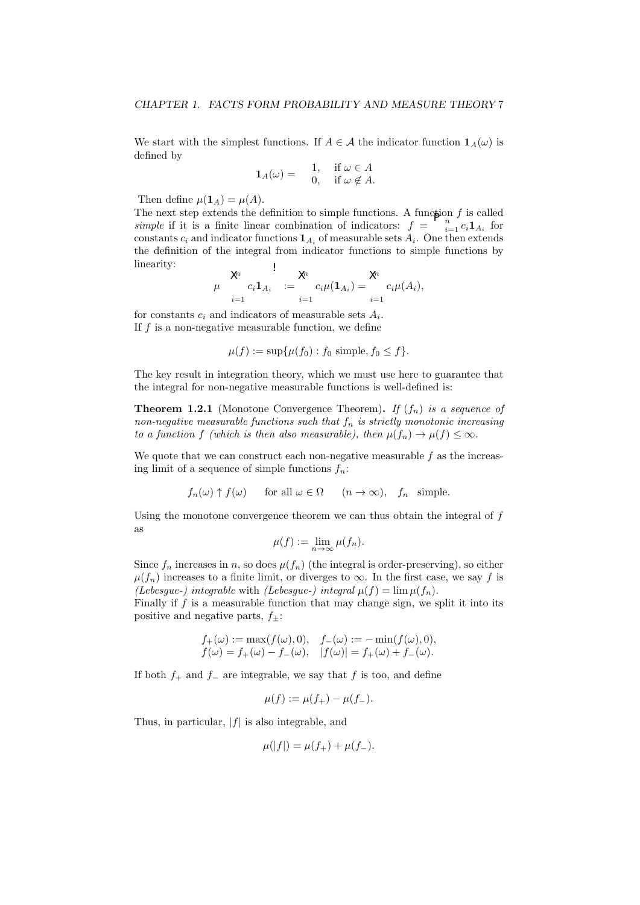We start with the simplest functions. If $A \in \mathcal{A}$ the indicator function $\mathbf{1}_A(\omega)$ is defined by

$$\mathbf{1}_A(\omega) = \begin{cases} 1, & \text{if } \omega \in A \\ 0, & \text{if } \omega \notin A. \end{cases}$$

Then define $\mu(\mathbf{1}_A) = \mu(A)$.
The next step extends the definition to simple functions. A function $f$ is called *simple* if it is a finite linear combination of indicators: $f = \sum_{i=1}^n c_i \mathbf{1}_{A_i}$ for constants $c_i$ and indicator functions $\mathbf{1}_{A_i}$ of measurable sets $A_i$. One then extends the definition of the integral from indicator functions to simple functions by linearity:

$$\mu\left(\sum_{i=1}^n c_i \mathbf{1}_{A_i}\right) := \sum_{i=1}^n c_i \mu(\mathbf{1}_{A_i}) = \sum_{i=1}^n c_i \mu(A_i),$$

for constants $c_i$ and indicators of measurable sets $A_i$.
If $f$ is a non-negative measurable function, we define

$$\mu(f) := \sup\{\mu(f_0) : f_0 \text{ simple}, f_0 \le f\}.$$

The key result in integration theory, which we must use here to guarantee that the integral for non-negative measurable functions is well-defined is:

**Theorem 1.2.1** (Monotone Convergence Theorem)**.** *If $(f_n)$ is a sequence of non-negative measurable functions such that $f_n$ is strictly monotonic increasing to a function $f$ (which is then also measurable), then $\mu(f_n) \to \mu(f) \le \infty$.*

We quote that we can construct each non-negative measurable $f$ as the increasing limit of a sequence of simple functions $f_n$:

$$f_n(\omega) \uparrow f(\omega) \qquad \text{for all } \omega \in \Omega \qquad (n \to \infty), \quad f_n \quad \text{simple}.$$

Using the monotone convergence theorem we can thus obtain the integral of $f$ as

$$\mu(f) := \lim_{n\to\infty} \mu(f_n).$$

Since $f_n$ increases in $n$, so does $\mu(f_n)$ (the integral is order-preserving), so either $\mu(f_n)$ increases to a finite limit, or diverges to $\infty$. In the first case, we say $f$ is *(Lebesgue-) integrable* with *(Lebesgue-) integral* $\mu(f) = \lim \mu(f_n)$.
Finally if $f$ is a measurable function that may change sign, we split it into its positive and negative parts, $f_\pm$:

$$\begin{aligned} f_+(\omega) &:= \max(f(\omega), 0), \quad f_-(\omega) := -\min(f(\omega), 0), \\ f(\omega) &= f_+(\omega) - f_-(\omega), \quad |f(\omega)| = f_+(\omega) + f_-(\omega). \end{aligned}$$

If both $f_+$ and $f_-$ are integrable, we say that $f$ is too, and define

$$\mu(f) := \mu(f_+) - \mu(f_-).$$

Thus, in particular, $|f|$ is also integrable, and

$$\mu(|f|) = \mu(f_+) + \mu(f_-).$$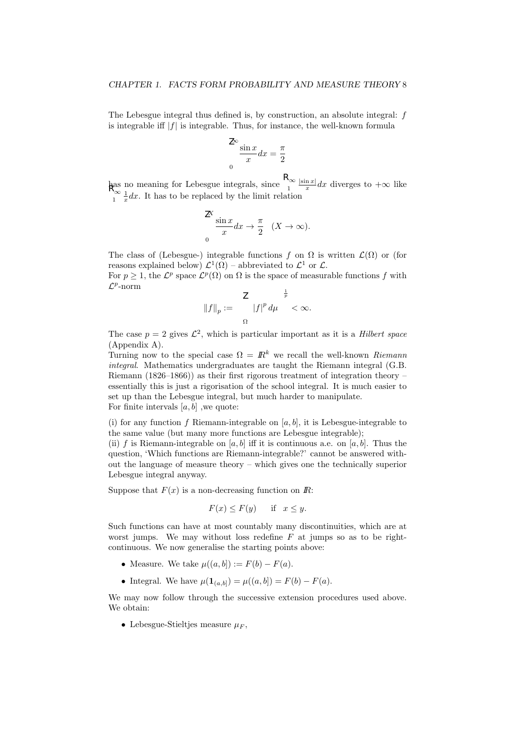The Lebesgue integral thus defined is, by construction, an absolute integral: $f$ is integrable iff $|f|$ is integrable. Thus, for instance, the well-known formula

$$\int_0^\infty \frac{\sin x}{x} dx = \frac{\pi}{2}$$

has no meaning for Lebesgue integrals, since $\int_1^\infty \frac{|\sin x|}{x} dx$ diverges to $+\infty$ like $\int_1^\infty \frac{1}{x} dx$. It has to be replaced by the limit relation

$$\int_0^X \frac{\sin x}{x} dx \to \frac{\pi}{2} \quad (X \to \infty).$$

The class of (Lebesgue-) integrable functions $f$ on $\Omega$ is written $\mathcal{L}(\Omega)$ or (for reasons explained below) $\mathcal{L}^1(\Omega)$ – abbreviated to $\mathcal{L}^1$ or $\mathcal{L}$.
For $p \geq 1$, the $\mathcal{L}^p$ space $\mathcal{L}^p(\Omega)$ on $\Omega$ is the space of measurable functions $f$ with $\mathcal{L}^p$-norm

$$\|f\|_p := \left( \int_\Omega |f|^p \, d\mu \right)^{\frac{1}{p}} < \infty.$$

The case $p = 2$ gives $\mathcal{L}^2$, which is particular important as it is a *Hilbert space* (Appendix A).
Turning now to the special case $\Omega = \mathbb{R}^k$ we recall the well-known *Riemann integral*. Mathematics undergraduates are taught the Riemann integral (G.B. Riemann (1826–1866)) as their first rigorous treatment of integration theory – essentially this is just a rigorisation of the school integral. It is much easier to set up than the Lebesgue integral, but much harder to manipulate.
For finite intervals $[a, b]$ ,we quote:

(i) for any function $f$ Riemann-integrable on $[a, b]$, it is Lebesgue-integrable to the same value (but many more functions are Lebesgue integrable);
(ii) $f$ is Riemann-integrable on $[a, b]$ iff it is continuous a.e. on $[a, b]$. Thus the question, 'Which functions are Riemann-integrable?' cannot be answered without the language of measure theory – which gives one the technically superior Lebesgue integral anyway.

Suppose that $F(x)$ is a non-decreasing function on $\mathbb{R}$:

$$F(x) \leq F(y) \quad \text{if} \quad x \leq y.$$

Such functions can have at most countably many discontinuities, which are at worst jumps. We may without loss redefine $F$ at jumps so as to be right-continuous. We now generalise the starting points above:

- Measure. We take $\mu((a, b]) := F(b) - F(a)$.
- Integral. We have $\mu(\mathbf{1}_{(a,b]}) = \mu((a, b]) = F(b) - F(a)$.

We may now follow through the successive extension procedures used above. We obtain:

- Lebesgue-Stieltjes measure $\mu_F$,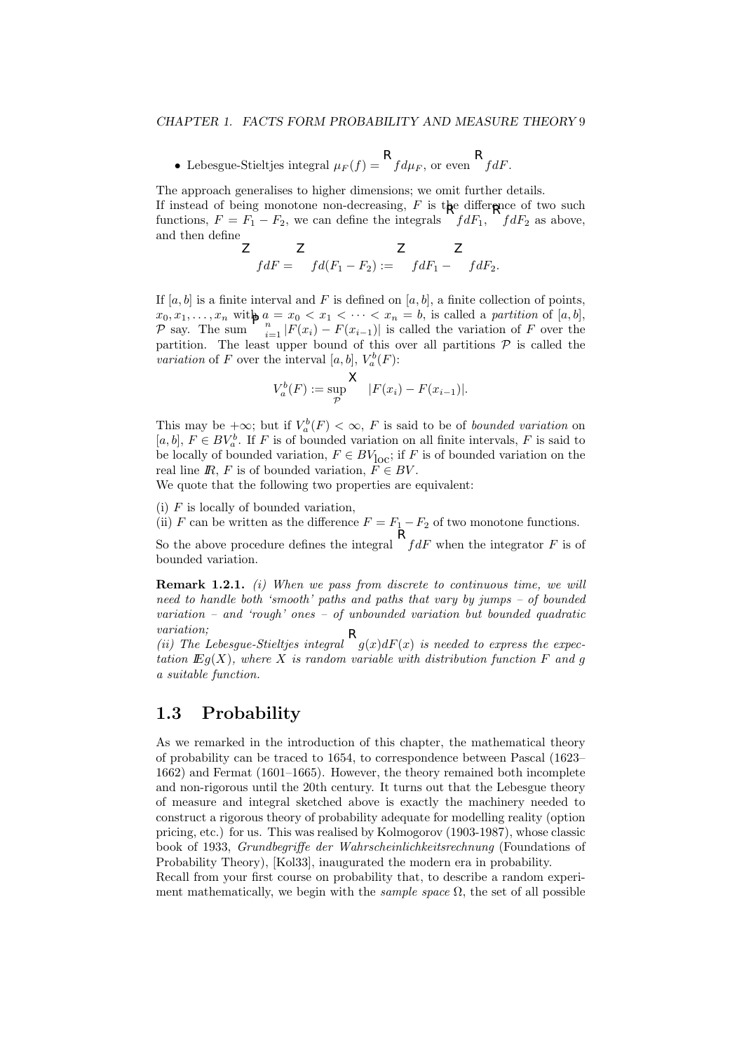- Lebesgue-Stieltjes integral $\mu_F(f) = \int f d\mu_F$, or even $\int f dF$.

The approach generalises to higher dimensions; we omit further details.
If instead of being monotone non-decreasing, $F$ is the difference of two such functions, $F = F_1 - F_2$, we can define the integrals $\int f dF_1$, $\int f dF_2$ as above, and then define

$$\int f dF = \int f d(F_1 - F_2) := \int f dF_1 - \int f dF_2.$$

If $[a, b]$ is a finite interval and $F$ is defined on $[a, b]$, a finite collection of points, $x_0, x_1, \ldots, x_n$ with $a = x_0 < x_1 < \cdots < x_n = b$, is called a *partition* of $[a, b]$, $\mathcal{P}$ say. The sum $\sum_{i=1}^{n} |F(x_i) - F(x_{i-1})|$ is called the variation of $F$ over the partition. The least upper bound of this over all partitions $\mathcal{P}$ is called the *variation* of $F$ over the interval $[a, b]$, $V_a^b(F)$:

$$V_a^b(F) := \sup_{\mathcal{P}} \sum |F(x_i) - F(x_{i-1})|.$$

This may be $+\infty$; but if $V_a^b(F) < \infty$, $F$ is said to be of *bounded variation* on $[a, b]$, $F \in BV_a^b$. If $F$ is of bounded variation on all finite intervals, $F$ is said to be locally of bounded variation, $F \in BV_{\text{loc}}$; if $F$ is of bounded variation on the real line $\mathbb{R}$, $F$ is of bounded variation, $F \in BV$.
We quote that the following two properties are equivalent:

(i) $F$ is locally of bounded variation,
(ii) $F$ can be written as the difference $F = F_1 - F_2$ of two monotone functions.

So the above procedure defines the integral $\int f dF$ when the integrator $F$ is of bounded variation.

**Remark 1.2.1.** *(i) When we pass from discrete to continuous time, we will need to handle both 'smooth' paths and paths that vary by jumps – of bounded variation – and 'rough' ones – of unbounded variation but bounded quadratic variation;*
*(ii) The Lebesgue-Stieltjes integral $\int g(x)dF(x)$ is needed to express the expectation $\mathbb{E}g(X)$, where $X$ is random variable with distribution function $F$ and $g$ a suitable function.*

## 1.3 Probability

As we remarked in the introduction of this chapter, the mathematical theory of probability can be traced to 1654, to correspondence between Pascal (1623–1662) and Fermat (1601–1665). However, the theory remained both incomplete and non-rigorous until the 20th century. It turns out that the Lebesgue theory of measure and integral sketched above is exactly the machinery needed to construct a rigorous theory of probability adequate for modelling reality (option pricing, etc.) for us. This was realised by Kolmogorov (1903-1987), whose classic book of 1933, *Grundbegriffe der Wahrscheinlichkeitsrechnung* (Foundations of Probability Theory), [Kol33], inaugurated the modern era in probability.
Recall from your first course on probability that, to describe a random experiment mathematically, we begin with the *sample space* $\Omega$, the set of all possible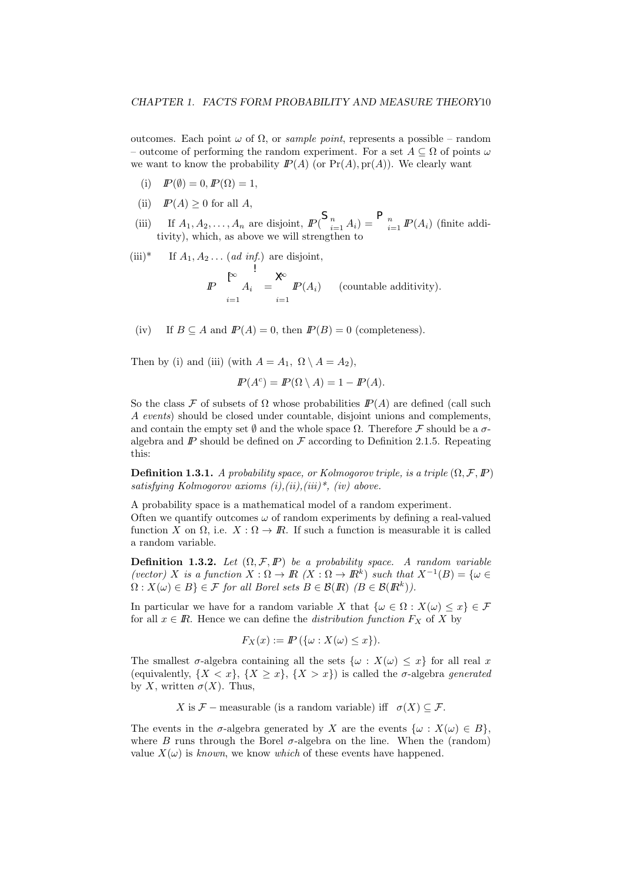outcomes. Each point $\omega$ of $\Omega$, or *sample point*, represents a possible – random – outcome of performing the random experiment. For a set $A \subseteq \Omega$ of points $\omega$ we want to know the probability $I\!P(A)$ (or $\Pr(A), \operatorname{pr}(A)$). We clearly want

(i) $I\!P(\emptyset) = 0, I\!P(\Omega) = 1$,

(ii) $I\!P(A) \geq 0$ for all $A$,

(iii) If $A_1, A_2, \ldots, A_n$ are disjoint, $I\!P(\bigcup_{i=1}^n A_i) = \sum_{i=1}^n I\!P(A_i)$ (finite additivity), which, as above we will strengthen to

(iii)* If $A_1, A_2 \ldots$ (*ad inf.*) are disjoint,

$$I\!P\left(\bigcup_{i=1}^{\infty} A_i\right) = \sum_{i=1}^{\infty} I\!P(A_i) \qquad \text{(countable additivity).}$$

(iv) If $B \subseteq A$ and $I\!P(A) = 0$, then $I\!P(B) = 0$ (completeness).

Then by (i) and (iii) (with $A = A_1,\ \Omega \setminus A = A_2$),

$$I\!P(A^c) = I\!P(\Omega \setminus A) = 1 - I\!P(A).$$

So the class $\mathcal{F}$ of subsets of $\Omega$ whose probabilities $I\!P(A)$ are defined (call such $A$ *events*) should be closed under countable, disjoint unions and complements, and contain the empty set $\emptyset$ and the whole space $\Omega$. Therefore $\mathcal{F}$ should be a $\sigma$-algebra and $I\!P$ should be defined on $\mathcal{F}$ according to Definition 2.1.5. Repeating this:

**Definition 1.3.1.** *A probability space, or Kolmogorov triple, is a triple $(\Omega, \mathcal{F}, I\!P)$ satisfying Kolmogorov axioms (i),(ii),(iii)\*, (iv) above.*

A probability space is a mathematical model of a random experiment.
Often we quantify outcomes $\omega$ of random experiments by defining a real-valued function $X$ on $\Omega$, i.e. $X : \Omega \to I\!R$. If such a function is measurable it is called a random variable.

**Definition 1.3.2.** *Let $(\Omega, \mathcal{F}, I\!P)$ be a probability space. A random variable (vector) $X$ is a function $X : \Omega \to I\!R$ ($X : \Omega \to I\!R^k$) such that $X^{-1}(B) = \{\omega \in \Omega : X(\omega) \in B\} \in \mathcal{F}$ for all Borel sets $B \in \mathcal{B}(I\!R)$ ($B \in \mathcal{B}(I\!R^k)$).*

In particular we have for a random variable $X$ that $\{\omega \in \Omega : X(\omega) \leq x\} \in \mathcal{F}$ for all $x \in I\!R$. Hence we can define the *distribution function* $F_X$ of $X$ by

$$F_X(x) := I\!P\left(\{\omega : X(\omega) \leq x\}\right).$$

The smallest $\sigma$-algebra containing all the sets $\{\omega : X(\omega) \leq x\}$ for all real $x$ (equivalently, $\{X < x\}$, $\{X \geq x\}$, $\{X > x\}$) is called the $\sigma$-algebra *generated* by $X$, written $\sigma(X)$. Thus,

$$X \text{ is } \mathcal{F}-\text{measurable (is a random variable) iff } \quad \sigma(X) \subseteq \mathcal{F}.$$

The events in the $\sigma$-algebra generated by $X$ are the events $\{\omega : X(\omega) \in B\}$, where $B$ runs through the Borel $\sigma$-algebra on the line. When the (random) value $X(\omega)$ is *known*, we know *which* of these events have happened.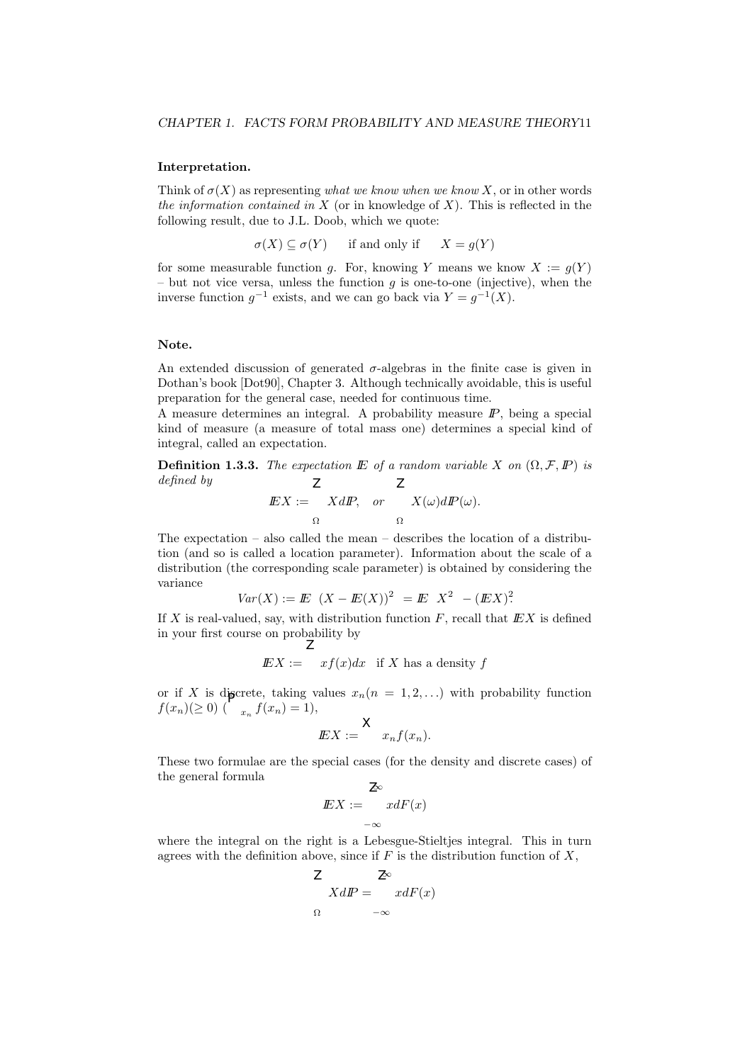**Interpretation.**

Think of $\sigma(X)$ as representing *what we know when we know* $X$, or in other words *the information contained in* $X$ (or in knowledge of $X$). This is reflected in the following result, due to J.L. Doob, which we quote:

$$\sigma(X) \subseteq \sigma(Y) \quad \text{if and only if} \quad X = g(Y)$$

for some measurable function $g$. For, knowing $Y$ means we know $X := g(Y)$ – but not vice versa, unless the function $g$ is one-to-one (injective), when the inverse function $g^{-1}$ exists, and we can go back via $Y = g^{-1}(X)$.

**Note.**

An extended discussion of generated $\sigma$-algebras in the finite case is given in Dothan's book [Dot90], Chapter 3. Although technically avoidable, this is useful preparation for the general case, needed for continuous time.

A measure determines an integral. A probability measure $I\!\!P$, being a special kind of measure (a measure of total mass one) determines a special kind of integral, called an expectation.

**Definition 1.3.3.** *The expectation $I\!\!E$ of a random variable $X$ on $(\Omega, \mathcal{F}, I\!\!P)$ is defined by*

$$I\!\!E X := \int_\Omega X \, dI\!\!P, \quad \text{or} \quad \int_\Omega X(\omega) \, dI\!\!P(\omega).$$

The expectation – also called the mean – describes the location of a distribution (and so is called a location parameter). Information about the scale of a distribution (the corresponding scale parameter) is obtained by considering the variance

$$Var(X) := I\!\!E\left[(X - I\!\!E(X))^2\right] = I\!\!E\left[X^2\right] - (I\!\!E X)^2.$$

If $X$ is real-valued, say, with distribution function $F$, recall that $I\!\!E X$ is defined in your first course on probability by

$$I\!\!E X := \int x f(x) dx \quad \text{if } X \text{ has a density } f$$

or if $X$ is discrete, taking values $x_n (n = 1, 2, \ldots)$ with probability function $f(x_n) (\geq 0)$ $(\sum_{x_n} f(x_n) = 1)$,

$$I\!\!E X := \sum x_n f(x_n).$$

These two formulae are the special cases (for the density and discrete cases) of the general formula

$$I\!\!E X := \int_{-\infty}^{\infty} x dF(x)$$

where the integral on the right is a Lebesgue-Stieltjes integral. This in turn agrees with the definition above, since if $F$ is the distribution function of $X$,

$$\int_\Omega X dI\!\!P = \int_{-\infty}^{\infty} x dF(x)$$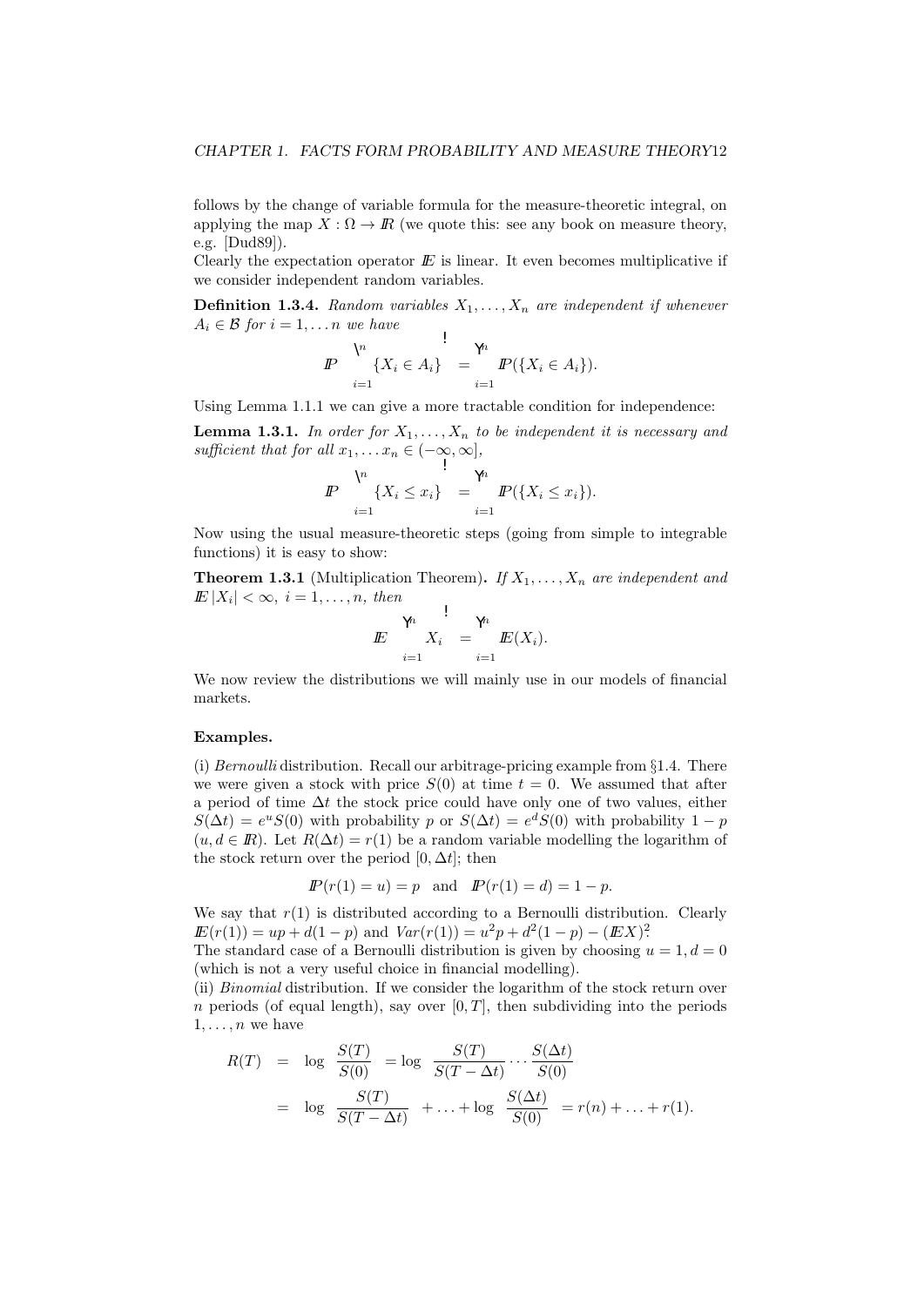follows by the change of variable formula for the measure-theoretic integral, on applying the map $X : \Omega \to I\!R$ (we quote this: see any book on measure theory, e.g. [Dud89]).

Clearly the expectation operator $I\!E$ is linear. It even becomes multiplicative if we consider independent random variables.

**Definition 1.3.4.** *Random variables $X_1, \ldots, X_n$ are independent if whenever $A_i \in \mathcal{B}$ for $i = 1, \ldots n$ we have*

$$I\!P\left(\bigcap_{i=1}^{n} \{X_i \in A_i\}\right) = \prod_{i=1}^{n} I\!P(\{X_i \in A_i\}).$$

Using Lemma 1.1.1 we can give a more tractable condition for independence:

**Lemma 1.3.1.** *In order for $X_1, \ldots, X_n$ to be independent it is necessary and sufficient that for all $x_1, \ldots x_n \in (-\infty, \infty]$,*

$$I\!P\left(\bigcap_{i=1}^{n} \{X_i \le x_i\}\right) = \prod_{i=1}^{n} I\!P(\{X_i \le x_i\}).$$

Now using the usual measure-theoretic steps (going from simple to integrable functions) it is easy to show:

**Theorem 1.3.1** (Multiplication Theorem)**.** *If $X_1, \ldots, X_n$ are independent and $I\!E\,|X_i| < \infty$, $i = 1, \ldots, n$, then*

$$I\!E\left(\prod_{i=1}^{n} X_i\right) = \prod_{i=1}^{n} I\!E(X_i).$$

We now review the distributions we will mainly use in our models of financial markets.

**Examples.**

(i) *Bernoulli* distribution. Recall our arbitrage-pricing example from §1.4. There we were given a stock with price $S(0)$ at time $t = 0$. We assumed that after a period of time $\Delta t$ the stock price could have only one of two values, either $S(\Delta t) = e^u S(0)$ with probability $p$ or $S(\Delta t) = e^d S(0)$ with probability $1 - p$ ($u, d \in I\!R$). Let $R(\Delta t) = r(1)$ be a random variable modelling the logarithm of the stock return over the period $[0, \Delta t]$; then

$$I\!P(r(1) = u) = p \quad \text{and} \quad I\!P(r(1) = d) = 1 - p.$$

We say that $r(1)$ is distributed according to a Bernoulli distribution. Clearly $I\!E(r(1)) = up + d(1-p)$ and $Var(r(1)) = u^2 p + d^2(1-p) - (I\!EX)^2$.

The standard case of a Bernoulli distribution is given by choosing $u = 1, d = 0$ (which is not a very useful choice in financial modelling).

(ii) *Binomial* distribution. If we consider the logarithm of the stock return over $n$ periods (of equal length), say over $[0, T]$, then subdividing into the periods $1, \ldots, n$ we have

$$\begin{aligned}
R(T) &= \log\left(\frac{S(T)}{S(0)}\right) = \log\left(\frac{S(T)}{S(T-\Delta t)} \cdots \frac{S(\Delta t)}{S(0)}\right) \\
&= \log\left(\frac{S(T)}{S(T-\Delta t)}\right) + \ldots + \log\left(\frac{S(\Delta t)}{S(0)}\right) = r(n) + \ldots + r(1).
\end{aligned}$$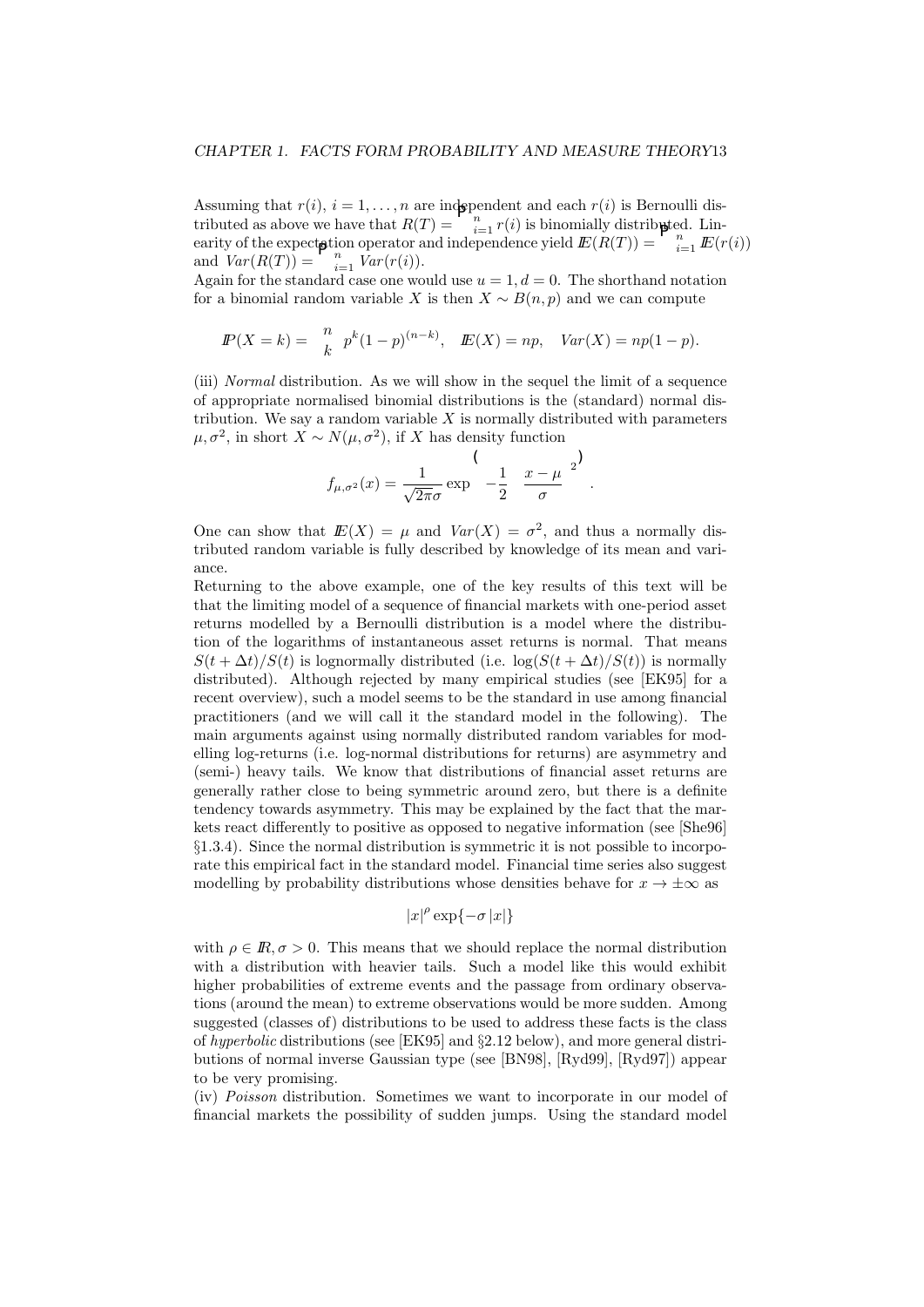Assuming that $r(i)$, $i = 1, \ldots, n$ are independent and each $r(i)$ is Bernoulli distributed as above we have that $R(T) = \sum_{i=1}^{n} r(i)$ is binomially distributed. Linearity of the expectation operator and independence yield $\mathbb{E}(R(T)) = \sum_{i=1}^{n} \mathbb{E}(r(i))$ and $Var(R(T)) = \sum_{i=1}^{n} Var(r(i))$.
Again for the standard case one would use $u = 1, d = 0$. The shorthand notation for a binomial random variable $X$ is then $X \sim B(n, p)$ and we can compute

$$\mathbb{P}(X = k) = \binom{n}{k} p^k (1-p)^{(n-k)}, \quad \mathbb{E}(X) = np, \quad Var(X) = np(1-p).$$

(iii) *Normal* distribution. As we will show in the sequel the limit of a sequence of appropriate normalised binomial distributions is the (standard) normal distribution. We say a random variable $X$ is normally distributed with parameters $\mu, \sigma^2$, in short $X \sim N(\mu, \sigma^2)$, if $X$ has density function

$$f_{\mu,\sigma^2}(x) = \frac{1}{\sqrt{2\pi}\sigma} \exp\left\{ -\frac{1}{2} \left( \frac{x-\mu}{\sigma} \right)^2 \right\}.$$

One can show that $\mathbb{E}(X) = \mu$ and $Var(X) = \sigma^2$, and thus a normally distributed random variable is fully described by knowledge of its mean and variance.
Returning to the above example, one of the key results of this text will be that the limiting model of a sequence of financial markets with one-period asset returns modelled by a Bernoulli distribution is a model where the distribution of the logarithms of instantaneous asset returns is normal. That means $S(t + \Delta t)/S(t)$ is lognormally distributed (i.e. $\log(S(t + \Delta t)/S(t))$ is normally distributed). Although rejected by many empirical studies (see [EK95] for a recent overview), such a model seems to be the standard in use among financial practitioners (and we will call it the standard model in the following). The main arguments against using normally distributed random variables for modelling log-returns (i.e. log-normal distributions for returns) are asymmetry and (semi-) heavy tails. We know that distributions of financial asset returns are generally rather close to being symmetric around zero, but there is a definite tendency towards asymmetry. This may be explained by the fact that the markets react differently to positive as opposed to negative information (see [She96] §1.3.4). Since the normal distribution is symmetric it is not possible to incorporate this empirical fact in the standard model. Financial time series also suggest modelling by probability distributions whose densities behave for $x \to \pm\infty$ as

$$|x|^{\rho} \exp\{-\sigma |x|\}$$

with $\rho \in \mathbb{R}, \sigma > 0$. This means that we should replace the normal distribution with a distribution with heavier tails. Such a model like this would exhibit higher probabilities of extreme events and the passage from ordinary observations (around the mean) to extreme observations would be more sudden. Among suggested (classes of) distributions to be used to address these facts is the class of *hyperbolic* distributions (see [EK95] and §2.12 below), and more general distributions of normal inverse Gaussian type (see [BN98], [Ryd99], [Ryd97]) appear to be very promising.
(iv) *Poisson* distribution. Sometimes we want to incorporate in our model of financial markets the possibility of sudden jumps. Using the standard model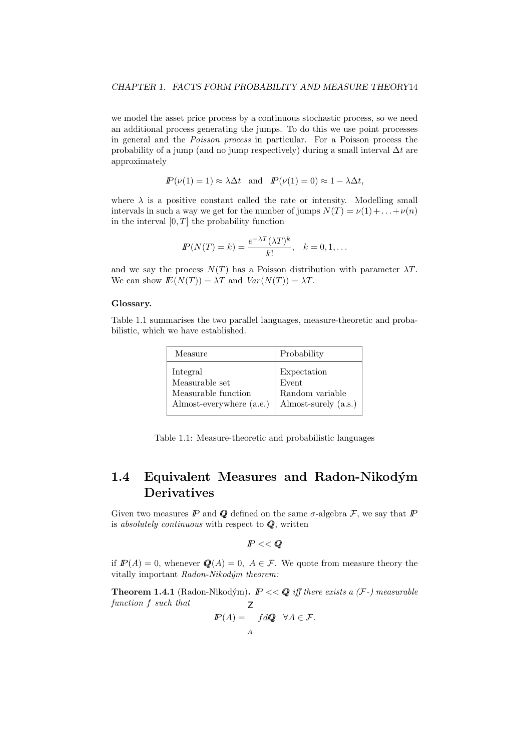we model the asset price process by a continuous stochastic process, so we need an additional process generating the jumps. To do this we use point processes in general and the *Poisson process* in particular. For a Poisson process the probability of a jump (and no jump respectively) during a small interval $\Delta t$ are approximately

$$I\!P(\nu(1) = 1) \approx \lambda \Delta t \quad \text{and} \quad I\!P(\nu(1) = 0) \approx 1 - \lambda \Delta t,$$

where $\lambda$ is a positive constant called the rate or intensity. Modelling small intervals in such a way we get for the number of jumps $N(T) = \nu(1) + \ldots + \nu(n)$ in the interval $[0, T]$ the probability function

$$I\!P(N(T) = k) = \frac{e^{-\lambda T}(\lambda T)^k}{k!}, \quad k = 0, 1, \ldots$$

and we say the process $N(T)$ has a Poisson distribution with parameter $\lambda T$. We can show $I\!E(N(T)) = \lambda T$ and $Var(N(T)) = \lambda T$.

**Glossary.**

Table 1.1 summarises the two parallel languages, measure-theoretic and probabilistic, which we have established.

| Measure | Probability |
|---|---|
| Integral | Expectation |
| Measurable set | Event |
| Measurable function | Random variable |
| Almost-everywhere (a.e.) | Almost-surely (a.s.) |

Table 1.1: Measure-theoretic and probabilistic languages

## 1.4 Equivalent Measures and Radon-Nikodým Derivatives

Given two measures $I\!P$ and $Q\!\!\!Q$ defined on the same $\sigma$-algebra $\mathcal{F}$, we say that $I\!P$ is *absolutely continuous* with respect to $Q\!\!\!Q$, written

$$I\!P << Q\!\!\!Q$$

if $I\!P(A) = 0$, whenever $Q\!\!\!Q(A) = 0$, $A \in \mathcal{F}$. We quote from measure theory the vitally important *Radon-Nikodým theorem:*

**Theorem 1.4.1** (Radon-Nikodým)**.** *$I\!P << Q\!\!\!Q$ iff there exists a ($\mathcal{F}$-) measurable function $f$ such that*

$$I\!P(A) = \int_A f \, dQ\!\!\!Q \quad \forall A \in \mathcal{F}.$$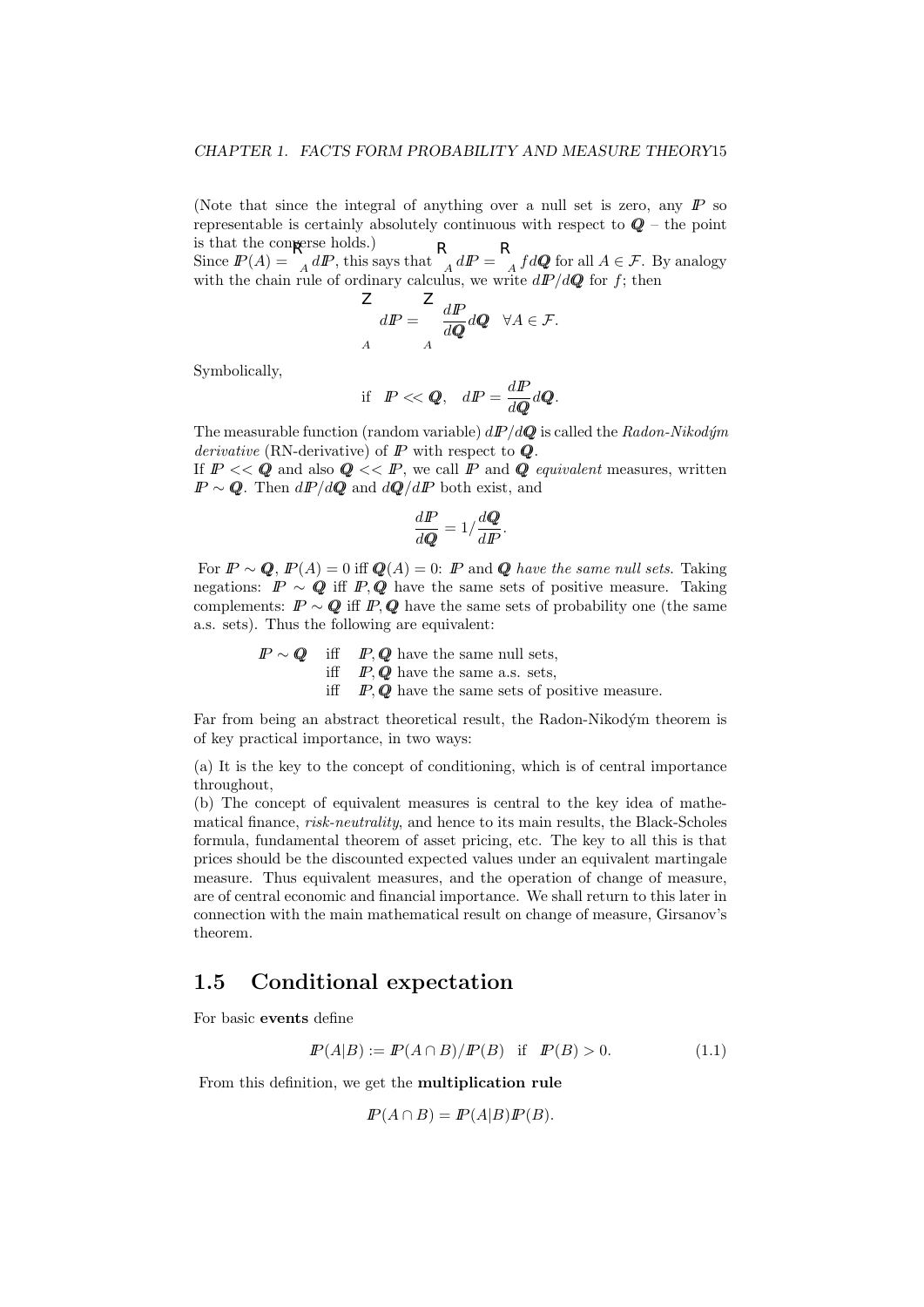(Note that since the integral of anything over a null set is zero, any $I\!P$ so representable is certainly absolutely continuous with respect to $\mathbb{Q}$ – the point is that the converse holds.)
Since $I\!P(A) = \int_A dI\!P$, this says that $\int_A dI\!P = \int_A f d\mathbb{Q}$ for all $A \in \mathcal{F}$. By analogy with the chain rule of ordinary calculus, we write $dI\!P/d\mathbb{Q}$ for $f$; then

$$\int_A dI\!P = \int_A \frac{dI\!P}{d\mathbb{Q}} d\mathbb{Q} \quad \forall A \in \mathcal{F}.$$

Symbolically,

$$\text{if} \quad I\!P << \mathbb{Q}, \quad dI\!P = \frac{dI\!P}{d\mathbb{Q}} d\mathbb{Q}.$$

The measurable function (random variable) $dI\!P/d\mathbb{Q}$ is called the *Radon-Nikodým derivative* (RN-derivative) of $I\!P$ with respect to $\mathbb{Q}$.
If $I\!P << \mathbb{Q}$ and also $\mathbb{Q} << I\!P$, we call $I\!P$ and $\mathbb{Q}$ *equivalent* measures, written $I\!P \sim \mathbb{Q}$. Then $dI\!P/d\mathbb{Q}$ and $d\mathbb{Q}/dI\!P$ both exist, and

$$\frac{dI\!P}{d\mathbb{Q}} = 1/\frac{d\mathbb{Q}}{dI\!P}.$$

For $I\!P \sim \mathbb{Q}$, $I\!P(A) = 0$ iff $\mathbb{Q}(A) = 0$: $I\!P$ and $\mathbb{Q}$ *have the same null sets*. Taking negations: $I\!P \sim \mathbb{Q}$ iff $I\!P, \mathbb{Q}$ have the same sets of positive measure. Taking complements: $I\!P \sim \mathbb{Q}$ iff $I\!P, \mathbb{Q}$ have the same sets of probability one (the same a.s. sets). Thus the following are equivalent:

$$\begin{aligned} I\!P \sim \mathbb{Q} \quad &\text{iff} \quad I\!P, \mathbb{Q} \text{ have the same null sets,} \\ &\text{iff} \quad I\!P, \mathbb{Q} \text{ have the same a.s. sets,} \\ &\text{iff} \quad I\!P, \mathbb{Q} \text{ have the same sets of positive measure.} \end{aligned}$$

Far from being an abstract theoretical result, the Radon-Nikodým theorem is of key practical importance, in two ways:

(a) It is the key to the concept of conditioning, which is of central importance throughout,
(b) The concept of equivalent measures is central to the key idea of mathematical finance, *risk-neutrality*, and hence to its main results, the Black-Scholes formula, fundamental theorem of asset pricing, etc. The key to all this is that prices should be the discounted expected values under an equivalent martingale measure. Thus equivalent measures, and the operation of change of measure, are of central economic and financial importance. We shall return to this later in connection with the main mathematical result on change of measure, Girsanov's theorem.

## 1.5 Conditional expectation

For basic **events** define

$$I\!P(A|B) := I\!P(A \cap B)/I\!P(B) \quad \text{if} \quad I\!P(B) > 0. \tag{1.1}$$

From this definition, we get the **multiplication rule**

$$I\!P(A \cap B) = I\!P(A|B)I\!P(B).$$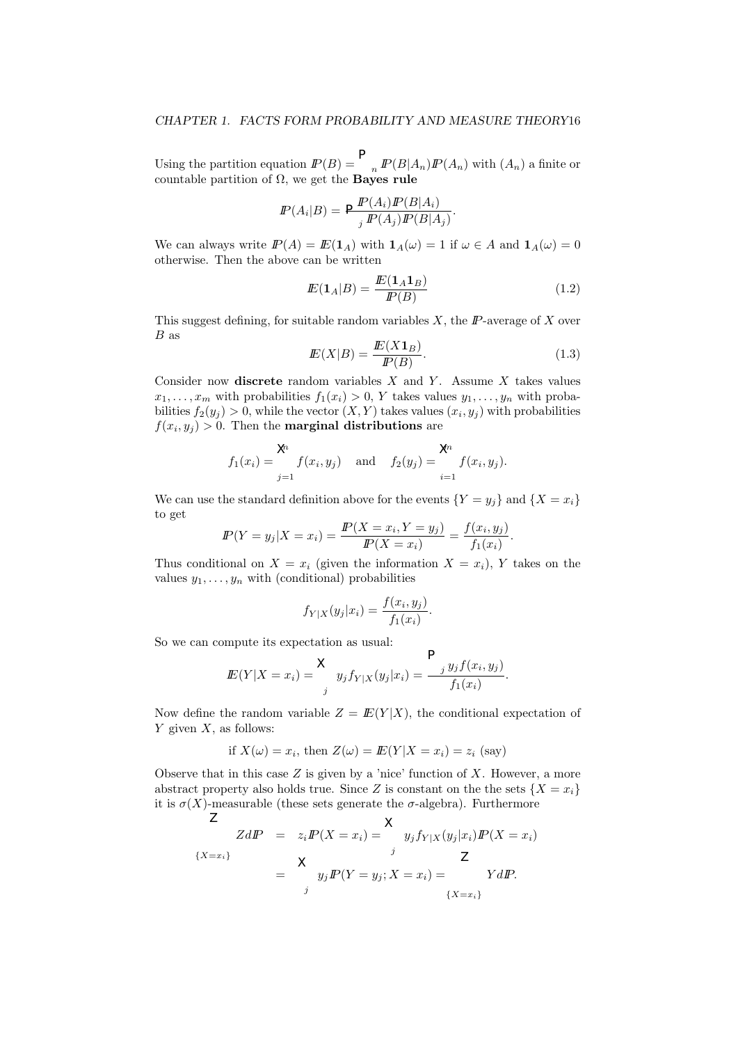Using the partition equation $I\!P(B) = \sum_n I\!P(B|A_n)I\!P(A_n)$ with $(A_n)$ a finite or countable partition of $\Omega$, we get the **Bayes rule**

$$I\!P(A_i|B) = \frac{I\!P(A_i)I\!P(B|A_i)}{\sum_j I\!P(A_j)I\!P(B|A_j)}.$$

We can always write $I\!P(A) = I\!E(\mathbf{1}_A)$ with $\mathbf{1}_A(\omega) = 1$ if $\omega \in A$ and $\mathbf{1}_A(\omega) = 0$ otherwise. Then the above can be written

$$I\!E(\mathbf{1}_A|B) = \frac{I\!E(\mathbf{1}_A \mathbf{1}_B)}{I\!P(B)} \tag{1.2}$$

This suggest defining, for suitable random variables $X$, the $I\!P$-average of $X$ over $B$ as

$$I\!E(X|B) = \frac{I\!E(X\mathbf{1}_B)}{I\!P(B)}. \tag{1.3}$$

Consider now **discrete** random variables $X$ and $Y$. Assume $X$ takes values $x_1, \ldots, x_m$ with probabilities $f_1(x_i) > 0$, $Y$ takes values $y_1, \ldots, y_n$ with probabilities $f_2(y_j) > 0$, while the vector $(X, Y)$ takes values $(x_i, y_j)$ with probabilities $f(x_i, y_j) > 0$. Then the **marginal distributions** are

$$f_1(x_i) = \sum_{j=1}^{n} f(x_i, y_j) \quad \text{and} \quad f_2(y_j) = \sum_{i=1}^{n} f(x_i, y_j).$$

We can use the standard definition above for the events $\{Y = y_j\}$ and $\{X = x_i\}$ to get

$$I\!P(Y = y_j|X = x_i) = \frac{I\!P(X = x_i, Y = y_j)}{I\!P(X = x_i)} = \frac{f(x_i, y_j)}{f_1(x_i)}.$$

Thus conditional on $X = x_i$ (given the information $X = x_i$), $Y$ takes on the values $y_1, \ldots, y_n$ with (conditional) probabilities

$$f_{Y|X}(y_j|x_i) = \frac{f(x_i, y_j)}{f_1(x_i)}.$$

So we can compute its expectation as usual:

$$I\!E(Y|X = x_i) = \sum_j y_j f_{Y|X}(y_j|x_i) = \frac{\sum_j y_j f(x_i, y_j)}{f_1(x_i)}.$$

Now define the random variable $Z = I\!E(Y|X)$, the conditional expectation of $Y$ given $X$, as follows:

$$\text{if } X(\omega) = x_i, \text{ then } Z(\omega) = I\!E(Y|X = x_i) = z_i \text{ (say)}$$

Observe that in this case $Z$ is given by a 'nice' function of $X$. However, a more abstract property also holds true. Since $Z$ is constant on the the sets $\{X = x_i\}$ it is $\sigma(X)$-measurable (these sets generate the $\sigma$-algebra). Furthermore

$$\begin{aligned}
\int_{\{X=x_i\}} Z dI\!P &= z_i I\!P(X = x_i) = \sum_j y_j f_{Y|X}(y_j|x_i) I\!P(X = x_i) \\
&= \sum_j y_j I\!P(Y = y_j; X = x_i) = \int_{\{X=x_i\}} Y dI\!P.
\end{aligned}$$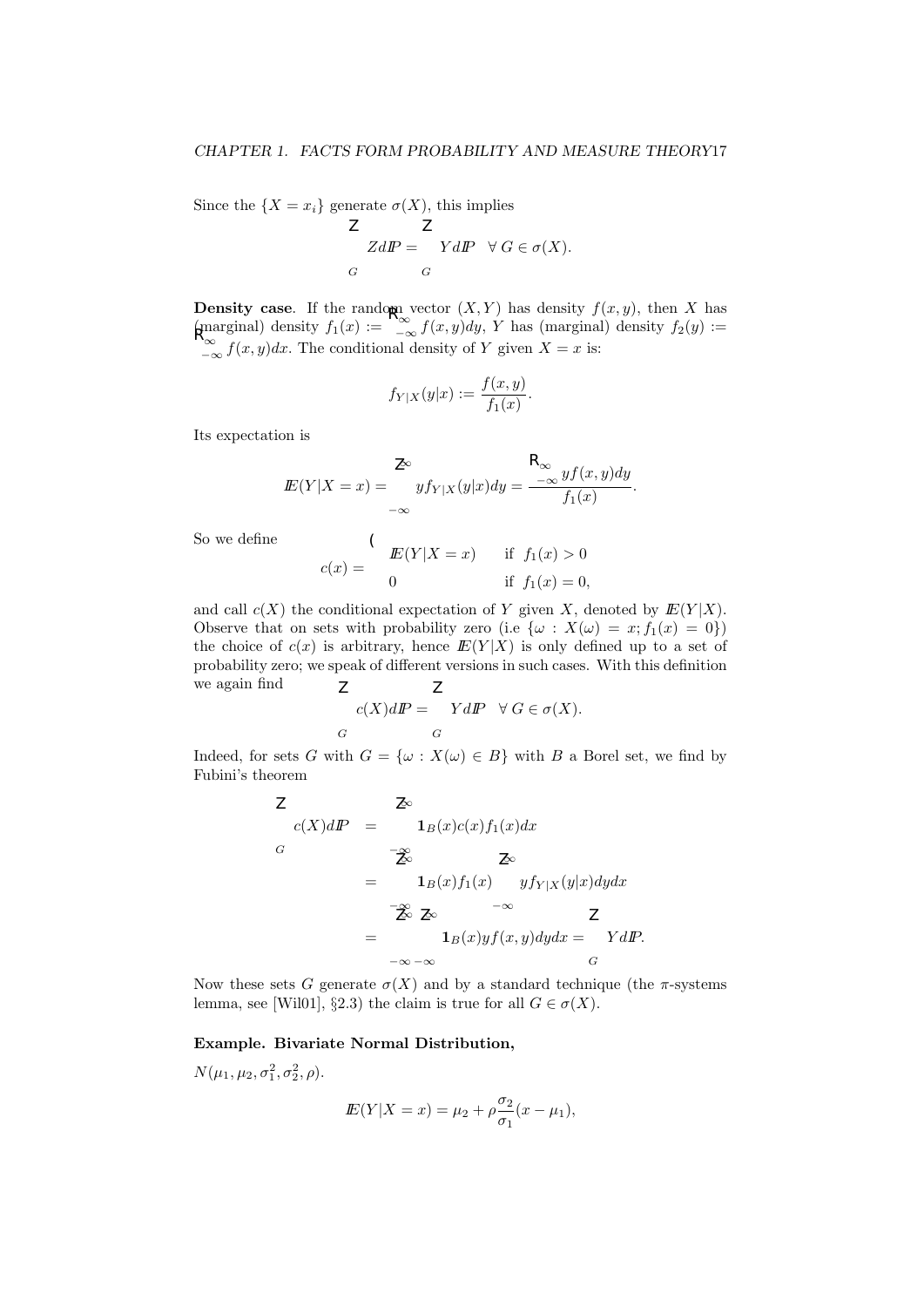Since the $\{X = x_i\}$ generate $\sigma(X)$, this implies

$$\int_G Z d\mathbb{P} = \int_G Y d\mathbb{P} \quad \forall\, G \in \sigma(X).$$

**Density case**. If the random vector $(X, Y)$ has density $f(x, y)$, then $X$ has (marginal) density $f_1(x) := \int_{-\infty}^{\infty} f(x, y)dy$, $Y$ has (marginal) density $f_2(y) := \int_{-\infty}^{\infty} f(x, y)dx$. The conditional density of $Y$ given $X = x$ is:

$$f_{Y|X}(y|x) := \frac{f(x, y)}{f_1(x)}.$$

Its expectation is

$$\mathbb{E}(Y|X = x) = \int_{-\infty}^{\infty} y f_{Y|X}(y|x)dy = \frac{\int_{-\infty}^{\infty} y f(x, y)dy}{f_1(x)}.$$

So we define

$$c(x) = \begin{cases} \mathbb{E}(Y|X = x) & \text{if } f_1(x) > 0 \\ 0 & \text{if } f_1(x) = 0, \end{cases}$$

and call $c(X)$ the conditional expectation of $Y$ given $X$, denoted by $\mathbb{E}(Y|X)$. Observe that on sets with probability zero (i.e $\{\omega : X(\omega) = x; f_1(x) = 0\}$) the choice of $c(x)$ is arbitrary, hence $\mathbb{E}(Y|X)$ is only defined up to a set of probability zero; we speak of different versions in such cases. With this definition we again find

$$\int_G c(X) d\mathbb{P} = \int_G Y d\mathbb{P} \quad \forall\, G \in \sigma(X).$$

Indeed, for sets $G$ with $G = \{\omega : X(\omega) \in B\}$ with $B$ a Borel set, we find by Fubini's theorem

$$\begin{aligned}
\int_G c(X) d\mathbb{P} &= \int_{-\infty}^{\infty} \mathbf{1}_B(x) c(x) f_1(x) dx \\
&= \int_{-\infty}^{\infty} \mathbf{1}_B(x) f_1(x) \int_{-\infty}^{\infty} y f_{Y|X}(y|x) dy dx \\
&= \int_{-\infty}^{\infty} \int_{-\infty}^{\infty} \mathbf{1}_B(x) y f(x, y) dy dx = \int_G Y d\mathbb{P}.
\end{aligned}$$

Now these sets $G$ generate $\sigma(X)$ and by a standard technique (the $\pi$-systems lemma, see [Wil01], §2.3) the claim is true for all $G \in \sigma(X)$.

**Example. Bivariate Normal Distribution,**

$N(\mu_1, \mu_2, \sigma_1^2, \sigma_2^2, \rho)$.

$$\mathbb{E}(Y|X = x) = \mu_2 + \rho \frac{\sigma_2}{\sigma_1}(x - \mu_1),$$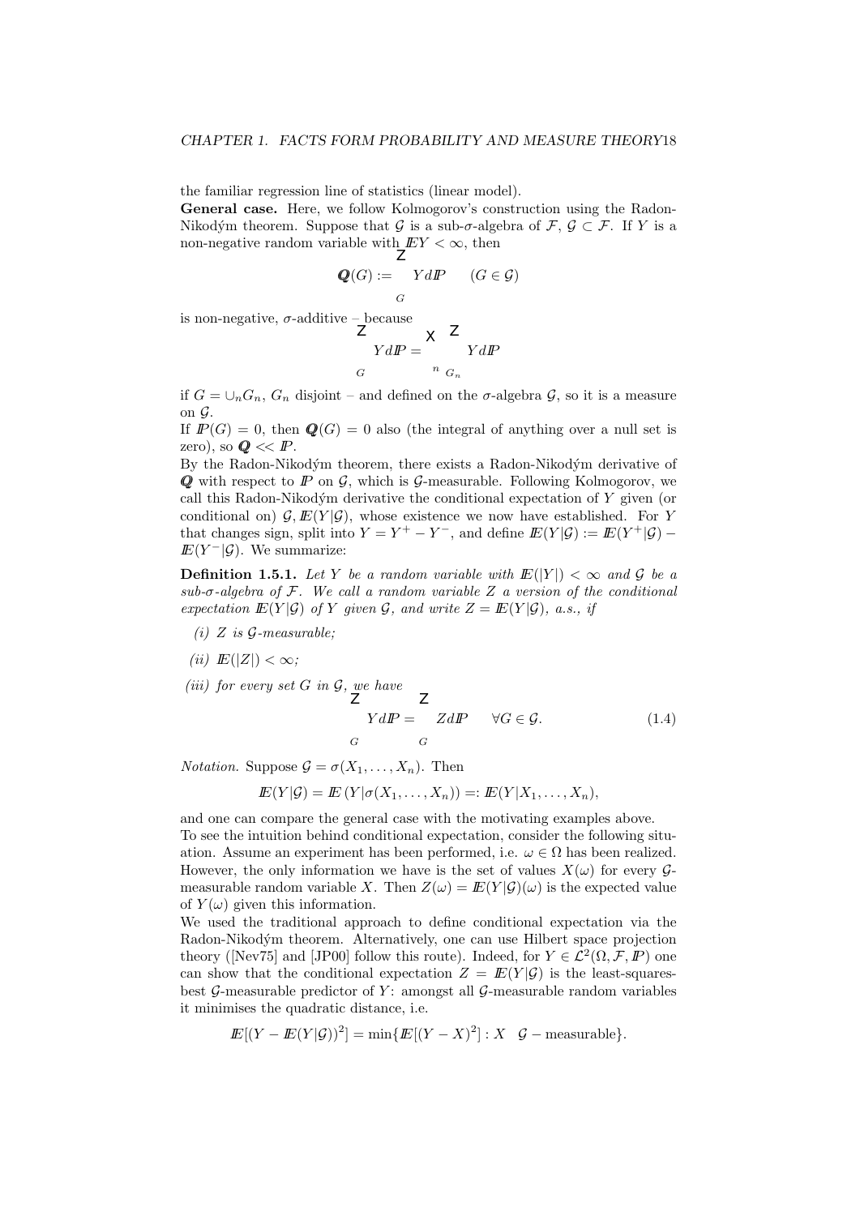the familiar regression line of statistics (linear model).

**General case.** Here, we follow Kolmogorov's construction using the Radon-Nikodým theorem. Suppose that $\mathcal{G}$ is a sub-$\sigma$-algebra of $\mathcal{F}$, $\mathcal{G} \subset \mathcal{F}$. If $Y$ is a non-negative random variable with $\mathbb{E}Y < \infty$, then

$$\mathbb{Q}(G) := \int_G Y d\mathbb{P} \qquad (G \in \mathcal{G})$$

is non-negative, $\sigma$-additive – because

$$\int_G Y d\mathbb{P} = \sum_n \int_{G_n} Y d\mathbb{P}$$

if $G = \cup_n G_n$, $G_n$ disjoint – and defined on the $\sigma$-algebra $\mathcal{G}$, so it is a measure on $\mathcal{G}$.

If $\mathbb{P}(G) = 0$, then $\mathbb{Q}(G) = 0$ also (the integral of anything over a null set is zero), so $\mathbb{Q} << \mathbb{P}$.

By the Radon-Nikodým theorem, there exists a Radon-Nikodým derivative of $\mathbb{Q}$ with respect to $\mathbb{P}$ on $\mathcal{G}$, which is $\mathcal{G}$-measurable. Following Kolmogorov, we call this Radon-Nikodým derivative the conditional expectation of $Y$ given (or conditional on) $\mathcal{G}$, $\mathbb{E}(Y|\mathcal{G})$, whose existence we now have established. For $Y$ that changes sign, split into $Y = Y^+ - Y^-$, and define $\mathbb{E}(Y|\mathcal{G}) := \mathbb{E}(Y^+|\mathcal{G}) - \mathbb{E}(Y^-|\mathcal{G})$. We summarize:

**Definition 1.5.1.** *Let $Y$ be a random variable with $\mathbb{E}(|Y|) < \infty$ and $\mathcal{G}$ be a sub-$\sigma$-algebra of $\mathcal{F}$. We call a random variable $Z$ a version of the conditional expectation $\mathbb{E}(Y|\mathcal{G})$ of $Y$ given $\mathcal{G}$, and write $Z = \mathbb{E}(Y|\mathcal{G})$, a.s., if*

*(i) $Z$ is $\mathcal{G}$-measurable;*

*(ii) $\mathbb{E}(|Z|) < \infty$;*

*(iii) for every set $G$ in $\mathcal{G}$, we have*

$$\int_G Y d\mathbb{P} = \int_G Z d\mathbb{P} \qquad \forall G \in \mathcal{G}. \tag{1.4}$$

*Notation.* Suppose $\mathcal{G} = \sigma(X_1, \dots, X_n)$. Then

$$\mathbb{E}(Y|\mathcal{G}) = \mathbb{E}\left(Y|\sigma(X_1, \dots, X_n)\right) =: \mathbb{E}(Y|X_1, \dots, X_n),$$

and one can compare the general case with the motivating examples above.

To see the intuition behind conditional expectation, consider the following situation. Assume an experiment has been performed, i.e. $\omega \in \Omega$ has been realized. However, the only information we have is the set of values $X(\omega)$ for every $\mathcal{G}$-measurable random variable $X$. Then $Z(\omega) = \mathbb{E}(Y|\mathcal{G})(\omega)$ is the expected value of $Y(\omega)$ given this information.

We used the traditional approach to define conditional expectation via the Radon-Nikodým theorem. Alternatively, one can use Hilbert space projection theory ([Nev75] and [JP00] follow this route). Indeed, for $Y \in \mathcal{L}^2(\Omega, \mathcal{F}, \mathbb{P})$ one can show that the conditional expectation $Z = \mathbb{E}(Y|\mathcal{G})$ is the least-squares-best $\mathcal{G}$-measurable predictor of $Y$: amongst all $\mathcal{G}$-measurable random variables it minimises the quadratic distance, i.e.

$$\mathbb{E}[(Y - \mathbb{E}(Y|\mathcal{G}))^2] = \min\{\mathbb{E}[(Y - X)^2] : X \quad \mathcal{G}-\text{measurable}\}.$$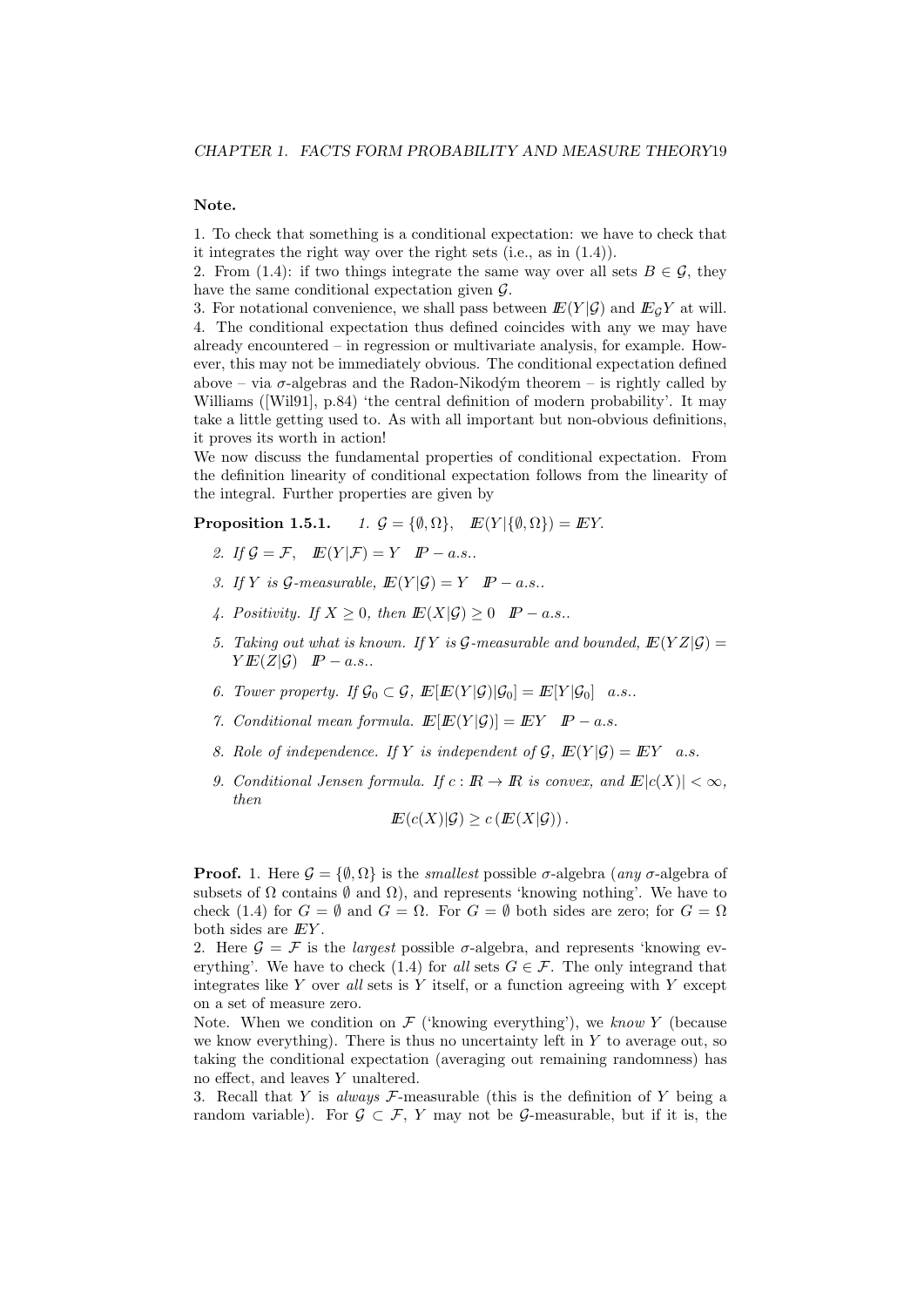**Note.**

1. To check that something is a conditional expectation: we have to check that it integrates the right way over the right sets (i.e., as in (1.4)).
2. From (1.4): if two things integrate the same way over all sets $B \in \mathcal{G}$, they have the same conditional expectation given $\mathcal{G}$.
3. For notational convenience, we shall pass between $\mathbb{E}(Y|\mathcal{G})$ and $\mathbb{E}_{\mathcal{G}}Y$ at will.
4. The conditional expectation thus defined coincides with any we may have already encountered – in regression or multivariate analysis, for example. However, this may not be immediately obvious. The conditional expectation defined above – via $\sigma$-algebras and the Radon-Nikodým theorem – is rightly called by Williams ([Wil91], p.84) 'the central definition of modern probability'. It may take a little getting used to. As with all important but non-obvious definitions, it proves its worth in action!

We now discuss the fundamental properties of conditional expectation. From the definition linearity of conditional expectation follows from the linearity of the integral. Further properties are given by

**Proposition 1.5.1.** *1.* $\mathcal{G} = \{\emptyset, \Omega\}$, $\quad \mathbb{E}(Y|\{\emptyset, \Omega\}) = \mathbb{E}Y$.

2. *If* $\mathcal{G} = \mathcal{F}$, $\quad \mathbb{E}(Y|\mathcal{F}) = Y \quad \mathbb{P} - a.s.$.
3. *If* $Y$ *is* $\mathcal{G}$*-measurable,* $\mathbb{E}(Y|\mathcal{G}) = Y \quad \mathbb{P} - a.s.$.
4. *Positivity. If* $X \geq 0$*, then* $\mathbb{E}(X|\mathcal{G}) \geq 0 \quad \mathbb{P} - a.s.$.
5. *Taking out what is known. If* $Y$ *is* $\mathcal{G}$*-measurable and bounded,* $\mathbb{E}(YZ|\mathcal{G}) = Y\mathbb{E}(Z|\mathcal{G}) \quad \mathbb{P} - a.s.$.
6. *Tower property. If* $\mathcal{G}_0 \subset \mathcal{G}$*,* $\mathbb{E}[\mathbb{E}(Y|\mathcal{G})|\mathcal{G}_0] = \mathbb{E}[Y|\mathcal{G}_0] \quad a.s.$.
7. *Conditional mean formula.* $\mathbb{E}[\mathbb{E}(Y|\mathcal{G})] = \mathbb{E}Y \quad \mathbb{P} - a.s.$
8. *Role of independence. If* $Y$ *is independent of* $\mathcal{G}$*,* $\mathbb{E}(Y|\mathcal{G}) = \mathbb{E}Y \quad a.s.$
9. *Conditional Jensen formula. If* $c : \mathbb{R} \to \mathbb{R}$ *is convex, and* $\mathbb{E}|c(X)| < \infty$*, then*

$$\mathbb{E}(c(X)|\mathcal{G}) \geq c\left(\mathbb{E}(X|\mathcal{G})\right).$$

**Proof.** 1. Here $\mathcal{G} = \{\emptyset, \Omega\}$ is the *smallest* possible $\sigma$-algebra (*any* $\sigma$-algebra of subsets of $\Omega$ contains $\emptyset$ and $\Omega$), and represents 'knowing nothing'. We have to check (1.4) for $G = \emptyset$ and $G = \Omega$. For $G = \emptyset$ both sides are zero; for $G = \Omega$ both sides are $\mathbb{E}Y$.

2. Here $\mathcal{G} = \mathcal{F}$ is the *largest* possible $\sigma$-algebra, and represents 'knowing everything'. We have to check (1.4) for *all* sets $G \in \mathcal{F}$. The only integrand that integrates like $Y$ over *all* sets is $Y$ itself, or a function agreeing with $Y$ except on a set of measure zero.

Note. When we condition on $\mathcal{F}$ ('knowing everything'), we *know* $Y$ (because we know everything). There is thus no uncertainty left in $Y$ to average out, so taking the conditional expectation (averaging out remaining randomness) has no effect, and leaves $Y$ unaltered.

3. Recall that $Y$ is *always* $\mathcal{F}$-measurable (this is the definition of $Y$ being a random variable). For $\mathcal{G} \subset \mathcal{F}$, $Y$ may not be $\mathcal{G}$-measurable, but if it is, the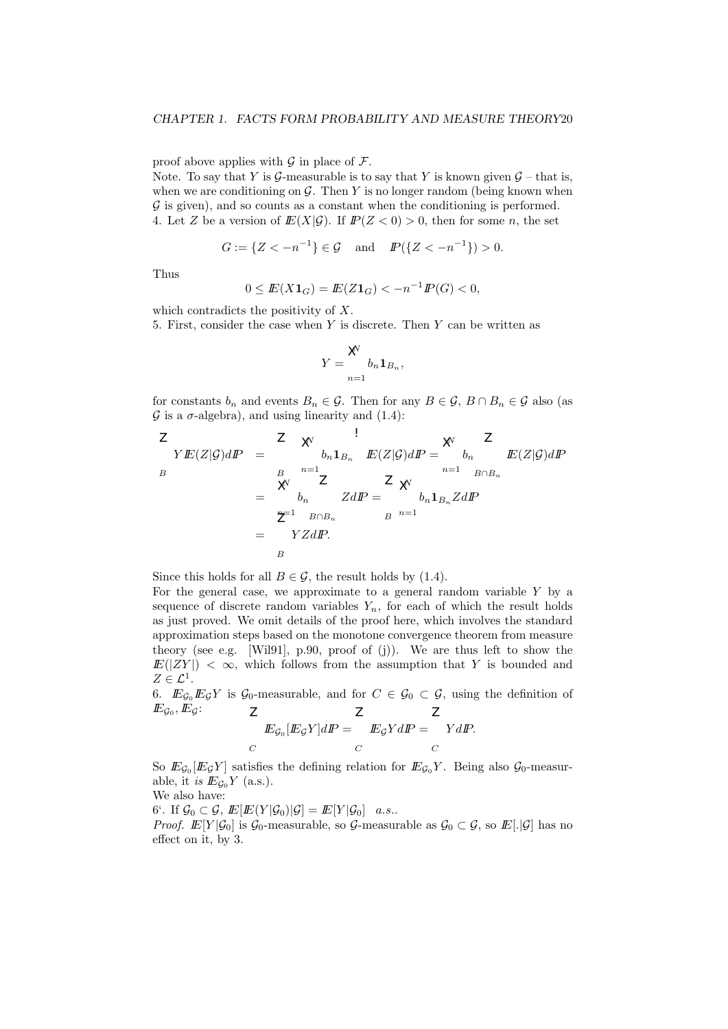proof above applies with $\mathcal{G}$ in place of $\mathcal{F}$.
Note. To say that $Y$ is $\mathcal{G}$-measurable is to say that $Y$ is known given $\mathcal{G}$ – that is, when we are conditioning on $\mathcal{G}$. Then $Y$ is no longer random (being known when $\mathcal{G}$ is given), and so counts as a constant when the conditioning is performed.
4. Let $Z$ be a version of $I\!E(X|\mathcal{G})$. If $I\!P(Z<0)>0$, then for some $n$, the set

$$G := \{Z < -n^{-1}\} \in \mathcal{G} \quad \text{and} \quad I\!P(\{Z < -n^{-1}\}) > 0.$$

Thus

$$0 \le I\!E(X\mathbf{1}_G) = I\!E(Z\mathbf{1}_G) < -n^{-1} I\!P(G) < 0,$$

which contradicts the positivity of $X$.
5. First, consider the case when $Y$ is discrete. Then $Y$ can be written as

$$Y = \sum_{n=1}^{N} b_n \mathbf{1}_{B_n},$$

for constants $b_n$ and events $B_n \in \mathcal{G}$. Then for any $B \in \mathcal{G}$, $B \cap B_n \in \mathcal{G}$ also (as $\mathcal{G}$ is a $\sigma$-algebra), and using linearity and (1.4):

$$\begin{aligned}
\int_B Y I\!E(Z|\mathcal{G}) dI\!P &= \int_B \left( \sum_{n=1}^{N} b_n \mathbf{1}_{B_n} \right) I\!E(Z|\mathcal{G}) dI\!P = \sum_{n=1}^{N} b_n \int_{B\cap B_n} I\!E(Z|\mathcal{G}) dI\!P \\
&= \sum_{n=1}^{N} b_n \int_{B\cap B_n} Z dI\!P = \int_B \sum_{n=1}^{N} b_n \mathbf{1}_{B_n} Z dI\!P \\
&= \int_B Y Z dI\!P.
\end{aligned}$$

Since this holds for all $B \in \mathcal{G}$, the result holds by (1.4).
For the general case, we approximate to a general random variable $Y$ by a sequence of discrete random variables $Y_n$, for each of which the result holds as just proved. We omit details of the proof here, which involves the standard approximation steps based on the monotone convergence theorem from measure theory (see e.g. [Wil91], p.90, proof of (j)). We are thus left to show the $I\!E(|ZY|) < \infty$, which follows from the assumption that $Y$ is bounded and $Z \in \mathcal{L}^1$.
6. $I\!E_{\mathcal{G}_0} I\!E_{\mathcal{G}} Y$ is $\mathcal{G}_0$-measurable, and for $C \in \mathcal{G}_0 \subset \mathcal{G}$, using the definition of $I\!E_{\mathcal{G}_0}, I\!E_{\mathcal{G}}$:

$$\int_C I\!E_{\mathcal{G}_0}[I\!E_{\mathcal{G}} Y] dI\!P = \int_C I\!E_{\mathcal{G}} Y dI\!P = \int_C Y dI\!P.$$

So $I\!E_{\mathcal{G}_0}[I\!E_{\mathcal{G}} Y]$ satisfies the defining relation for $I\!E_{\mathcal{G}_0} Y$. Being also $\mathcal{G}_0$-measurable, it *is* $I\!E_{\mathcal{G}_0} Y$ (a.s.).
We also have:
6‘. If $\mathcal{G}_0 \subset \mathcal{G}$, $I\!E[I\!E(Y|\mathcal{G}_0)|\mathcal{G}] = I\!E[Y|\mathcal{G}_0]$ *a.s.*.
*Proof.* $I\!E[Y|\mathcal{G}_0]$ is $\mathcal{G}_0$-measurable, so $\mathcal{G}$-measurable as $\mathcal{G}_0 \subset \mathcal{G}$, so $I\!E[.|\mathcal{G}]$ has no effect on it, by 3.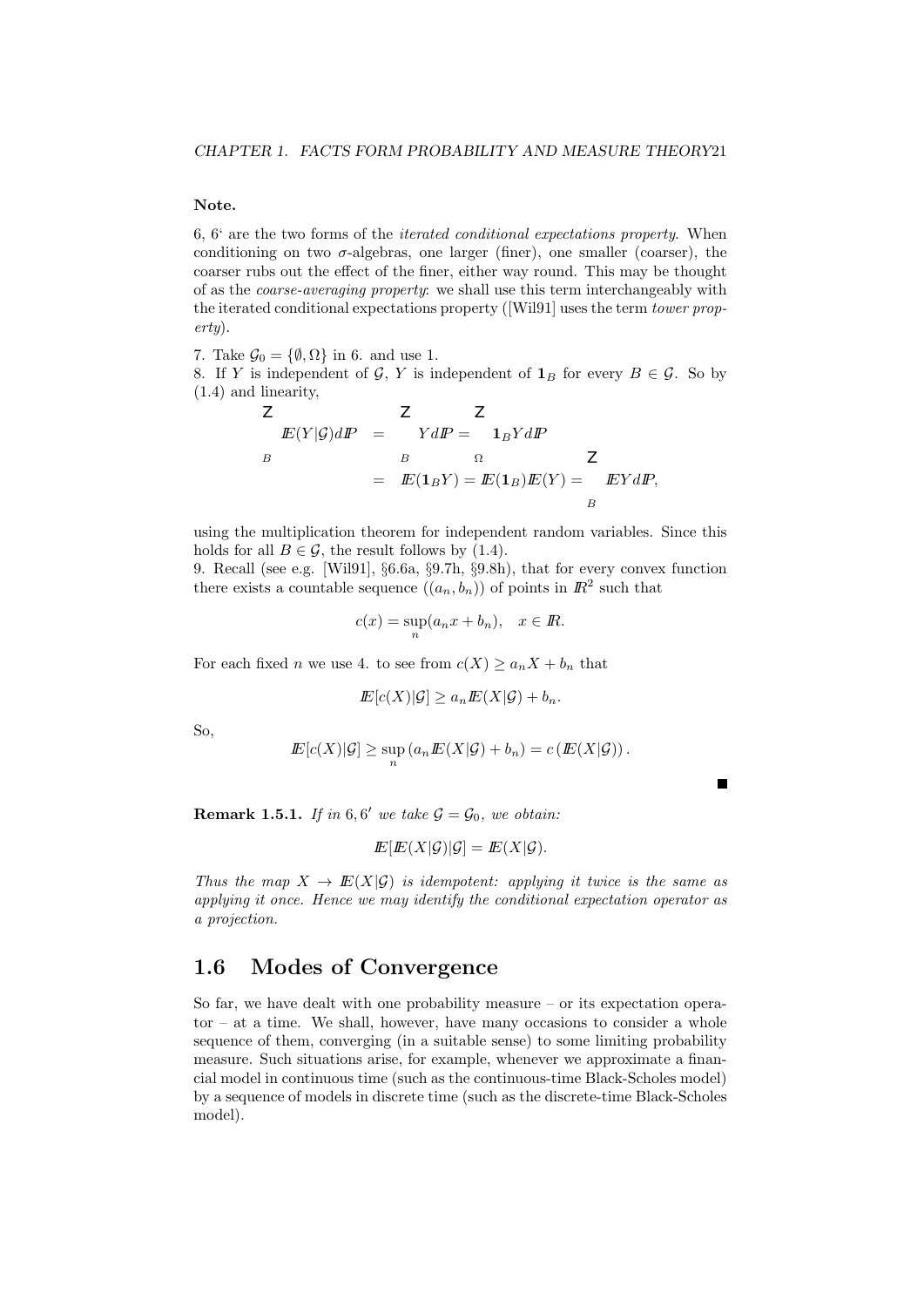**Note.**

6, 6' are the two forms of the *iterated conditional expectations property*. When conditioning on two $\sigma$-algebras, one larger (finer), one smaller (coarser), the coarser rubs out the effect of the finer, either way round. This may be thought of as the *coarse-averaging property*: we shall use this term interchangeably with the iterated conditional expectations property ([Wil91] uses the term *tower property*).

7. Take $\mathcal{G}_0 = \{\emptyset, \Omega\}$ in 6. and use 1.
8. If $Y$ is independent of $\mathcal{G}$, $Y$ is independent of $\mathbf{1}_B$ for every $B \in \mathcal{G}$. So by (1.4) and linearity,

$$
\begin{aligned}
\int_B \mathbb{E}(Y|\mathcal{G}) d\mathbb{P} &= \int_B Y d\mathbb{P} = \int_\Omega \mathbf{1}_B Y d\mathbb{P} \\
&= \mathbb{E}(\mathbf{1}_B Y) = \mathbb{E}(\mathbf{1}_B)\mathbb{E}(Y) = \int_B \mathbb{E}Y \, d\mathbb{P},
\end{aligned}
$$

using the multiplication theorem for independent random variables. Since this holds for all $B \in \mathcal{G}$, the result follows by (1.4).
9. Recall (see e.g. [Wil91], §6.6a, §9.7h, §9.8h), that for every convex function there exists a countable sequence $((a_n, b_n))$ of points in $\mathbb{R}^2$ such that

$$
c(x) = \sup_n (a_n x + b_n), \quad x \in \mathbb{R}.
$$

For each fixed $n$ we use 4. to see from $c(X) \geq a_n X + b_n$ that

$$
\mathbb{E}[c(X)|\mathcal{G}] \geq a_n \mathbb{E}(X|\mathcal{G}) + b_n.
$$

So,

$$
\mathbb{E}[c(X)|\mathcal{G}] \geq \sup_n \left(a_n \mathbb{E}(X|\mathcal{G}) + b_n\right) = c\left(\mathbb{E}(X|\mathcal{G})\right).
$$

■

**Remark 1.5.1.** *If in $6, 6'$ we take $\mathcal{G} = \mathcal{G}_0$, we obtain:*

$$
\mathbb{E}[\mathbb{E}(X|\mathcal{G})|\mathcal{G}] = \mathbb{E}(X|\mathcal{G}).
$$

*Thus the map $X \to \mathbb{E}(X|\mathcal{G})$ is idempotent: applying it twice is the same as applying it once. Hence we may identify the conditional expectation operator as a projection.*

## 1.6 Modes of Convergence

So far, we have dealt with one probability measure – or its expectation operator – at a time. We shall, however, have many occasions to consider a whole sequence of them, converging (in a suitable sense) to some limiting probability measure. Such situations arise, for example, whenever we approximate a financial model in continuous time (such as the continuous-time Black-Scholes model) by a sequence of models in discrete time (such as the discrete-time Black-Scholes model).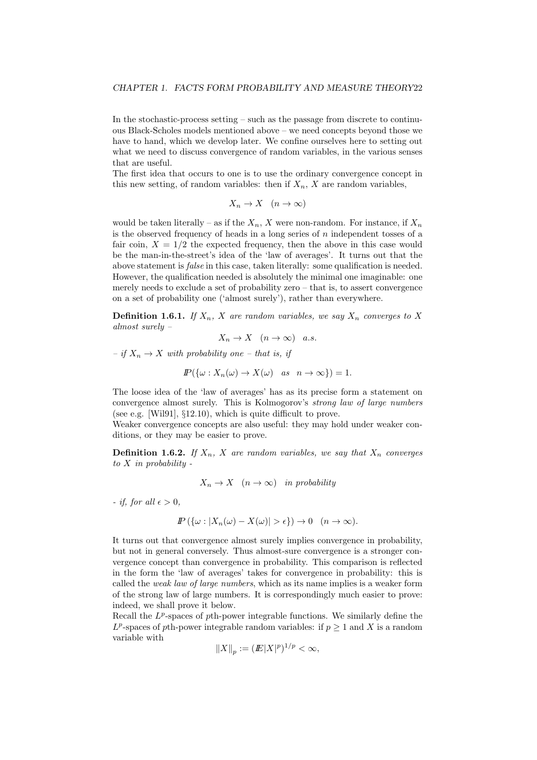In the stochastic-process setting – such as the passage from discrete to continuous Black-Scholes models mentioned above – we need concepts beyond those we have to hand, which we develop later. We confine ourselves here to setting out what we need to discuss convergence of random variables, in the various senses that are useful.

The first idea that occurs to one is to use the ordinary convergence concept in this new setting, of random variables: then if $X_n$, $X$ are random variables,

$$X_n \to X \quad (n \to \infty)$$

would be taken literally – as if the $X_n$, $X$ were non-random. For instance, if $X_n$ is the observed frequency of heads in a long series of $n$ independent tosses of a fair coin, $X = 1/2$ the expected frequency, then the above in this case would be the man-in-the-street's idea of the 'law of averages'. It turns out that the above statement is *false* in this case, taken literally: some qualification is needed. However, the qualification needed is absolutely the minimal one imaginable: one merely needs to exclude a set of probability zero – that is, to assert convergence on a set of probability one ('almost surely'), rather than everywhere.

**Definition 1.6.1.** *If $X_n$, $X$ are random variables, we say $X_n$ converges to $X$ almost surely –*

$$X_n \to X \quad (n \to \infty) \quad a.s.$$

*– if $X_n \to X$ with probability one – that is, if*

$$I\!P(\{\omega : X_n(\omega) \to X(\omega) \quad as \quad n \to \infty\}) = 1.$$

The loose idea of the 'law of averages' has as its precise form a statement on convergence almost surely. This is Kolmogorov's *strong law of large numbers* (see e.g. [Wil91], §12.10), which is quite difficult to prove.

Weaker convergence concepts are also useful: they may hold under weaker conditions, or they may be easier to prove.

**Definition 1.6.2.** *If $X_n$, $X$ are random variables, we say that $X_n$ converges to $X$ in probability -*

$$X_n \to X \quad (n \to \infty) \quad in\ probability$$

*- if, for all $\epsilon > 0$,*

$$I\!P\left(\{\omega : |X_n(\omega) - X(\omega)| > \epsilon\}\right) \to 0 \quad (n \to \infty).$$

It turns out that convergence almost surely implies convergence in probability, but not in general conversely. Thus almost-sure convergence is a stronger convergence concept than convergence in probability. This comparison is reflected in the form the 'law of averages' takes for convergence in probability: this is called the *weak law of large numbers*, which as its name implies is a weaker form of the strong law of large numbers. It is correspondingly much easier to prove: indeed, we shall prove it below.

Recall the $L^p$-spaces of $p$th-power integrable functions. We similarly define the $L^p$-spaces of $p$th-power integrable random variables: if $p \geq 1$ and $X$ is a random variable with

$$\|X\|_p := (I\!E|X|^p)^{1/p} < \infty,$$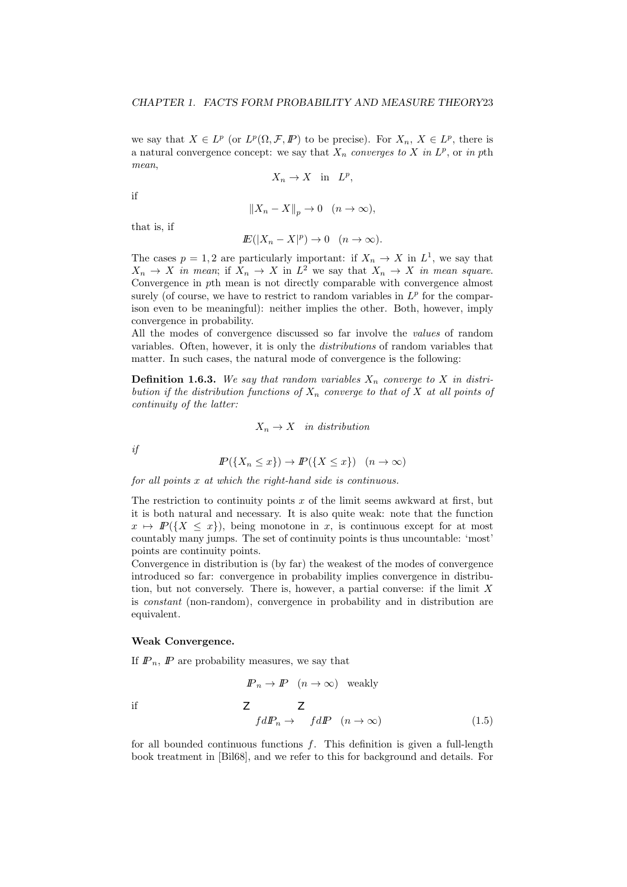we say that $X \in L^p$ (or $L^p(\Omega, \mathcal{F}, I\!P)$ to be precise). For $X_n$, $X \in L^p$, there is a natural convergence concept: we say that $X_n$ *converges to* $X$ *in* $L^p$, or *in* $p$th *mean*,

$$X_n \to X \quad \text{in} \quad L^p,$$

if

$$\|X_n - X\|_p \to 0 \quad (n \to \infty),$$

that is, if

$$I\!E(|X_n - X|^p) \to 0 \quad (n \to \infty).$$

The cases $p = 1, 2$ are particularly important: if $X_n \to X$ in $L^1$, we say that $X_n \to X$ *in mean*; if $X_n \to X$ in $L^2$ we say that $X_n \to X$ *in mean square*. Convergence in $p$th mean is not directly comparable with convergence almost surely (of course, we have to restrict to random variables in $L^p$ for the comparison even to be meaningful): neither implies the other. Both, however, imply convergence in probability.
All the modes of convergence discussed so far involve the *values* of random variables. Often, however, it is only the *distributions* of random variables that matter. In such cases, the natural mode of convergence is the following:

**Definition 1.6.3.** *We say that random variables $X_n$ converge to $X$ in distribution if the distribution functions of $X_n$ converge to that of $X$ at all points of continuity of the latter:*

$$X_n \to X \quad \textit{in distribution}$$

*if*

$$I\!P(\{X_n \le x\}) \to I\!P(\{X \le x\}) \quad (n \to \infty)$$

*for all points $x$ at which the right-hand side is continuous.*

The restriction to continuity points $x$ of the limit seems awkward at first, but it is both natural and necessary. It is also quite weak: note that the function $x \mapsto I\!P(\{X \le x\})$, being monotone in $x$, is continuous except for at most countably many jumps. The set of continuity points is thus uncountable: 'most' points are continuity points.
Convergence in distribution is (by far) the weakest of the modes of convergence introduced so far: convergence in probability implies convergence in distribution, but not conversely. There is, however, a partial converse: if the limit $X$ is *constant* (non-random), convergence in probability and in distribution are equivalent.

**Weak Convergence.**

If $I\!P_n$, $I\!P$ are probability measures, we say that

$$I\!P_n \to I\!P \quad (n \to \infty) \quad \text{weakly}$$

if

$$\int f dI\!P_n \to \int f dI\!P \quad (n \to \infty) \tag{1.5}$$

for all bounded continuous functions $f$. This definition is given a full-length book treatment in [Bil68], and we refer to this for background and details. For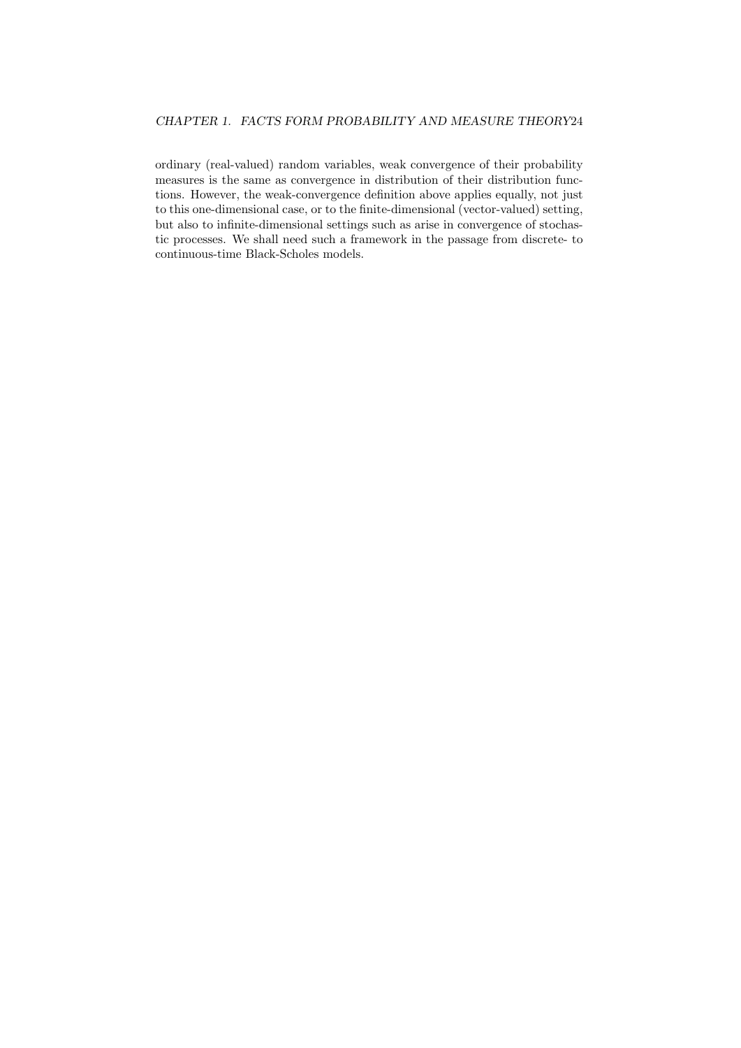ordinary (real-valued) random variables, weak convergence of their probability measures is the same as convergence in distribution of their distribution functions. However, the weak-convergence definition above applies equally, not just to this one-dimensional case, or to the finite-dimensional (vector-valued) setting, but also to infinite-dimensional settings such as arise in convergence of stochastic processes. We shall need such a framework in the passage from discrete- to continuous-time Black-Scholes models.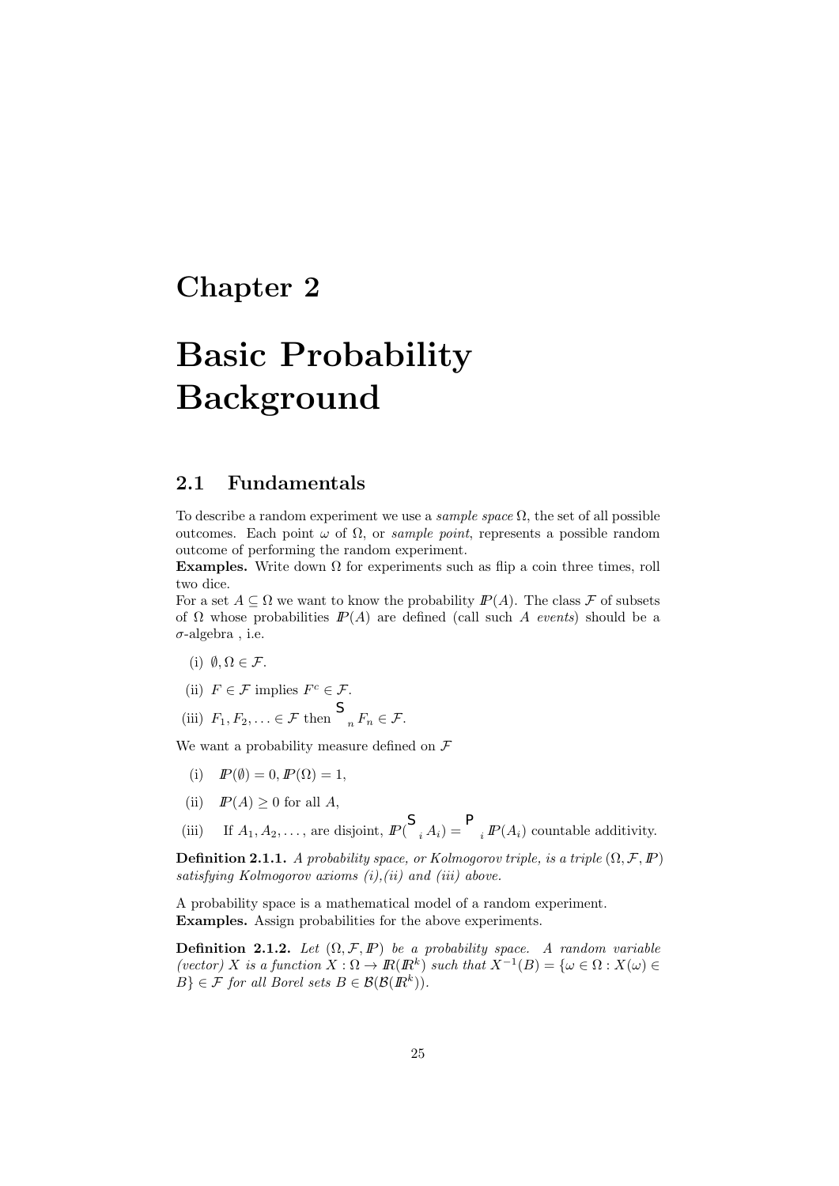# Chapter 2

# Basic Probability Background

## 2.1 Fundamentals

To describe a random experiment we use a *sample space* $\Omega$, the set of all possible outcomes. Each point $\omega$ of $\Omega$, or *sample point*, represents a possible random outcome of performing the random experiment.

**Examples.** Write down $\Omega$ for experiments such as flip a coin three times, roll two dice.

For a set $A \subseteq \Omega$ we want to know the probability $\mathbb{P}(A)$. The class $\mathcal{F}$ of subsets of $\Omega$ whose probabilities $\mathbb{P}(A)$ are defined (call such $A$ *events*) should be a $\sigma$-algebra , i.e.

(i) $\emptyset, \Omega \in \mathcal{F}$.

(ii) $F \in \mathcal{F}$ implies $F^c \in \mathcal{F}$.

(iii) $F_1, F_2, \ldots \in \mathcal{F}$ then $\bigcup_n F_n \in \mathcal{F}$.

We want a probability measure defined on $\mathcal{F}$

(i) $\mathbb{P}(\emptyset) = 0, \mathbb{P}(\Omega) = 1$,

(ii) $\mathbb{P}(A) \geq 0$ for all $A$,

(iii) If $A_1, A_2, \ldots,$ are disjoint, $\mathbb{P}(\bigcup_i A_i) = \sum_i \mathbb{P}(A_i)$ countable additivity.

**Definition 2.1.1.** *A probability space, or Kolmogorov triple, is a triple $(\Omega, \mathcal{F}, \mathbb{P})$ satisfying Kolmogorov axioms (i),(ii) and (iii) above.*

A probability space is a mathematical model of a random experiment.

**Examples.** Assign probabilities for the above experiments.

**Definition 2.1.2.** *Let $(\Omega, \mathcal{F}, \mathbb{P})$ be a probability space. A random variable (vector) $X$ is a function $X : \Omega \to \mathbb{R}(\mathbb{R}^k)$ such that $X^{-1}(B) = \{\omega \in \Omega : X(\omega) \in B\} \in \mathcal{F}$ for all Borel sets $B \in \mathcal{B}(\mathcal{B}(\mathbb{R}^k))$.*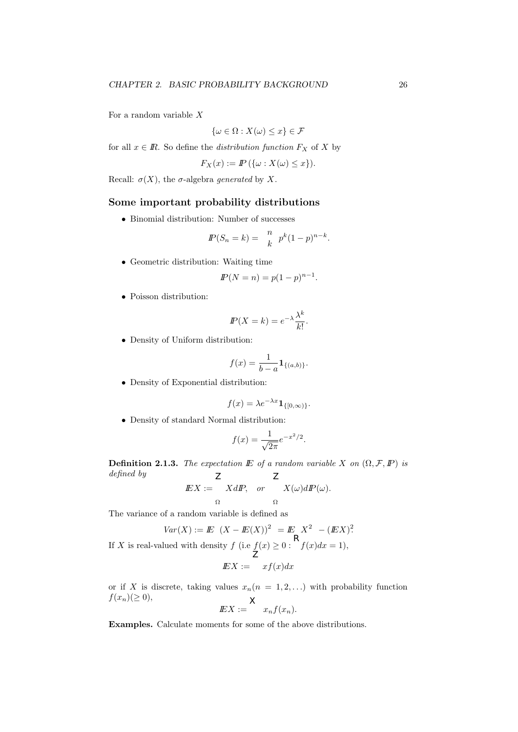For a random variable $X$

$$\{\omega \in \Omega : X(\omega) \leq x\} \in \mathcal{F}$$

for all $x \in \mathbb{R}$. So define the *distribution function* $F_X$ of $X$ by

$$F_X(x) := \mathbb{P}(\{\omega : X(\omega) \leq x\}).$$

Recall: $\sigma(X)$, the $\sigma$-algebra *generated* by $X$.

### Some important probability distributions

- Binomial distribution: Number of successes

$$\mathbb{P}(S_n = k) = \binom{n}{k} p^k (1-p)^{n-k}.$$

- Geometric distribution: Waiting time

$$\mathbb{P}(N = n) = p(1-p)^{n-1}.$$

- Poisson distribution:

$$\mathbb{P}(X = k) = e^{-\lambda} \frac{\lambda^k}{k!}.$$

- Density of Uniform distribution:

$$f(x) = \frac{1}{b-a} \mathbf{1}_{\{(a,b)\}}.$$

- Density of Exponential distribution:

$$f(x) = \lambda e^{-\lambda x} \mathbf{1}_{\{[0,\infty)\}}.$$

- Density of standard Normal distribution:

$$f(x) = \frac{1}{\sqrt{2\pi}} e^{-x^2/2}.$$

**Definition 2.1.3.** *The expectation $\mathbb{E}$ of a random variable $X$ on $(\Omega, \mathcal{F}, \mathbb{P})$ is defined by*

$$\mathbb{E}X := \int_\Omega X d\mathbb{P}, \quad \textit{or} \quad \int_\Omega X(\omega) d\mathbb{P}(\omega).$$

The variance of a random variable is defined as

$$Var(X) := \mathbb{E}\left[(X - \mathbb{E}(X))^2\right] = \mathbb{E}\left[X^2\right] - (\mathbb{E}X)^2.$$

If $X$ is real-valued with density $f$ (i.e $f(x) \geq 0 : \int_{\mathbb{R}} f(x)dx = 1$),

$$\mathbb{E}X := \int x f(x) dx$$

or if $X$ is discrete, taking values $x_n (n = 1, 2, \ldots)$ with probability function $f(x_n) (\geq 0)$,

$$\mathbb{E}X := \sum x_n f(x_n).$$

**Examples.** Calculate moments for some of the above distributions.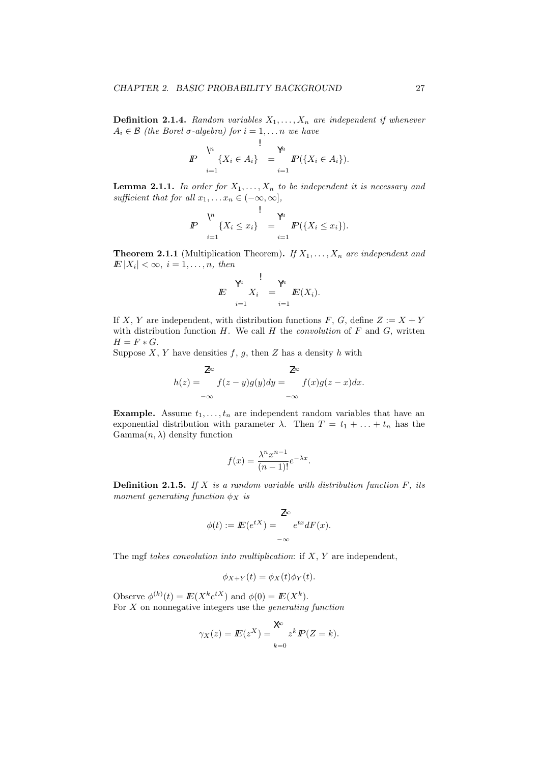**Definition 2.1.4.** *Random variables $X_1, \ldots, X_n$ are independent if whenever $A_i \in \mathcal{B}$ (the Borel $\sigma$-algebra) for $i = 1, \ldots n$ we have*

$$\mathbb{P}\left(\bigcap_{i=1}^{n} \{X_i \in A_i\}\right) = \prod_{i=1}^{n} \mathbb{P}(\{X_i \in A_i\}).$$

**Lemma 2.1.1.** *In order for $X_1, \ldots, X_n$ to be independent it is necessary and sufficient that for all $x_1, \ldots x_n \in (-\infty, \infty]$,*

$$\mathbb{P}\left(\bigcap_{i=1}^{n} \{X_i \leq x_i\}\right) = \prod_{i=1}^{n} \mathbb{P}(\{X_i \leq x_i\}).$$

**Theorem 2.1.1** (Multiplication Theorem)**.** *If $X_1, \ldots, X_n$ are independent and $\mathbb{E}|X_i| < \infty$, $i = 1, \ldots, n$, then*

$$\mathbb{E}\left(\prod_{i=1}^{n} X_i\right) = \prod_{i=1}^{n} \mathbb{E}(X_i).$$

If $X$, $Y$ are independent, with distribution functions $F$, $G$, define $Z := X + Y$ with distribution function $H$. We call $H$ the *convolution* of $F$ and $G$, written $H = F * G$.
Suppose $X$, $Y$ have densities $f$, $g$, then $Z$ has a density $h$ with

$$h(z) = \int_{-\infty}^{\infty} f(z-y)g(y)dy = \int_{-\infty}^{\infty} f(x)g(z-x)dx.$$

**Example.** Assume $t_1, \ldots, t_n$ are independent random variables that have an exponential distribution with parameter $\lambda$. Then $T = t_1 + \ldots + t_n$ has the Gamma$(n, \lambda)$ density function

$$f(x) = \frac{\lambda^n x^{n-1}}{(n-1)!} e^{-\lambda x}.$$

**Definition 2.1.5.** *If $X$ is a random variable with distribution function $F$, its moment generating function $\phi_X$ is*

$$\phi(t) := \mathbb{E}(e^{tX}) = \int_{-\infty}^{\infty} e^{tx} dF(x).$$

The mgf *takes convolution into multiplication*: if $X$, $Y$ are independent,

$$\phi_{X+Y}(t) = \phi_X(t)\phi_Y(t).$$

Observe $\phi^{(k)}(t) = \mathbb{E}(X^k e^{tX})$ and $\phi(0) = \mathbb{E}(X^k)$.
For $X$ on nonnegative integers use the *generating function*

$$\gamma_X(z) = \mathbb{E}(z^X) = \sum_{k=0}^{\infty} z^k \mathbb{P}(Z = k).$$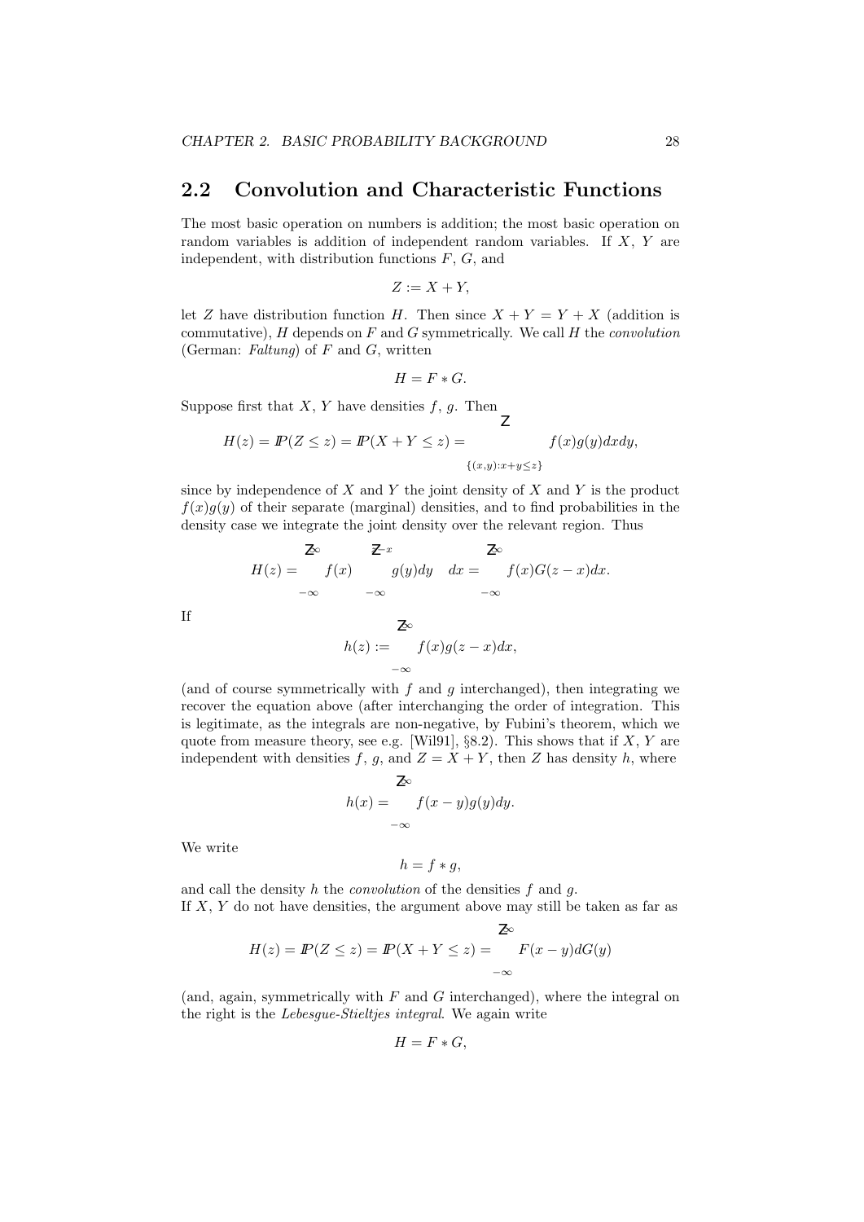## 2.2 Convolution and Characteristic Functions

The most basic operation on numbers is addition; the most basic operation on random variables is addition of independent random variables. If $X$, $Y$ are independent, with distribution functions $F$, $G$, and

$$Z := X + Y,$$

let $Z$ have distribution function $H$. Then since $X + Y = Y + X$ (addition is commutative), $H$ depends on $F$ and $G$ symmetrically. We call $H$ the *convolution* (German: *Faltung*) of $F$ and $G$, written

$$H = F * G.$$

Suppose first that $X$, $Y$ have densities $f$, $g$. Then

$$H(z) = I\!\!P(Z \leq z) = I\!\!P(X + Y \leq z) = \int_{\{(x,y): x+y \leq z\}} f(x)g(y)dxdy,$$

since by independence of $X$ and $Y$ the joint density of $X$ and $Y$ is the product $f(x)g(y)$ of their separate (marginal) densities, and to find probabilities in the density case we integrate the joint density over the relevant region. Thus

$$H(z) = \int_{-\infty}^{\infty} f(x) \left( \int_{-\infty}^{z-x} g(y)dy \right) dx = \int_{-\infty}^{\infty} f(x)G(z-x)dx.$$

If

$$h(z) := \int_{-\infty}^{\infty} f(x)g(z-x)dx,$$

(and of course symmetrically with $f$ and $g$ interchanged), then integrating we recover the equation above (after interchanging the order of integration. This is legitimate, as the integrals are non-negative, by Fubini's theorem, which we quote from measure theory, see e.g. [Wil91], §8.2). This shows that if $X$, $Y$ are independent with densities $f$, $g$, and $Z = X + Y$, then $Z$ has density $h$, where

$$h(x) = \int_{-\infty}^{\infty} f(x-y)g(y)dy.$$

We write

$$h = f * g,$$

and call the density $h$ the *convolution* of the densities $f$ and $g$.
If $X$, $Y$ do not have densities, the argument above may still be taken as far as

$$H(z) = I\!\!P(Z \leq z) = I\!\!P(X + Y \leq z) = \int_{-\infty}^{\infty} F(x-y)dG(y)$$

(and, again, symmetrically with $F$ and $G$ interchanged), where the integral on the right is the *Lebesgue-Stieltjes integral*. We again write

$$H = F * G,$$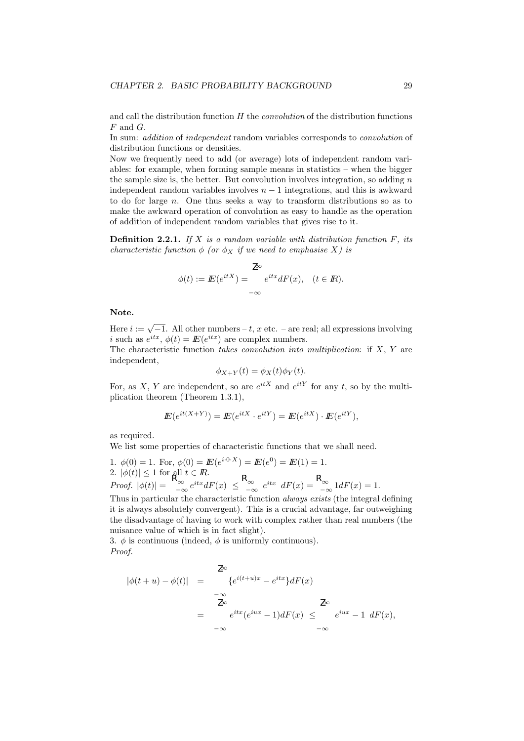and call the distribution function $H$ the *convolution* of the distribution functions $F$ and $G$.

In sum: *addition* of *independent* random variables corresponds to *convolution* of distribution functions or densities.

Now we frequently need to add (or average) lots of independent random variables: for example, when forming sample means in statistics – when the bigger the sample size is, the better. But convolution involves integration, so adding $n$ independent random variables involves $n-1$ integrations, and this is awkward to do for large $n$. One thus seeks a way to transform distributions so as to make the awkward operation of convolution as easy to handle as the operation of addition of independent random variables that gives rise to it.

**Definition 2.2.1.** *If $X$ is a random variable with distribution function $F$, its characteristic function $\phi$ (or $\phi_X$ if we need to emphasise $X$) is*

$$\phi(t) := \mathbb{E}(e^{itX}) = \int_{-\infty}^{\infty} e^{itx} dF(x), \quad (t \in \mathbb{R}).$$

**Note.**

Here $i := \sqrt{-1}$. All other numbers – $t$, $x$ etc. – are real; all expressions involving $i$ such as $e^{itx}$, $\phi(t) = \mathbb{E}(e^{itx})$ are complex numbers.

The characteristic function *takes convolution into multiplication*: if $X$, $Y$ are independent,

$$\phi_{X+Y}(t) = \phi_X(t)\phi_Y(t).$$

For, as $X$, $Y$ are independent, so are $e^{itX}$ and $e^{itY}$ for any $t$, so by the multiplication theorem (Theorem 1.3.1),

$$\mathbb{E}(e^{it(X+Y)}) = \mathbb{E}(e^{itX} \cdot e^{itY}) = \mathbb{E}(e^{itX}) \cdot \mathbb{E}(e^{itY}),$$

as required.

We list some properties of characteristic functions that we shall need.

1. $\phi(0) = 1$. For, $\phi(0) = \mathbb{E}(e^{i \cdot 0 \cdot X}) = \mathbb{E}(e^0) = \mathbb{E}(1) = 1$.

2. $|\phi(t)| \leq 1$ for all $t \in \mathbb{R}$.

*Proof.* $|\phi(t)| = \left|\int_{-\infty}^{\infty} e^{itx} dF(x)\right| \leq \int_{-\infty}^{\infty} \left|e^{itx}\right| dF(x) = \int_{-\infty}^{\infty} 1 dF(x) = 1$.

Thus in particular the characteristic function *always exists* (the integral defining it is always absolutely convergent). This is a crucial advantage, far outweighing the disadvantage of having to work with complex rather than real numbers (the nuisance value of which is in fact slight).

3. $\phi$ is continuous (indeed, $\phi$ is uniformly continuous).

*Proof.*

$$\begin{aligned}
|\phi(t+u) - \phi(t)| &= \left|\int_{-\infty}^{\infty} \{e^{i(t+u)x} - e^{itx}\} dF(x)\right| \\
&= \left|\int_{-\infty}^{\infty} e^{itx}(e^{iux} - 1) dF(x)\right| \leq \int_{-\infty}^{\infty} \left|e^{iux} - 1\right| dF(x),
\end{aligned}$$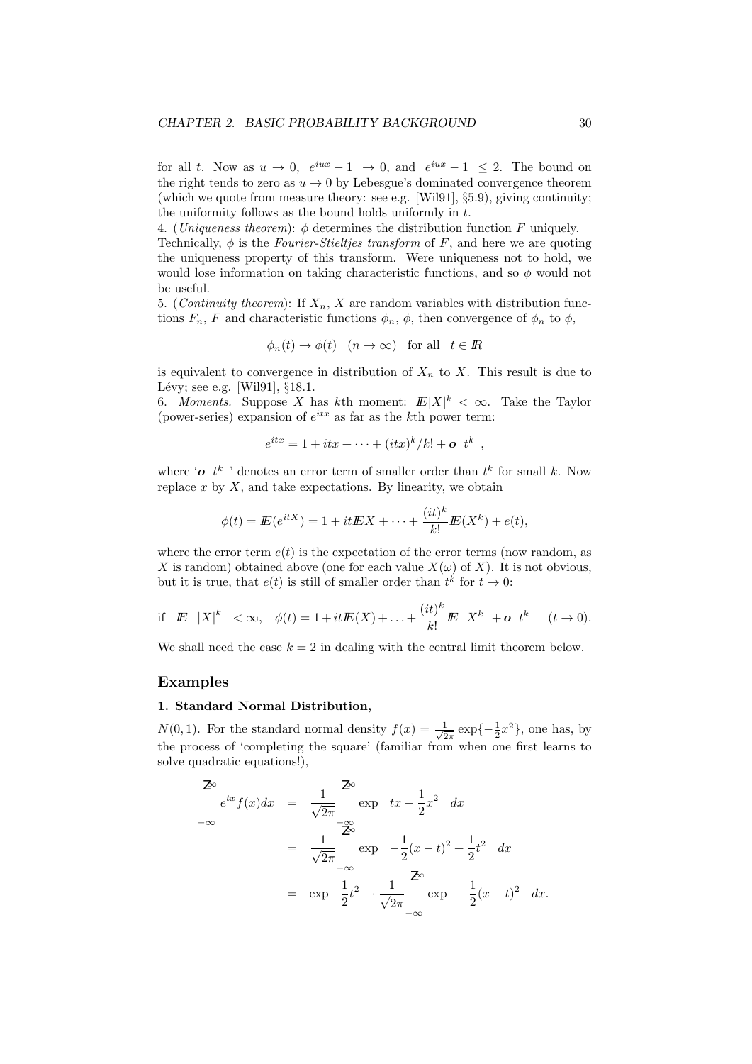for all $t$. Now as $u \to 0$, $|e^{iux} - 1| \to 0$, and $|e^{iux} - 1| \leq 2$. The bound on the right tends to zero as $u \to 0$ by Lebesgue's dominated convergence theorem (which we quote from measure theory: see e.g. [Wil91], §5.9), giving continuity; the uniformity follows as the bound holds uniformly in $t$.

4. (*Uniqueness theorem*): $\phi$ determines the distribution function $F$ uniquely. Technically, $\phi$ is the *Fourier-Stieltjes transform* of $F$, and here we are quoting the uniqueness property of this transform. Were uniqueness not to hold, we would lose information on taking characteristic functions, and so $\phi$ would not be useful.

5. (*Continuity theorem*): If $X_n$, $X$ are random variables with distribution functions $F_n$, $F$ and characteristic functions $\phi_n$, $\phi$, then convergence of $\phi_n$ to $\phi$,

$$\phi_n(t) \to \phi(t) \quad (n \to \infty) \quad \text{for all} \quad t \in \mathbb{R}$$

is equivalent to convergence in distribution of $X_n$ to $X$. This result is due to Lévy; see e.g. [Wil91], §18.1.

6. *Moments.* Suppose $X$ has $k$th moment: $\mathbb{E}|X|^k < \infty$. Take the Taylor (power-series) expansion of $e^{itx}$ as far as the $k$th power term:

$$e^{itx} = 1 + itx + \cdots + (itx)^k/k! + \boldsymbol{o}\left(t^k\right),$$

where '$\boldsymbol{o}\left(t^k\right)$' denotes an error term of smaller order than $t^k$ for small $k$. Now replace $x$ by $X$, and take expectations. By linearity, we obtain

$$\phi(t) = \mathbb{E}(e^{itX}) = 1 + it\mathbb{E}X + \cdots + \frac{(it)^k}{k!}\mathbb{E}(X^k) + e(t),$$

where the error term $e(t)$ is the expectation of the error terms (now random, as $X$ is random) obtained above (one for each value $X(\omega)$ of $X$). It is not obvious, but it is true, that $e(t)$ is still of smaller order than $t^k$ for $t \to 0$:

$$\text{if} \quad \mathbb{E}\left(|X|^k\right) < \infty, \quad \phi(t) = 1 + it\mathbb{E}(X) + \ldots + \frac{(it)^k}{k!}\mathbb{E}\left(X^k\right) + \boldsymbol{o}\left(t^k\right) \qquad (t \to 0).$$

We shall need the case $k = 2$ in dealing with the central limit theorem below.

## Examples

### 1. Standard Normal Distribution,

$N(0,1)$. For the standard normal density $f(x) = \frac{1}{\sqrt{2\pi}}\exp\{-\frac{1}{2}x^2\}$, one has, by the process of 'completing the square' (familiar from when one first learns to solve quadratic equations!),

$$\begin{aligned}
\int_{-\infty}^{\infty} e^{tx} f(x)dx &= \frac{1}{\sqrt{2\pi}}\int_{-\infty}^{\infty} \exp\left(tx - \frac{1}{2}x^2\right) dx \\
&= \frac{1}{\sqrt{2\pi}}\int_{-\infty}^{\infty} \exp\left(-\frac{1}{2}(x-t)^2 + \frac{1}{2}t^2\right) dx \\
&= \exp\left(\frac{1}{2}t^2\right) \cdot \frac{1}{\sqrt{2\pi}}\int_{-\infty}^{\infty} \exp\left(-\frac{1}{2}(x-t)^2\right) dx.
\end{aligned}$$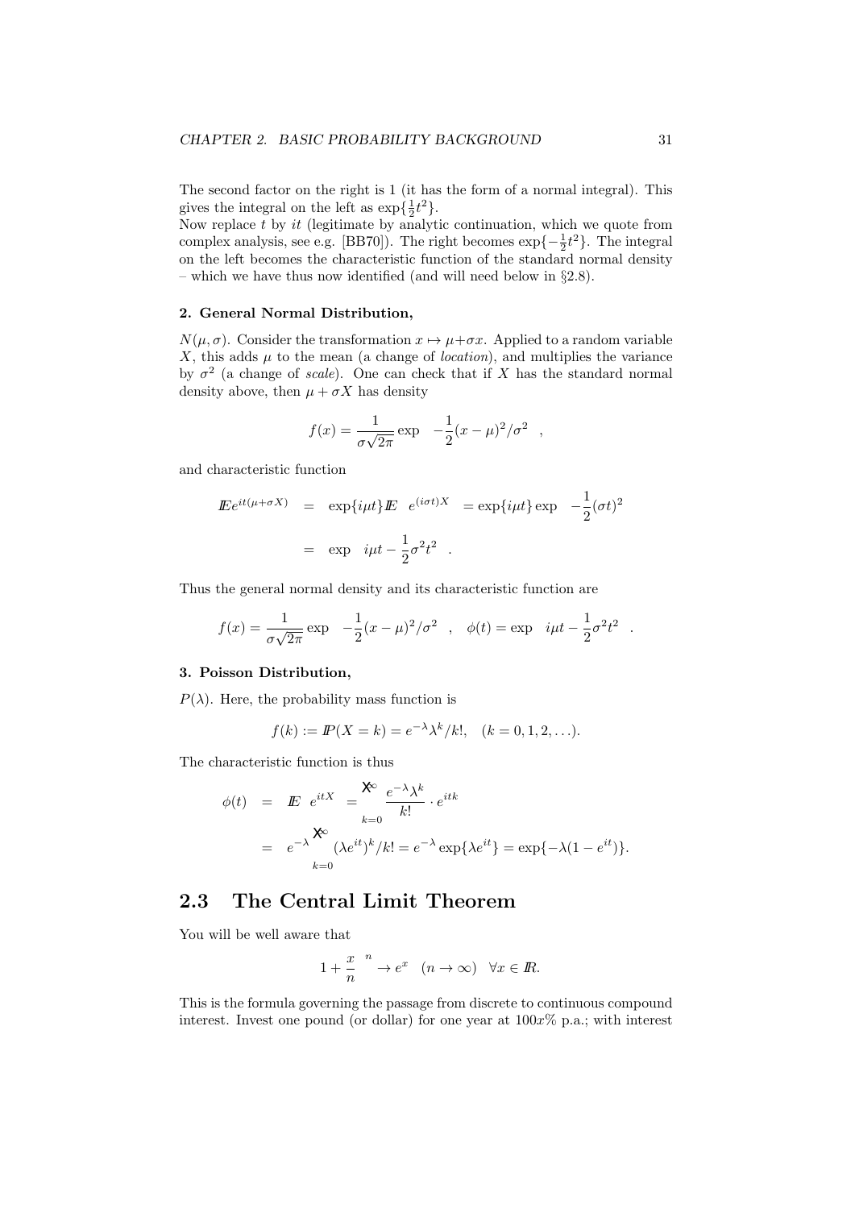The second factor on the right is 1 (it has the form of a normal integral). This gives the integral on the left as $\exp\{\frac{1}{2}t^2\}$.
Now replace $t$ by $it$ (legitimate by analytic continuation, which we quote from complex analysis, see e.g. [BB70]). The right becomes $\exp\{-\frac{1}{2}t^2\}$. The integral on the left becomes the characteristic function of the standard normal density – which we have thus now identified (and will need below in §2.8).

**2. General Normal Distribution,**

$N(\mu, \sigma)$. Consider the transformation $x \mapsto \mu + \sigma x$. Applied to a random variable $X$, this adds $\mu$ to the mean (a change of *location*), and multiplies the variance by $\sigma^2$ (a change of *scale*). One can check that if $X$ has the standard normal density above, then $\mu + \sigma X$ has density

$$f(x) = \frac{1}{\sigma\sqrt{2\pi}} \exp\left(-\frac{1}{2}(x-\mu)^2/\sigma^2\right),$$

and characteristic function

$$\begin{aligned} \mathbb{E} e^{it(\mu+\sigma X)} &= \exp\{i\mu t\} \mathbb{E}\left(e^{(i\sigma t)X}\right) = \exp\{i\mu t\} \exp\left(-\frac{1}{2}(\sigma t)^2\right) \\ &= \exp\left(i\mu t - \frac{1}{2}\sigma^2 t^2\right). \end{aligned}$$

Thus the general normal density and its characteristic function are

$$f(x) = \frac{1}{\sigma\sqrt{2\pi}} \exp\left(-\frac{1}{2}(x-\mu)^2/\sigma^2\right), \quad \phi(t) = \exp\left(i\mu t - \frac{1}{2}\sigma^2 t^2\right).$$

**3. Poisson Distribution,**

$P(\lambda)$. Here, the probability mass function is

$$f(k) := \mathbb{P}(X = k) = e^{-\lambda}\lambda^k/k!, \quad (k = 0, 1, 2, \ldots).$$

The characteristic function is thus

$$\begin{aligned} \phi(t) &= \mathbb{E}\left(e^{itX}\right) = \sum_{k=0}^{\infty} \frac{e^{-\lambda}\lambda^k}{k!} \cdot e^{itk} \\ &= e^{-\lambda} \sum_{k=0}^{\infty} (\lambda e^{it})^k/k! = e^{-\lambda} \exp\{\lambda e^{it}\} = \exp\{-\lambda(1 - e^{it})\}. \end{aligned}$$

## 2.3 The Central Limit Theorem

You will be well aware that

$$\left(1 + \frac{x}{n}\right)^n \to e^x \quad (n \to \infty) \quad \forall x \in \mathbb{R}.$$

This is the formula governing the passage from discrete to continuous compound interest. Invest one pound (or dollar) for one year at $100x\%$ p.a.; with interest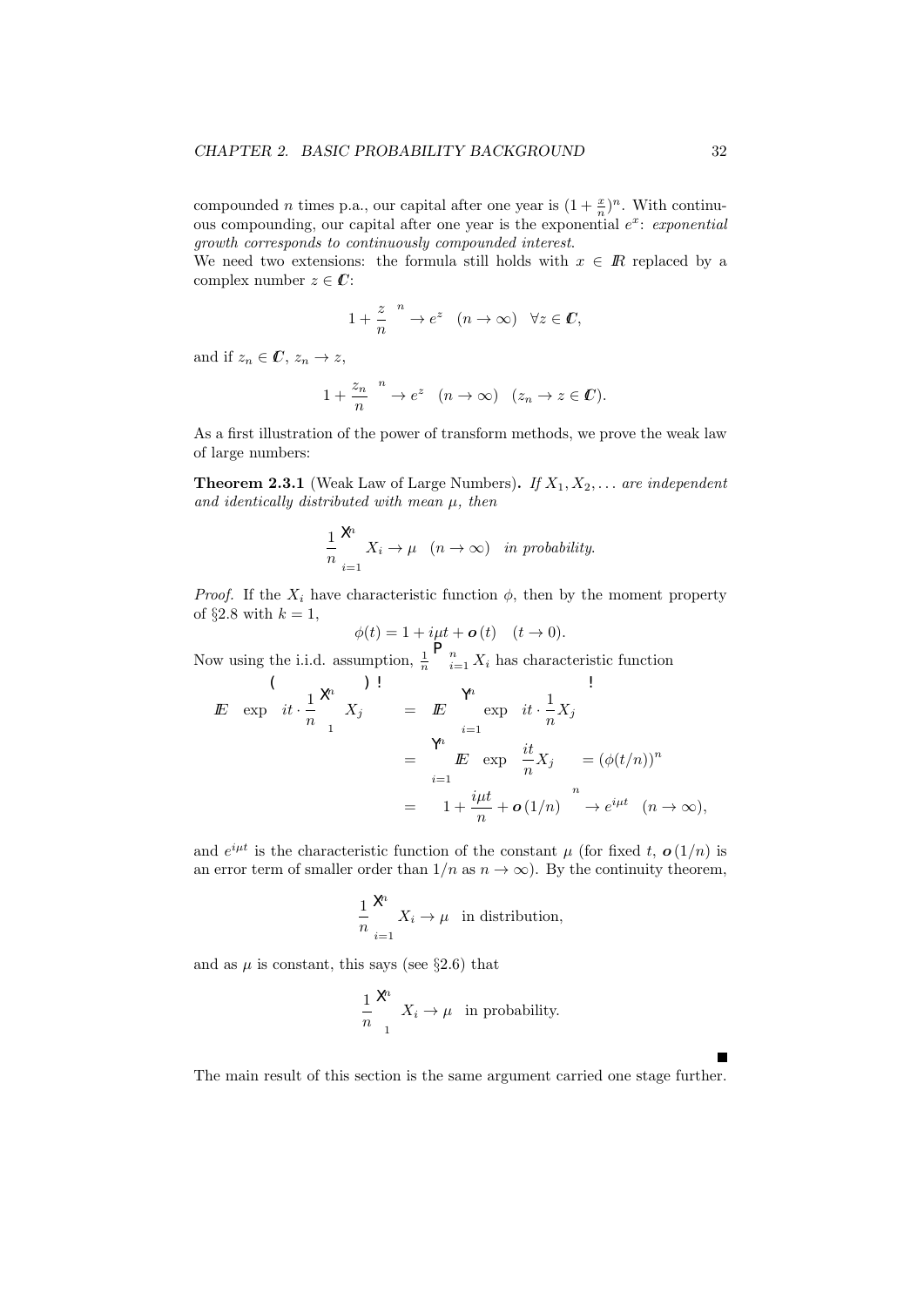compounded $n$ times p.a., our capital after one year is $(1 + \frac{x}{n})^n$. With continuous compounding, our capital after one year is the exponential $e^x$: *exponential growth corresponds to continuously compounded interest.*

We need two extensions: the formula still holds with $x \in \mathbb{R}$ replaced by a complex number $z \in \mathbb{C}$:

$$\left(1 + \frac{z}{n}\right)^n \to e^z \quad (n \to \infty) \quad \forall z \in \mathbb{C},$$

and if $z_n \in \mathbb{C}$, $z_n \to z$,

$$\left(1 + \frac{z_n}{n}\right)^n \to e^z \quad (n \to \infty) \quad (z_n \to z \in \mathbb{C}).$$

As a first illustration of the power of transform methods, we prove the weak law of large numbers:

**Theorem 2.3.1** (Weak Law of Large Numbers)**.** *If $X_1, X_2, \ldots$ are independent and identically distributed with mean $\mu$, then*

$$\frac{1}{n}\sum_{i=1}^{n} X_i \to \mu \quad (n \to \infty) \quad \textit{in probability.}$$

*Proof.* If the $X_i$ have characteristic function $\phi$, then by the moment property of §2.8 with $k = 1$,

$$\phi(t) = 1 + i\mu t + o(t) \quad (t \to 0).$$

Now using the i.i.d. assumption, $\frac{1}{n}\sum_{i=1}^{n} X_i$ has characteristic function

$$\begin{aligned}
\mathbb{E}\left(\exp\left\{it \cdot \frac{1}{n}\sum_{1}^{n} X_j\right\}\right) &= \mathbb{E}\left(\prod_{i=1}^{n} \exp\left(it \cdot \frac{1}{n} X_j\right)\right) \\
&= \prod_{i=1}^{n} \mathbb{E}\left(\exp\left(\frac{it}{n} X_j\right)\right) = (\phi(t/n))^n \\
&= \left(1 + \frac{i\mu t}{n} + o(1/n)\right)^n \to e^{i\mu t} \quad (n \to \infty),
\end{aligned}$$

and $e^{i\mu t}$ is the characteristic function of the constant $\mu$ (for fixed $t$, $o(1/n)$ is an error term of smaller order than $1/n$ as $n \to \infty$). By the continuity theorem,

$$\frac{1}{n}\sum_{i=1}^{n} X_i \to \mu \quad \text{in distribution,}$$

and as $\mu$ is constant, this says (see §2.6) that

$$\frac{1}{n}\sum_{1}^{n} X_i \to \mu \quad \text{in probability.}$$

■

The main result of this section is the same argument carried one stage further.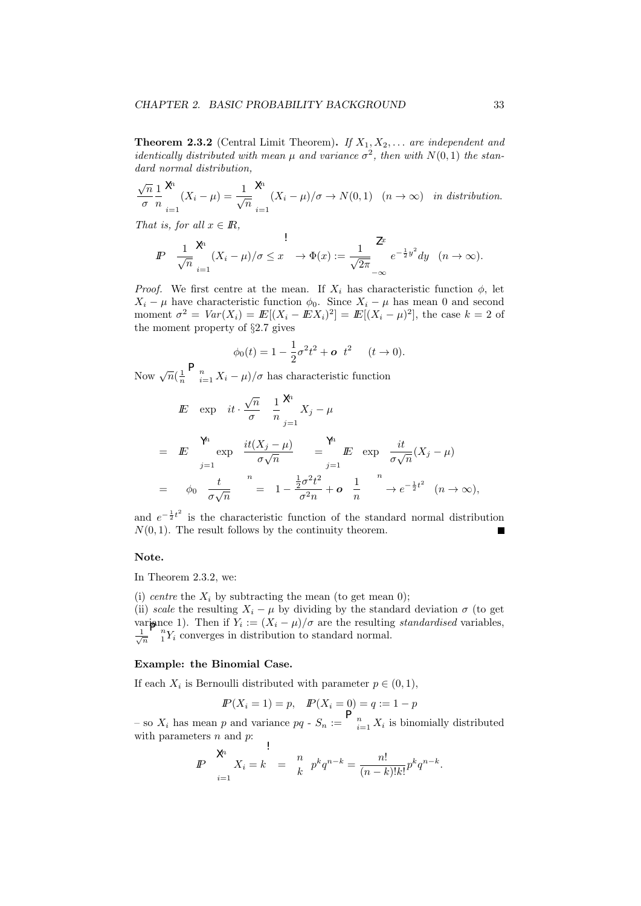**Theorem 2.3.2** (Central Limit Theorem)**.** *If $X_1, X_2, \ldots$ are independent and identically distributed with mean $\mu$ and variance $\sigma^2$, then with $N(0,1)$ the standard normal distribution,*

$$\frac{\sqrt{n}}{\sigma}\frac{1}{n}\sum_{i=1}^{n}(X_i - \mu) = \frac{1}{\sqrt{n}}\sum_{i=1}^{n}(X_i - \mu)/\sigma \to N(0,1) \quad (n \to \infty) \quad \textit{in distribution.}$$

*That is, for all $x \in I\!R$,*

$$I\!P\left(\frac{1}{\sqrt{n}}\sum_{i=1}^{n}(X_i - \mu)/\sigma \le x\right) \to \Phi(x) := \frac{1}{\sqrt{2\pi}}\int_{-\infty}^{x} e^{-\frac{1}{2}y^2}dy \quad (n \to \infty).$$

*Proof.* We first centre at the mean. If $X_i$ has characteristic function $\phi$, let $X_i - \mu$ have characteristic function $\phi_0$. Since $X_i - \mu$ has mean 0 and second moment $\sigma^2 = Var(X_i) = I\!E[(X_i - I\!EX_i)^2] = I\!E[(X_i - \mu)^2]$, the case $k = 2$ of the moment property of §2.7 gives

$$\phi_0(t) = 1 - \frac{1}{2}\sigma^2 t^2 + \boldsymbol{o}\left(t^2\right) \quad (t \to 0).$$

Now $\sqrt{n}(\frac{1}{n}\sum_{i=1}^{n} X_i - \mu)/\sigma$ has characteristic function

$$
\begin{aligned}
& I\!E\left(\exp\left\{it \cdot \frac{\sqrt{n}}{\sigma}\left(\frac{1}{n}\sum_{j=1}^{n} X_j - \mu\right)\right\}\right) \\
= \; & I\!E\left(\prod_{j=1}^{n}\exp\left\{\frac{it(X_j - \mu)}{\sigma\sqrt{n}}\right\}\right) = \prod_{j=1}^{n} I\!E\left(\exp\left\{\frac{it}{\sigma\sqrt{n}}(X_j - \mu)\right\}\right) \\
= \; & \left(\phi_0\left(\frac{t}{\sigma\sqrt{n}}\right)\right)^n = \left(1 - \frac{\frac{1}{2}\sigma^2 t^2}{\sigma^2 n} + \boldsymbol{o}\left(\frac{1}{n}\right)\right)^n \to e^{-\frac{1}{2}t^2} \quad (n \to \infty),
\end{aligned}
$$

and $e^{-\frac{1}{2}t^2}$ is the characteristic function of the standard normal distribution $N(0,1)$. The result follows by the continuity theorem. ∎

**Note.**

In Theorem 2.3.2, we:

(i) *centre* the $X_i$ by subtracting the mean (to get mean 0);
(ii) *scale* the resulting $X_i - \mu$ by dividing by the standard deviation $\sigma$ (to get variance 1). Then if $Y_i := (X_i - \mu)/\sigma$ are the resulting *standardised* variables, $\frac{1}{\sqrt{n}}\sum_{1}^{n} Y_i$ converges in distribution to standard normal.

**Example: the Binomial Case.**

If each $X_i$ is Bernoulli distributed with parameter $p \in (0,1)$,

$$I\!P(X_i = 1) = p, \quad I\!P(X_i = 0) = q := 1 - p$$

– so $X_i$ has mean $p$ and variance $pq$ - $S_n := \sum_{i=1}^{n} X_i$ is binomially distributed with parameters $n$ and $p$:

$$I\!P\left(\sum_{i=1}^{n} X_i = k\right) = \binom{n}{k} p^k q^{n-k} = \frac{n!}{(n-k)!k!}p^k q^{n-k}.$$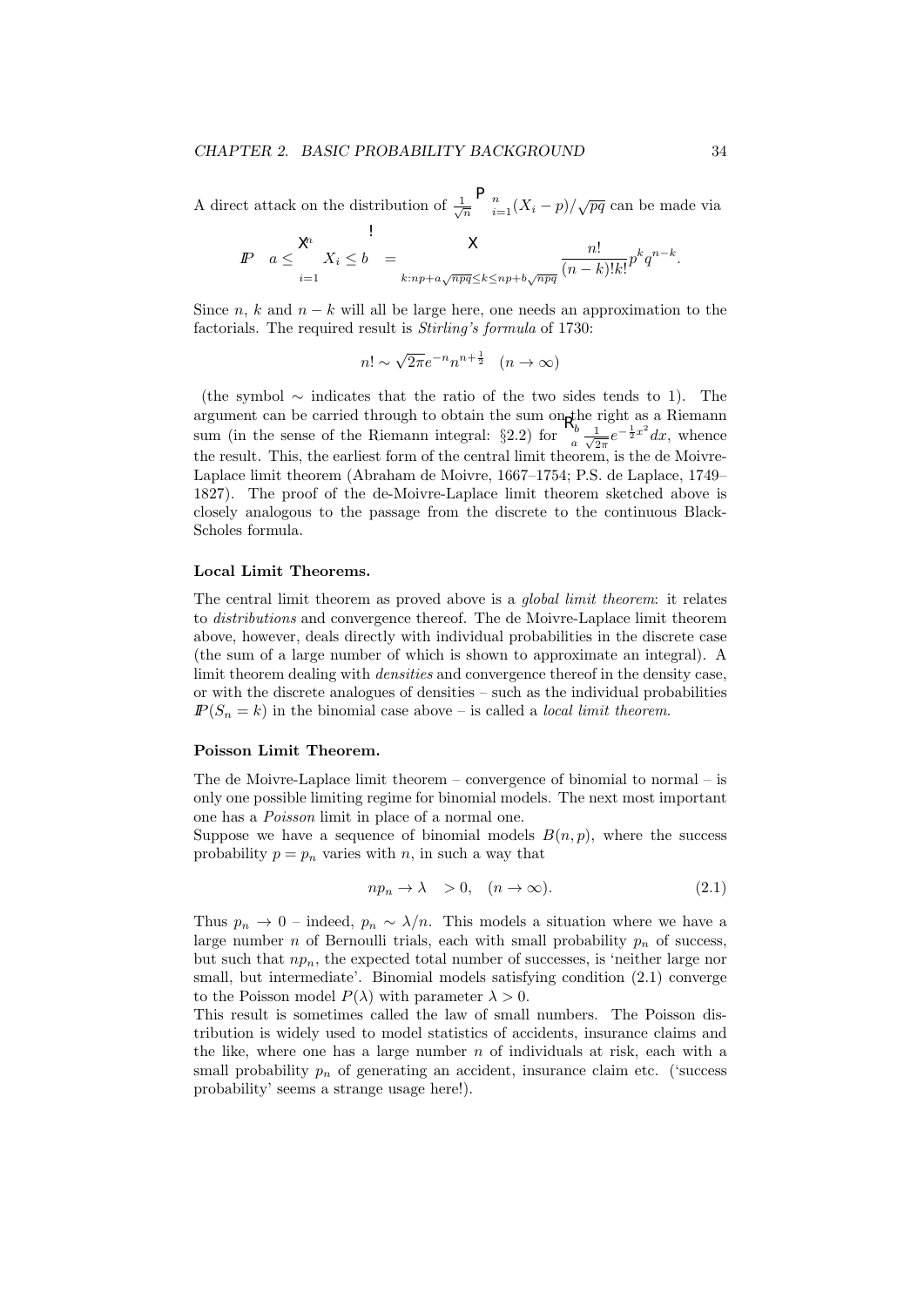A direct attack on the distribution of $\frac{1}{\sqrt{n}} \sum_{i=1}^{n} (X_i - p)/\sqrt{pq}$ can be made via

$$\mathbb{P}\left(a \leq \sum_{i=1}^{n} X_i \leq b\right) = \sum_{k: np + a\sqrt{npq} \leq k \leq np + b\sqrt{npq}} \frac{n!}{(n-k)!k!} p^k q^{n-k}.$$

Since $n$, $k$ and $n-k$ will all be large here, one needs an approximation to the factorials. The required result is *Stirling's formula* of 1730:

$$n! \sim \sqrt{2\pi} e^{-n} n^{n+\frac{1}{2}} \quad (n \to \infty)$$

(the symbol $\sim$ indicates that the ratio of the two sides tends to 1). The argument can be carried through to obtain the sum on the right as a Riemann sum (in the sense of the Riemann integral: §2.2) for $\int_a^b \frac{1}{\sqrt{2\pi}} e^{-\frac{1}{2}x^2} dx$, whence the result. This, the earliest form of the central limit theorem, is the de Moivre-Laplace limit theorem (Abraham de Moivre, 1667–1754; P.S. de Laplace, 1749–1827). The proof of the de-Moivre-Laplace limit theorem sketched above is closely analogous to the passage from the discrete to the continuous Black-Scholes formula.

**Local Limit Theorems.**

The central limit theorem as proved above is a *global limit theorem*: it relates to *distributions* and convergence thereof. The de Moivre-Laplace limit theorem above, however, deals directly with individual probabilities in the discrete case (the sum of a large number of which is shown to approximate an integral). A limit theorem dealing with *densities* and convergence thereof in the density case, or with the discrete analogues of densities – such as the individual probabilities $\mathbb{P}(S_n = k)$ in the binomial case above – is called a *local limit theorem*.

**Poisson Limit Theorem.**

The de Moivre-Laplace limit theorem – convergence of binomial to normal – is only one possible limiting regime for binomial models. The next most important one has a *Poisson* limit in place of a normal one.

Suppose we have a sequence of binomial models $B(n, p)$, where the success probability $p = p_n$ varies with $n$, in such a way that

$$np_n \to \lambda \quad > 0, \quad (n \to \infty). \tag{2.1}$$

Thus $p_n \to 0$ – indeed, $p_n \sim \lambda/n$. This models a situation where we have a large number $n$ of Bernoulli trials, each with small probability $p_n$ of success, but such that $np_n$, the expected total number of successes, is 'neither large nor small, but intermediate'. Binomial models satisfying condition (2.1) converge to the Poisson model $P(\lambda)$ with parameter $\lambda > 0$.

This result is sometimes called the law of small numbers. The Poisson distribution is widely used to model statistics of accidents, insurance claims and the like, where one has a large number $n$ of individuals at risk, each with a small probability $p_n$ of generating an accident, insurance claim etc. ('success probability' seems a strange usage here!).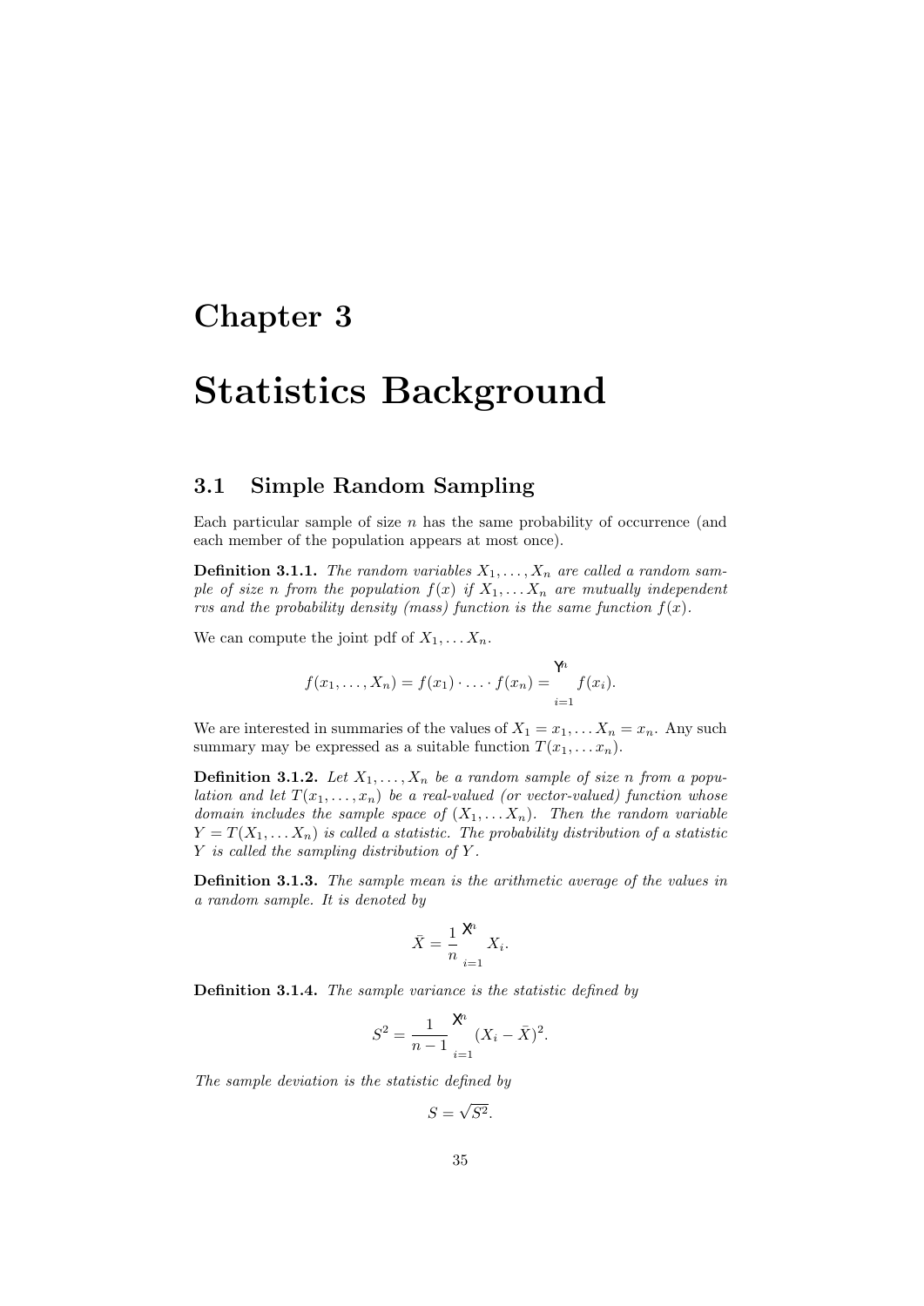// Chapter 3

# Statistics Background

## 3.1 Simple Random Sampling

Each particular sample of size $n$ has the same probability of occurrence (and each member of the population appears at most once).

**Definition 3.1.1.** *The random variables $X_1, \ldots, X_n$ are called a random sample of size $n$ from the population $f(x)$ if $X_1, \ldots X_n$ are mutually independent rvs and the probability density (mass) function is the same function $f(x)$.*

We can compute the joint pdf of $X_1, \ldots X_n$.

$$f(x_1, \ldots, X_n) = f(x_1) \cdot \ldots \cdot f(x_n) = \prod_{i=1}^{n} f(x_i).$$

We are interested in summaries of the values of $X_1 = x_1, \ldots X_n = x_n$. Any such summary may be expressed as a suitable function $T(x_1, \ldots x_n)$.

**Definition 3.1.2.** *Let $X_1, \ldots, X_n$ be a random sample of size $n$ from a population and let $T(x_1, \ldots, x_n)$ be a real-valued (or vector-valued) function whose domain includes the sample space of $(X_1, \ldots X_n)$. Then the random variable $Y = T(X_1, \ldots X_n)$ is called a statistic. The probability distribution of a statistic $Y$ is called the sampling distribution of $Y$.*

**Definition 3.1.3.** *The sample mean is the arithmetic average of the values in a random sample. It is denoted by*

$$\bar{X} = \frac{1}{n} \sum_{i=1}^{n} X_i.$$

**Definition 3.1.4.** *The sample variance is the statistic defined by*

$$S^2 = \frac{1}{n-1} \sum_{i=1}^{n} (X_i - \bar{X})^2.$$

*The sample deviation is the statistic defined by*

$$S = \sqrt{S^2}.$$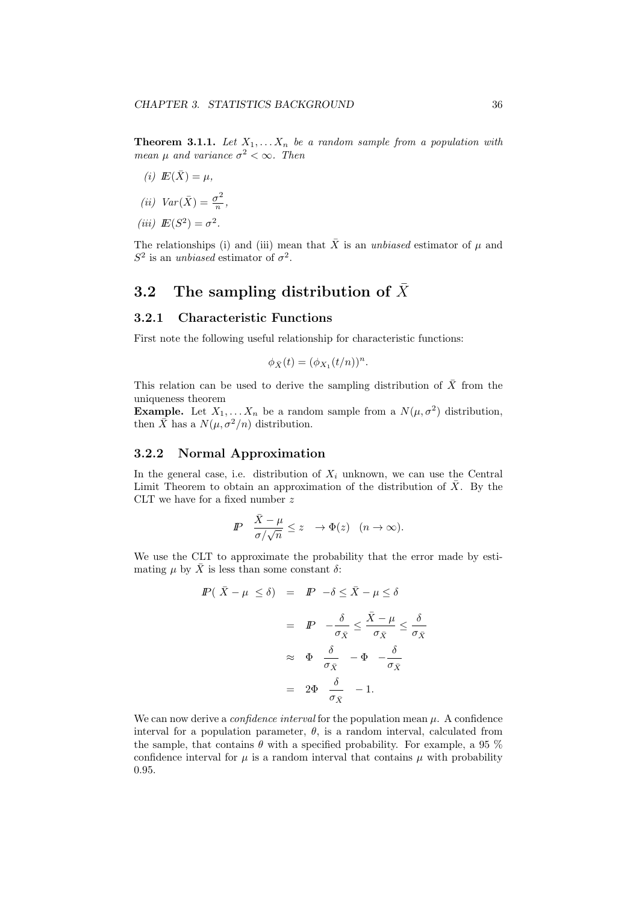**Theorem 3.1.1.** *Let $X_1, \dots X_n$ be a random sample from a population with mean $\mu$ and variance $\sigma^2 < \infty$. Then*

*(i)* $\mathbb{E}(\bar{X}) = \mu$,

*(ii)* $Var(\bar{X}) = \frac{\sigma^2}{n}$,

*(iii)* $\mathbb{E}(S^2) = \sigma^2$.

The relationships (i) and (iii) mean that $\bar{X}$ is an *unbiased* estimator of $\mu$ and $S^2$ is an *unbiased* estimator of $\sigma^2$.

## 3.2 The sampling distribution of $\bar{X}$

### 3.2.1 Characteristic Functions

First note the following useful relationship for characteristic functions:

$$\phi_{\bar{X}}(t) = (\phi_{X_1}(t/n))^n.$$

This relation can be used to derive the sampling distribution of $\bar{X}$ from the uniqueness theorem

**Example.** Let $X_1, \dots X_n$ be a random sample from a $N(\mu, \sigma^2)$ distribution, then $\bar{X}$ has a $N(\mu, \sigma^2/n)$ distribution.

### 3.2.2 Normal Approximation

In the general case, i.e. distribution of $X_i$ unknown, we can use the Central Limit Theorem to obtain an approximation of the distribution of $\bar{X}$. By the CLT we have for a fixed number $z$

$$\mathbb{P}\left(\frac{\bar{X} - \mu}{\sigma/\sqrt{n}} \leq z\right) \to \Phi(z) \quad (n \to \infty).$$

We use the CLT to approximate the probability that the error made by estimating $\mu$ by $\bar{X}$ is less than some constant $\delta$:

$$\begin{aligned}
\mathbb{P}(|\bar{X} - \mu| \leq \delta) &= \mathbb{P}\left(-\delta \leq \bar{X} - \mu \leq \delta\right) \\
&= \mathbb{P}\left(-\frac{\delta}{\sigma_{\bar{X}}} \leq \frac{\bar{X} - \mu}{\sigma_{\bar{X}}} \leq \frac{\delta}{\sigma_{\bar{X}}}\right) \\
&\approx \Phi\left(\frac{\delta}{\sigma_{\bar{X}}}\right) - \Phi\left(-\frac{\delta}{\sigma_{\bar{X}}}\right) \\
&= 2\Phi\left(\frac{\delta}{\sigma_{\bar{X}}}\right) - 1.
\end{aligned}$$

We can now derive a *confidence interval* for the population mean $\mu$. A confidence interval for a population parameter, $\theta$, is a random interval, calculated from the sample, that contains $\theta$ with a specified probability. For example, a 95 % confidence interval for $\mu$ is a random interval that contains $\mu$ with probability 0.95.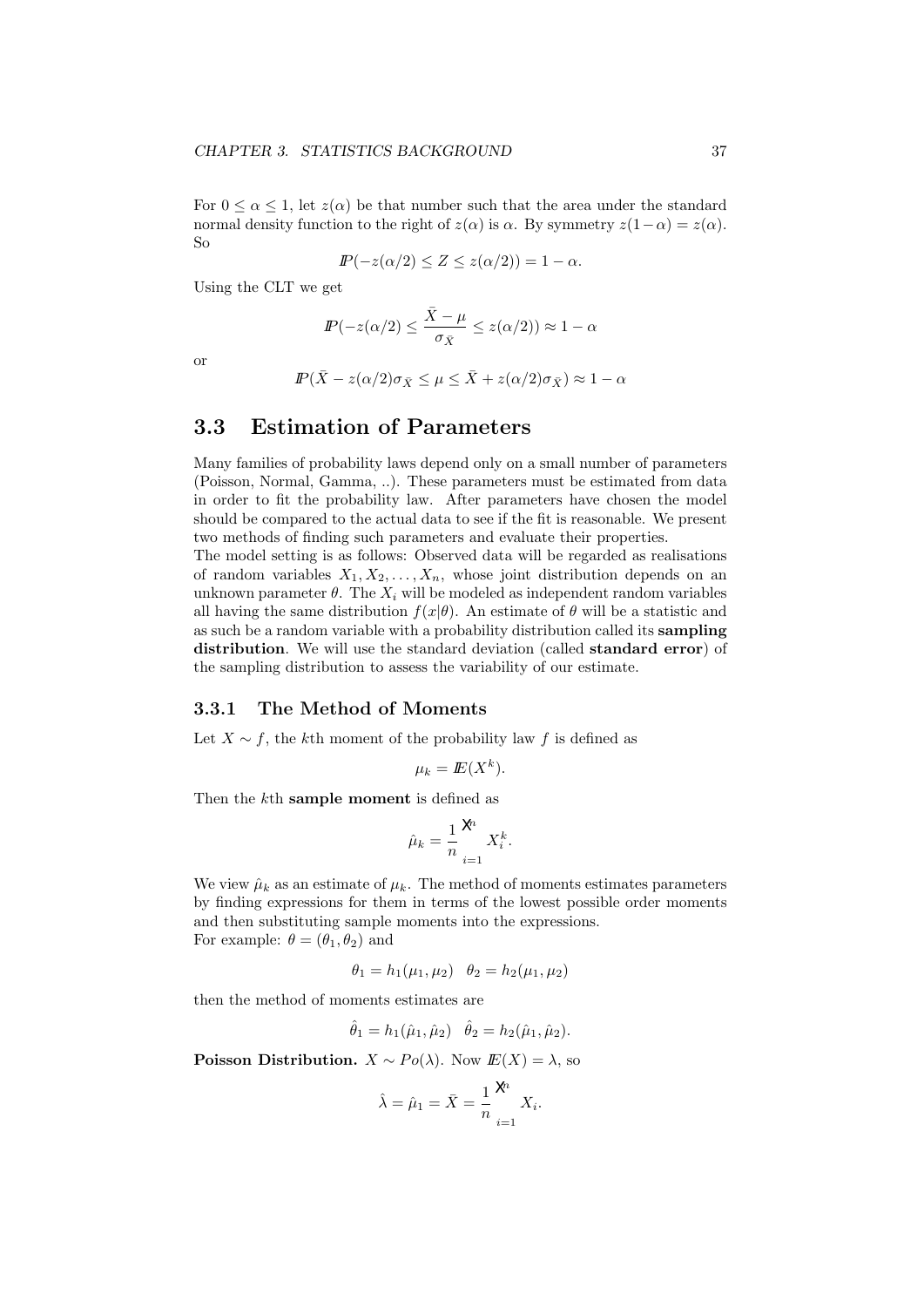For $0 \leq \alpha \leq 1$, let $z(\alpha)$ be that number such that the area under the standard normal density function to the right of $z(\alpha)$ is $\alpha$. By symmetry $z(1-\alpha) = z(\alpha)$. So

$$\mathbb{P}(-z(\alpha/2) \leq Z \leq z(\alpha/2)) = 1 - \alpha.$$

Using the CLT we get

$$\mathbb{P}(-z(\alpha/2) \leq \frac{\bar{X} - \mu}{\sigma_{\bar{X}}} \leq z(\alpha/2)) \approx 1 - \alpha$$

or

$$\mathbb{P}(\bar{X} - z(\alpha/2)\sigma_{\bar{X}} \leq \mu \leq \bar{X} + z(\alpha/2)\sigma_{\bar{X}}) \approx 1 - \alpha$$

## 3.3 Estimation of Parameters

Many families of probability laws depend only on a small number of parameters (Poisson, Normal, Gamma, ..). These parameters must be estimated from data in order to fit the probability law. After parameters have chosen the model should be compared to the actual data to see if the fit is reasonable. We present two methods of finding such parameters and evaluate their properties.
The model setting is as follows: Observed data will be regarded as realisations of random variables $X_1, X_2, \ldots, X_n$, whose joint distribution depends on an unknown parameter $\theta$. The $X_i$ will be modeled as independent random variables all having the same distribution $f(x|\theta)$. An estimate of $\theta$ will be a statistic and as such be a random variable with a probability distribution called its **sampling distribution**. We will use the standard deviation (called **standard error**) of the sampling distribution to assess the variability of our estimate.

### 3.3.1 The Method of Moments

Let $X \sim f$, the $k$th moment of the probability law $f$ is defined as

$$\mu_k = \mathbb{E}(X^k).$$

Then the $k$th **sample moment** is defined as

$$\hat{\mu}_k = \frac{1}{n} \sum_{i=1}^{n} X_i^k.$$

We view $\hat{\mu}_k$ as an estimate of $\mu_k$. The method of moments estimates parameters by finding expressions for them in terms of the lowest possible order moments and then substituting sample moments into the expressions.
For example: $\theta = (\theta_1, \theta_2)$ and

$$\theta_1 = h_1(\mu_1, \mu_2) \quad \theta_2 = h_2(\mu_1, \mu_2)$$

then the method of moments estimates are

$$\hat{\theta}_1 = h_1(\hat{\mu}_1, \hat{\mu}_2) \quad \hat{\theta}_2 = h_2(\hat{\mu}_1, \hat{\mu}_2).$$

**Poisson Distribution.** $X \sim Po(\lambda)$. Now $\mathbb{E}(X) = \lambda$, so

$$\hat{\lambda} = \hat{\mu}_1 = \bar{X} = \frac{1}{n} \sum_{i=1}^{n} X_i.$$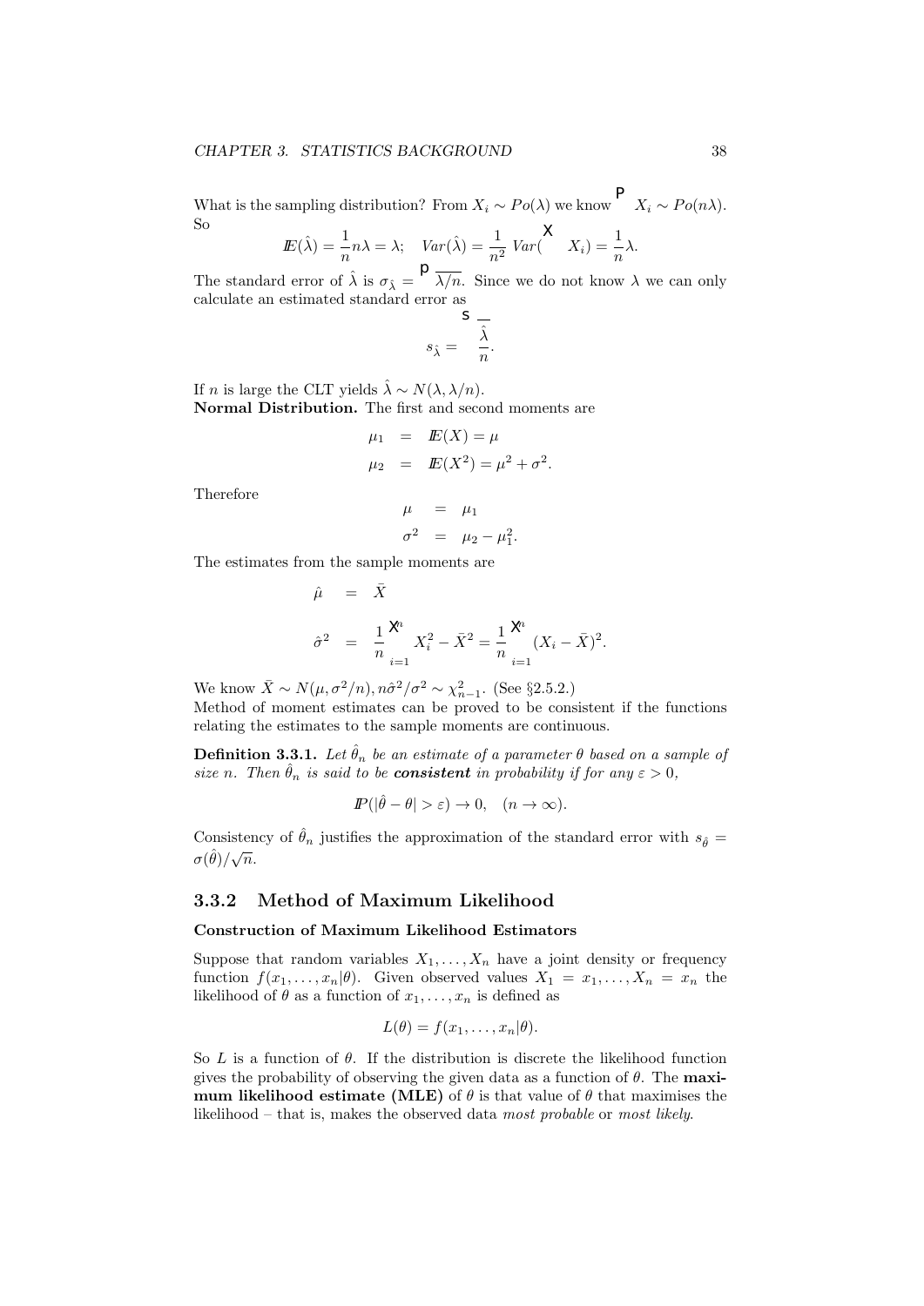What is the sampling distribution? From $X_i \sim Po(\lambda)$ we know $\sum X_i \sim Po(n\lambda)$. So

$$I\!E(\hat{\lambda}) = \frac{1}{n} n\lambda = \lambda; \quad Var(\hat{\lambda}) = \frac{1}{n^2} Var(\sum X_i) = \frac{1}{n}\lambda.$$

The standard error of $\hat{\lambda}$ is $\sigma_{\hat{\lambda}} = \sqrt{\lambda/n}$. Since we do not know $\lambda$ we can only calculate an estimated standard error as

$$s_{\hat{\lambda}} = \sqrt{\frac{\hat{\lambda}}{n}}.$$

If $n$ is large the CLT yields $\hat{\lambda} \sim N(\lambda, \lambda/n)$.

**Normal Distribution.** The first and second moments are

$$\begin{aligned}
\mu_1 &= I\!E(X) = \mu \\
\mu_2 &= I\!E(X^2) = \mu^2 + \sigma^2.
\end{aligned}$$

Therefore

$$\begin{aligned}
\mu &= \mu_1 \\
\sigma^2 &= \mu_2 - \mu_1^2.
\end{aligned}$$

The estimates from the sample moments are

$$\begin{aligned}
\hat{\mu} &= \bar{X} \\
\hat{\sigma}^2 &= \frac{1}{n}\sum_{i=1}^{n} X_i^2 - \bar{X}^2 = \frac{1}{n}\sum_{i=1}^{n}(X_i - \bar{X})^2.
\end{aligned}$$

We know $\bar{X} \sim N(\mu, \sigma^2/n), n\hat{\sigma}^2/\sigma^2 \sim \chi^2_{n-1}$. (See §2.5.2.)

Method of moment estimates can be proved to be consistent if the functions relating the estimates to the sample moments are continuous.

**Definition 3.3.1.** *Let $\hat{\theta}_n$ be an estimate of a parameter $\theta$ based on a sample of size $n$. Then $\hat{\theta}_n$ is said to be **consistent** in probability if for any $\varepsilon > 0$,*

$$I\!P(|\hat{\theta} - \theta| > \varepsilon) \to 0, \quad (n \to \infty).$$

Consistency of $\hat{\theta}_n$ justifies the approximation of the standard error with $s_{\hat{\theta}} = \sigma(\hat{\theta})/\sqrt{n}$.

### 3.3.2 Method of Maximum Likelihood

**Construction of Maximum Likelihood Estimators**

Suppose that random variables $X_1, \ldots, X_n$ have a joint density or frequency function $f(x_1, \ldots, x_n|\theta)$. Given observed values $X_1 = x_1, \ldots, X_n = x_n$ the likelihood of $\theta$ as a function of $x_1, \ldots, x_n$ is defined as

$$L(\theta) = f(x_1, \ldots, x_n|\theta).$$

So $L$ is a function of $\theta$. If the distribution is discrete the likelihood function gives the probability of observing the given data as a function of $\theta$. The **maximum likelihood estimate (MLE)** of $\theta$ is that value of $\theta$ that maximises the likelihood – that is, makes the observed data *most probable* or *most likely*.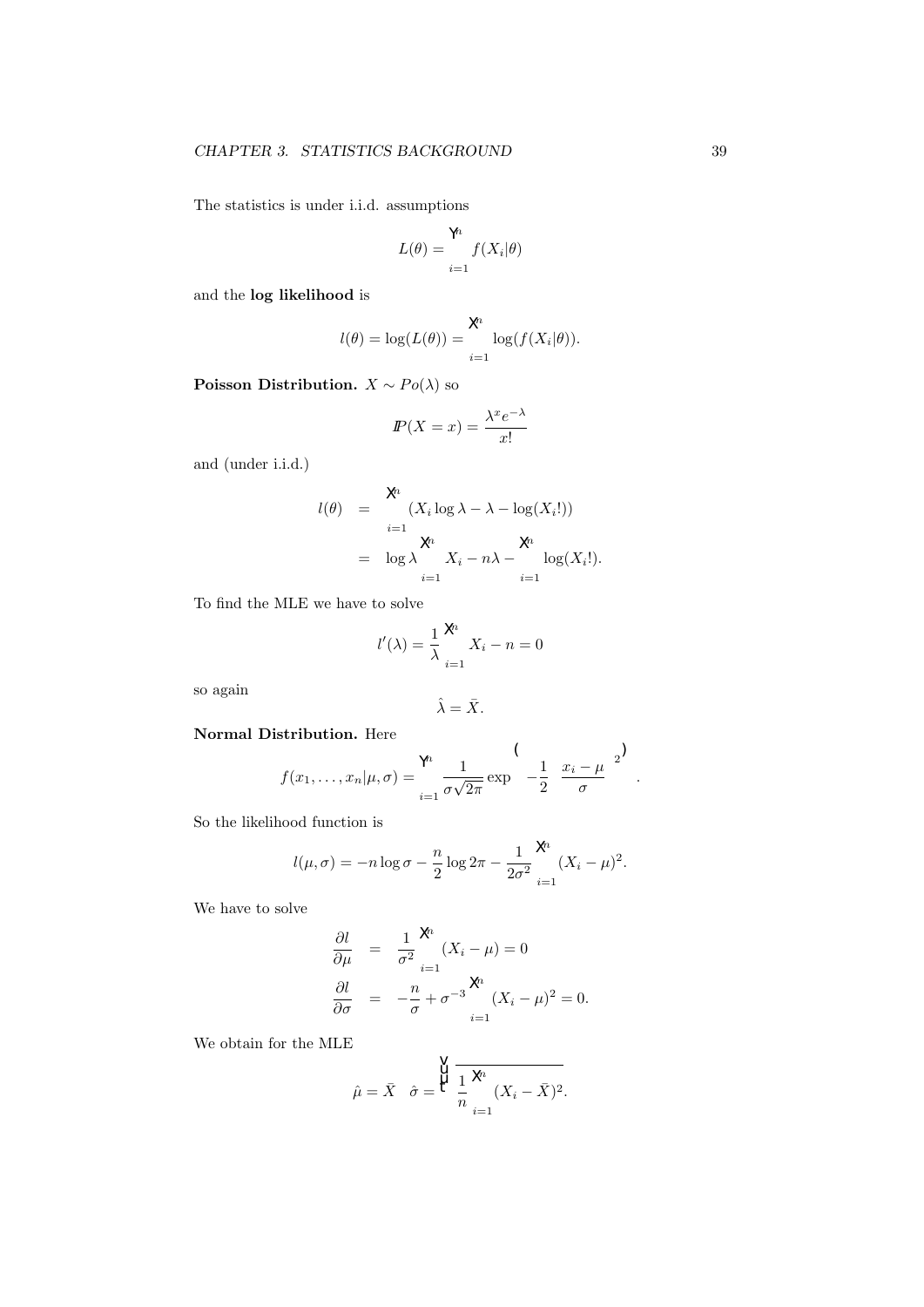The statistics is under i.i.d. assumptions

$$L(\theta) = \prod_{i=1}^{n} f(X_i|\theta)$$

and the **log likelihood** is

$$l(\theta) = \log(L(\theta)) = \sum_{i=1}^{n} \log(f(X_i|\theta)).$$

**Poisson Distribution.** $X \sim Po(\lambda)$ so

$$I\!P(X = x) = \frac{\lambda^x e^{-\lambda}}{x!}$$

and (under i.i.d.)

$$\begin{aligned}
l(\theta) &= \sum_{i=1}^{n} (X_i \log \lambda - \lambda - \log(X_i!)) \\
&= \log \lambda \sum_{i=1}^{n} X_i - n\lambda - \sum_{i=1}^{n} \log(X_i!).
\end{aligned}$$

To find the MLE we have to solve

$$l'(\lambda) = \frac{1}{\lambda} \sum_{i=1}^{n} X_i - n = 0$$

so again

$$\hat{\lambda} = \bar{X}.$$

**Normal Distribution.** Here

$$f(x_1, \ldots, x_n|\mu, \sigma) = \prod_{i=1}^{n} \frac{1}{\sigma\sqrt{2\pi}} \exp\left\{-\frac{1}{2}\left(\frac{x_i - \mu}{\sigma}\right)^2\right\}.$$

So the likelihood function is

$$l(\mu, \sigma) = -n \log \sigma - \frac{n}{2} \log 2\pi - \frac{1}{2\sigma^2} \sum_{i=1}^{n} (X_i - \mu)^2.$$

We have to solve

$$\begin{aligned}
\frac{\partial l}{\partial \mu} &= \frac{1}{\sigma^2} \sum_{i=1}^{n} (X_i - \mu) = 0 \\
\frac{\partial l}{\partial \sigma} &= -\frac{n}{\sigma} + \sigma^{-3} \sum_{i=1}^{n} (X_i - \mu)^2 = 0.
\end{aligned}$$

We obtain for the MLE

$$\hat{\mu} = \bar{X} \quad \hat{\sigma} = \sqrt{\frac{1}{n} \sum_{i=1}^{n} (X_i - \bar{X})^2}.$$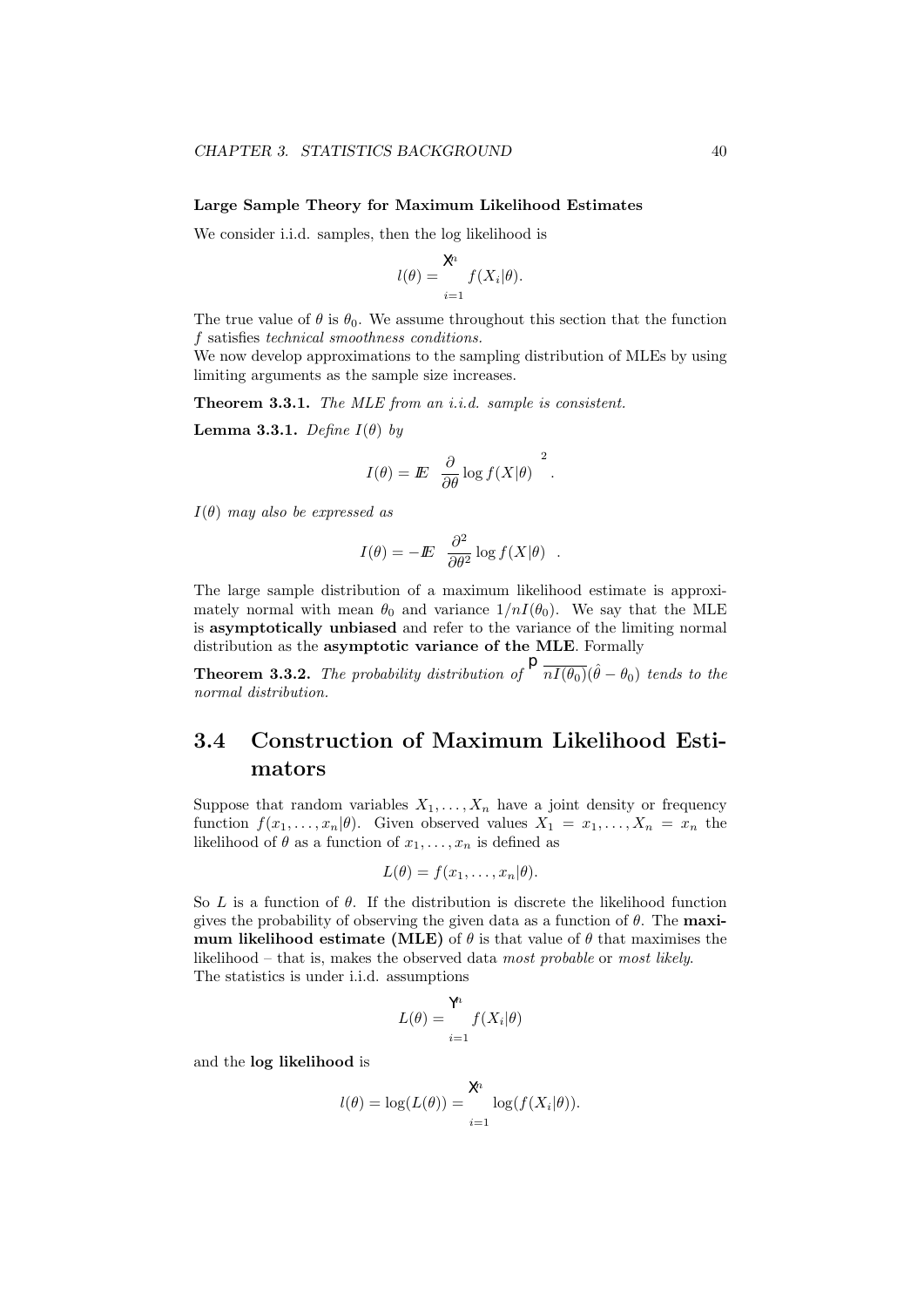**Large Sample Theory for Maximum Likelihood Estimates**

We consider i.i.d. samples, then the log likelihood is

$$l(\theta) = \sum_{i=1}^{n} f(X_i|\theta).$$

The true value of $\theta$ is $\theta_0$. We assume throughout this section that the function $f$ satisfies *technical smoothness conditions.*

We now develop approximations to the sampling distribution of MLEs by using limiting arguments as the sample size increases.

**Theorem 3.3.1.** *The MLE from an i.i.d. sample is consistent.*

**Lemma 3.3.1.** *Define $I(\theta)$ by*

$$I(\theta) = \mathbb{E}\left[\frac{\partial}{\partial\theta}\log f(X|\theta)\right]^2.$$

*$I(\theta)$ may also be expressed as*

$$I(\theta) = -\mathbb{E}\left[\frac{\partial^2}{\partial\theta^2}\log f(X|\theta)\right].$$

The large sample distribution of a maximum likelihood estimate is approximately normal with mean $\theta_0$ and variance $1/nI(\theta_0)$. We say that the MLE is **asymptotically unbiased** and refer to the variance of the limiting normal distribution as the **asymptotic variance of the MLE**. Formally

**Theorem 3.3.2.** *The probability distribution of $\sqrt{nI(\theta_0)}(\hat{\theta} - \theta_0)$ tends to the normal distribution.*

## 3.4 Construction of Maximum Likelihood Estimators

Suppose that random variables $X_1, \ldots, X_n$ have a joint density or frequency function $f(x_1, \ldots, x_n|\theta)$. Given observed values $X_1 = x_1, \ldots, X_n = x_n$ the likelihood of $\theta$ as a function of $x_1, \ldots, x_n$ is defined as

$$L(\theta) = f(x_1, \ldots, x_n|\theta).$$

So $L$ is a function of $\theta$. If the distribution is discrete the likelihood function gives the probability of observing the given data as a function of $\theta$. The **maximum likelihood estimate (MLE)** of $\theta$ is that value of $\theta$ that maximises the likelihood – that is, makes the observed data *most probable* or *most likely*.

The statistics is under i.i.d. assumptions

$$L(\theta) = \prod_{i=1}^{n} f(X_i|\theta)$$

and the **log likelihood** is

$$l(\theta) = \log(L(\theta)) = \sum_{i=1}^{n} \log(f(X_i|\theta)).$$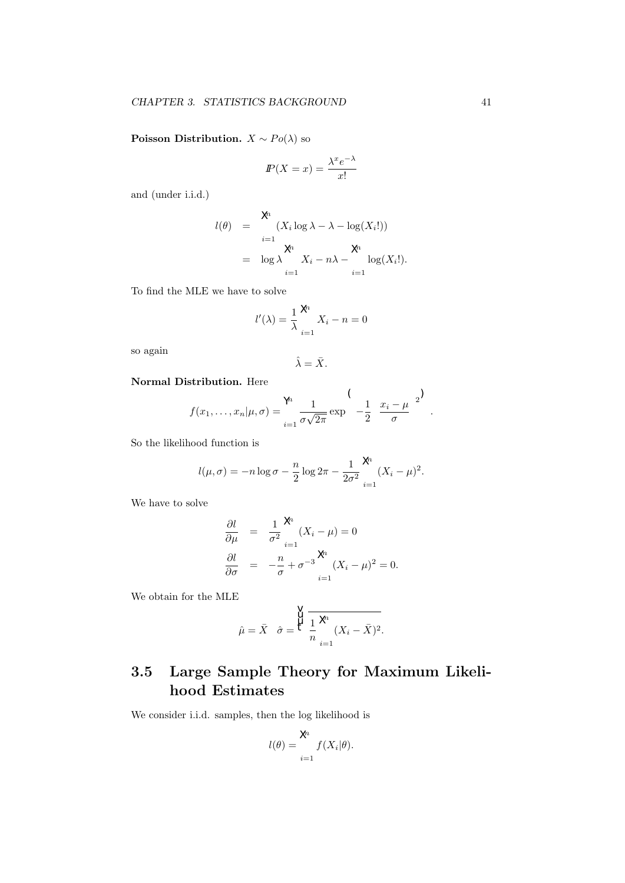**Poisson Distribution.** $X \sim Po(\lambda)$ so

$$I\!P(X = x) = \frac{\lambda^x e^{-\lambda}}{x!}$$

and (under i.i.d.)

$$\begin{aligned} l(\theta) &= \sum_{i=1}^n (X_i \log \lambda - \lambda - \log(X_i!)) \\ &= \log \lambda \sum_{i=1}^n X_i - n\lambda - \sum_{i=1}^n \log(X_i!). \end{aligned}$$

To find the MLE we have to solve

$$l'(\lambda) = \frac{1}{\lambda} \sum_{i=1}^n X_i - n = 0$$

so again

$$\hat{\lambda} = \bar{X}.$$

**Normal Distribution.** Here

$$f(x_1, \ldots, x_n | \mu, \sigma) = \prod_{i=1}^n \frac{1}{\sigma\sqrt{2\pi}} \exp\left\{ -\frac{1}{2}\left(\frac{x_i - \mu}{\sigma}\right)^2 \right\}.$$

So the likelihood function is

$$l(\mu, \sigma) = -n \log \sigma - \frac{n}{2} \log 2\pi - \frac{1}{2\sigma^2} \sum_{i=1}^n (X_i - \mu)^2.$$

We have to solve

$$\begin{aligned} \frac{\partial l}{\partial \mu} &= \frac{1}{\sigma^2} \sum_{i=1}^n (X_i - \mu) = 0 \\ \frac{\partial l}{\partial \sigma} &= -\frac{n}{\sigma} + \sigma^{-3} \sum_{i=1}^n (X_i - \mu)^2 = 0. \end{aligned}$$

We obtain for the MLE

$$\hat{\mu} = \bar{X} \quad \hat{\sigma} = \sqrt{\frac{1}{n} \sum_{i=1}^n (X_i - \bar{X})^2}.$$

## 3.5 Large Sample Theory for Maximum Likelihood Estimates

We consider i.i.d. samples, then the log likelihood is

$$l(\theta) = \sum_{i=1}^n f(X_i | \theta).$$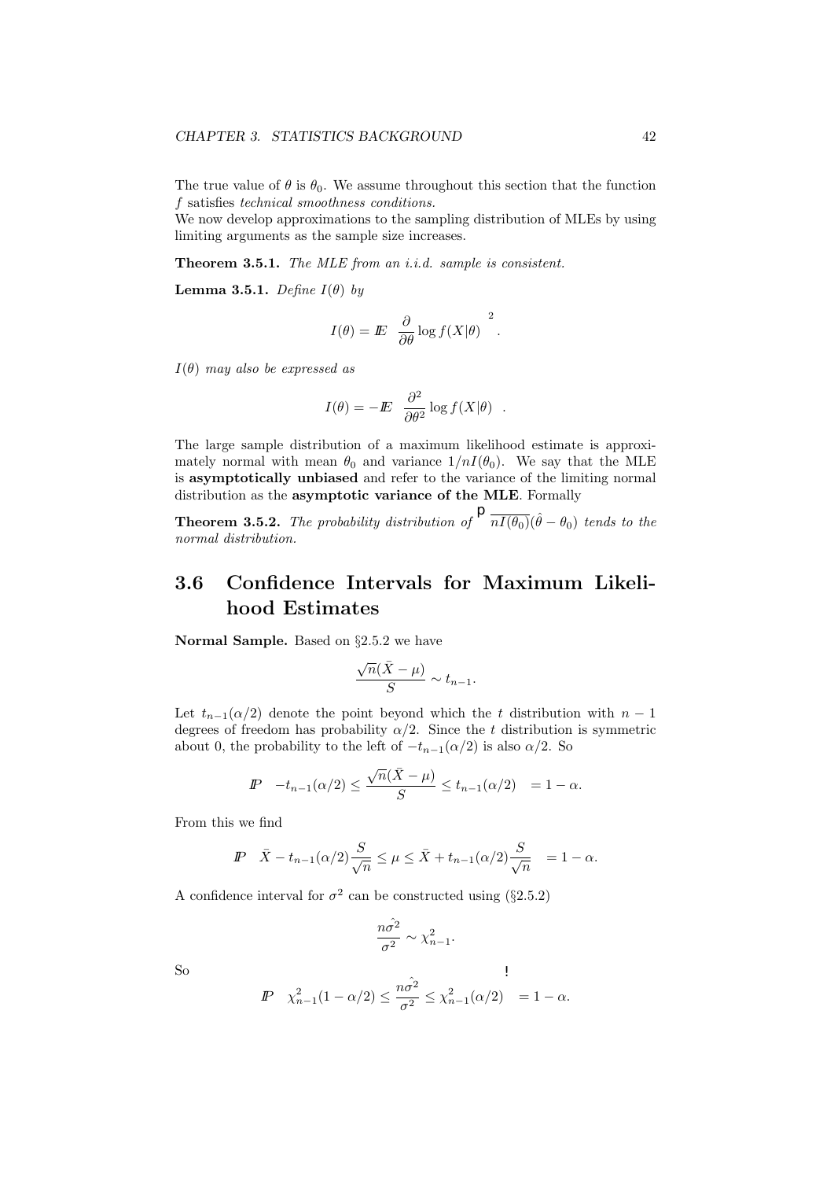The true value of $\theta$ is $\theta_0$. We assume throughout this section that the function $f$ satisfies *technical smoothness conditions.*
We now develop approximations to the sampling distribution of MLEs by using limiting arguments as the sample size increases.

**Theorem 3.5.1.** *The MLE from an i.i.d. sample is consistent.*

**Lemma 3.5.1.** *Define $I(\theta)$ by*

$$I(\theta) = \mathbb{E}\left[\frac{\partial}{\partial\theta}\log f(X|\theta)\right]^2.$$

*$I(\theta)$ may also be expressed as*

$$I(\theta) = -\mathbb{E}\left[\frac{\partial^2}{\partial\theta^2}\log f(X|\theta)\right].$$

The large sample distribution of a maximum likelihood estimate is approximately normal with mean $\theta_0$ and variance $1/nI(\theta_0)$. We say that the MLE is **asymptotically unbiased** and refer to the variance of the limiting normal distribution as the **asymptotic variance of the MLE**. Formally

**Theorem 3.5.2.** *The probability distribution of $\sqrt{nI(\theta_0)}(\hat{\theta} - \theta_0)$ tends to the normal distribution.*

## 3.6 Confidence Intervals for Maximum Likelihood Estimates

**Normal Sample.** Based on §2.5.2 we have

$$\frac{\sqrt{n}(\bar{X} - \mu)}{S} \sim t_{n-1}.$$

Let $t_{n-1}(\alpha/2)$ denote the point beyond which the $t$ distribution with $n-1$ degrees of freedom has probability $\alpha/2$. Since the $t$ distribution is symmetric about 0, the probability to the left of $-t_{n-1}(\alpha/2)$ is also $\alpha/2$. So

$$\mathbb{P}\left(-t_{n-1}(\alpha/2) \leq \frac{\sqrt{n}(\bar{X} - \mu)}{S} \leq t_{n-1}(\alpha/2)\right) = 1 - \alpha.$$

From this we find

$$\mathbb{P}\left(\bar{X} - t_{n-1}(\alpha/2)\frac{S}{\sqrt{n}} \leq \mu \leq \bar{X} + t_{n-1}(\alpha/2)\frac{S}{\sqrt{n}}\right) = 1 - \alpha.$$

A confidence interval for $\sigma^2$ can be constructed using (§2.5.2)

$$\frac{n\hat{\sigma^2}}{\sigma^2} \sim \chi^2_{n-1}.$$

So

$$\mathbb{P}\left(\chi^2_{n-1}(1 - \alpha/2) \leq \frac{n\hat{\sigma^2}}{\sigma^2} \leq \chi^2_{n-1}(\alpha/2)\right) = 1 - \alpha.$$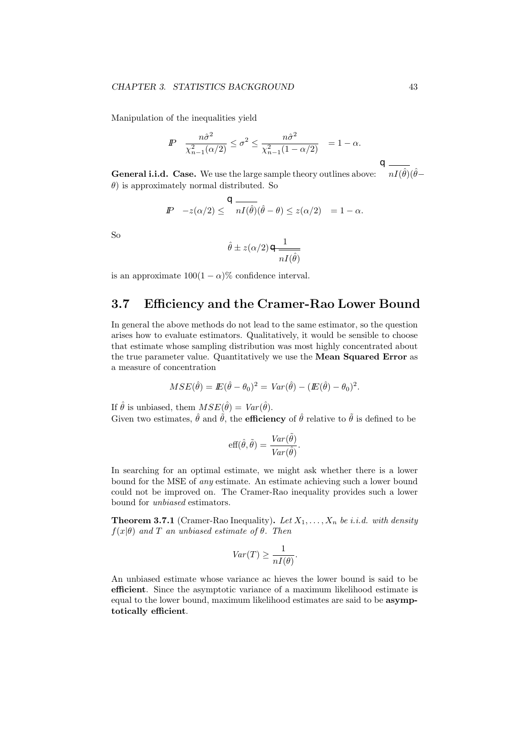Manipulation of the inequalities yield

$$\mathbb{P}\left(\frac{n\hat{\sigma}^2}{\chi^2_{n-1}(\alpha/2)} \le \sigma^2 \le \frac{n\hat{\sigma}^2}{\chi^2_{n-1}(1-\alpha/2)}\right) = 1-\alpha.$$

**General i.i.d. Case.** We use the large sample theory outlines above: $\sqrt{nI(\hat{\theta})}(\hat{\theta}-\theta)$ is approximately normal distributed. So

$$\mathbb{P}\left(-z(\alpha/2) \le \sqrt{nI(\hat{\theta})}(\hat{\theta}-\theta) \le z(\alpha/2)\right) = 1-\alpha.$$

So

$$\hat{\theta} \pm z(\alpha/2)\sqrt{\frac{1}{nI(\hat{\theta})}}$$

is an approximate $100(1-\alpha)\%$ confidence interval.

## 3.7 Efficiency and the Cramer-Rao Lower Bound

In general the above methods do not lead to the same estimator, so the question arises how to evaluate estimators. Qualitatively, it would be sensible to choose that estimate whose sampling distribution was most highly concentrated about the true parameter value. Quantitatively we use the **Mean Squared Error** as a measure of concentration

$$MSE(\hat{\theta}) = \mathbb{E}(\hat{\theta}-\theta_0)^2 = Var(\hat{\theta}) - (\mathbb{E}(\hat{\theta})-\theta_0)^2.$$

If $\hat{\theta}$ is unbiased, them $MSE(\hat{\theta}) = Var(\hat{\theta})$.
Given two estimates, $\hat{\theta}$ and $\tilde{\theta}$, the **efficiency** of $\hat{\theta}$ relative to $\tilde{\theta}$ is defined to be

$$\text{eff}(\hat{\theta},\tilde{\theta}) = \frac{Var(\tilde{\theta})}{Var(\hat{\theta})}.$$

In searching for an optimal estimate, we might ask whether there is a lower bound for the MSE of *any* estimate. An estimate achieving such a lower bound could not be improved on. The Cramer-Rao inequality provides such a lower bound for *unbiased* estimators.

**Theorem 3.7.1** (Cramer-Rao Inequality)**.** *Let $X_1,\dots,X_n$ be i.i.d. with density $f(x|\theta)$ and $T$ an unbiased estimate of $\theta$. Then*

$$Var(T) \ge \frac{1}{nI(\theta)}.$$

An unbiased estimate whose variance ac hieves the lower bound is said to be **efficient**. Since the asymptotic variance of a maximum likelihood estimate is equal to the lower bound, maximum likelihood estimates are said to be **asymptotically efficient**.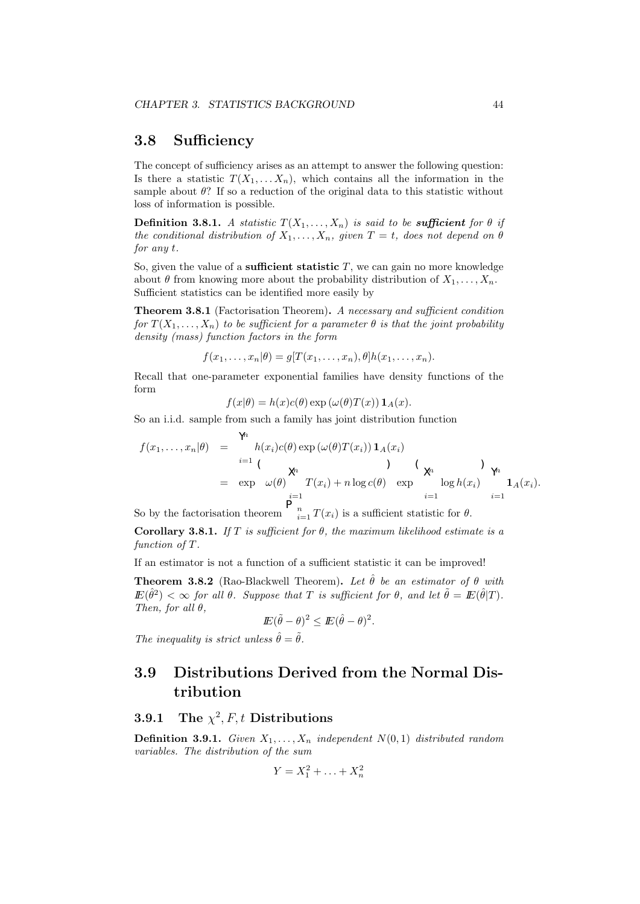## 3.8 Sufficiency

The concept of sufficiency arises as an attempt to answer the following question: Is there a statistic $T(X_1, \dots X_n)$, which contains all the information in the sample about $\theta$? If so a reduction of the original data to this statistic without loss of information is possible.

**Definition 3.8.1.** *A statistic $T(X_1, \dots, X_n)$ is said to be* ***sufficient*** *for $\theta$ if the conditional distribution of $X_1, \dots, X_n$, given $T = t$, does not depend on $\theta$ for any $t$.*

So, given the value of a **sufficient statistic** $T$, we can gain no more knowledge about $\theta$ from knowing more about the probability distribution of $X_1, \dots, X_n$. Sufficient statistics can be identified more easily by

**Theorem 3.8.1** (Factorisation Theorem)**.** *A necessary and sufficient condition for $T(X_1, \dots, X_n)$ to be sufficient for a parameter $\theta$ is that the joint probability density (mass) function factors in the form*

$$f(x_1, \dots, x_n|\theta) = g[T(x_1, \dots, x_n), \theta]h(x_1, \dots, x_n).$$

Recall that one-parameter exponential families have density functions of the form

$$f(x|\theta) = h(x)c(\theta)\exp\left(\omega(\theta)T(x)\right)\mathbf{1}_A(x).$$

So an i.i.d. sample from such a family has joint distribution function

$$\begin{aligned} f(x_1, \dots, x_n|\theta) &= \prod_{i=1}^{n} h(x_i)c(\theta)\exp\left(\omega(\theta)T(x_i)\right)\mathbf{1}_A(x_i) \\ &= \exp\left\{\omega(\theta)\sum_{i=1}^{n} T(x_i) + n\log c(\theta)\right\}\exp\left\{\sum_{i=1}^{n}\log h(x_i)\right\}\prod_{i=1}^{n}\mathbf{1}_A(x_i). \end{aligned}$$

So by the factorisation theorem $\sum_{i=1}^{n} T(x_i)$ is a sufficient statistic for $\theta$.

**Corollary 3.8.1.** *If $T$ is sufficient for $\theta$, the maximum likelihood estimate is a function of $T$.*

If an estimator is not a function of a sufficient statistic it can be improved!

**Theorem 3.8.2** (Rao-Blackwell Theorem)**.** *Let $\hat{\theta}$ be an estimator of $\theta$ with $\mathbb{E}(\hat{\theta}^2) < \infty$ for all $\theta$. Suppose that $T$ is sufficient for $\theta$, and let $\tilde{\theta} = \mathbb{E}(\hat{\theta}|T)$. Then, for all $\theta$,*

$$\mathbb{E}(\tilde{\theta} - \theta)^2 \leq \mathbb{E}(\hat{\theta} - \theta)^2.$$

*The inequality is strict unless $\hat{\theta} = \tilde{\theta}$.*

## 3.9 Distributions Derived from the Normal Distribution

### 3.9.1 The $\chi^2, F, t$ Distributions

**Definition 3.9.1.** *Given $X_1, \dots, X_n$ independent $N(0, 1)$ distributed random variables. The distribution of the sum*

$$Y = X_1^2 + \ldots + X_n^2$$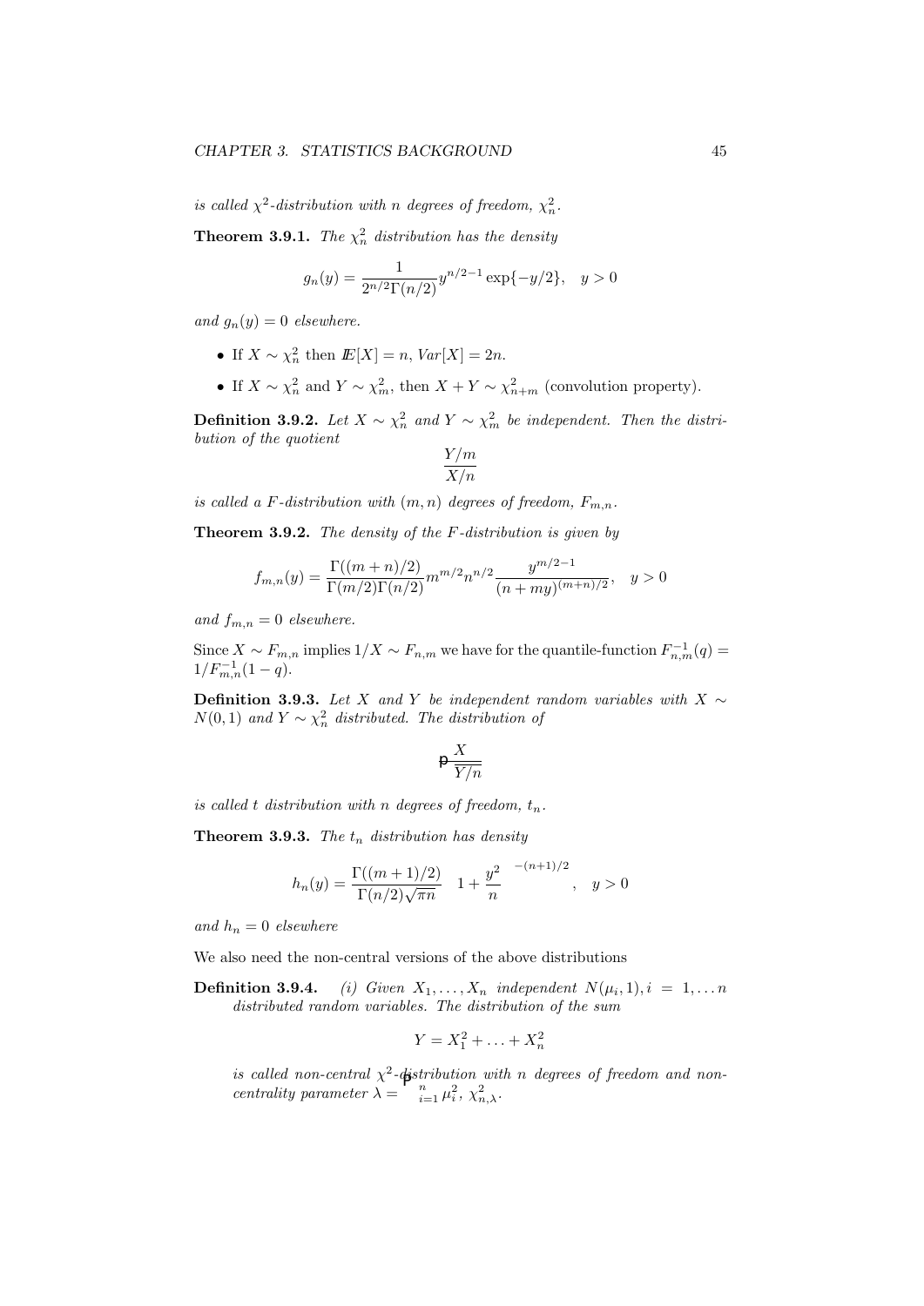*is called $\chi^2$-distribution with $n$ degrees of freedom, $\chi^2_n$.*

**Theorem 3.9.1.** *The $\chi^2_n$ distribution has the density*

$$g_n(y) = \frac{1}{2^{n/2}\Gamma(n/2)} y^{n/2-1} \exp\{-y/2\}, \quad y > 0$$

*and $g_n(y) = 0$ elsewhere.*

- If $X \sim \chi^2_n$ then $\mathbb{E}[X] = n$, $Var[X] = 2n$.
- If $X \sim \chi^2_n$ and $Y \sim \chi^2_m$, then $X + Y \sim \chi^2_{n+m}$ (convolution property).

**Definition 3.9.2.** *Let $X \sim \chi^2_n$ and $Y \sim \chi^2_m$ be independent. Then the distribution of the quotient*

$$\frac{Y/m}{X/n}$$

*is called a $F$-distribution with $(m,n)$ degrees of freedom, $F_{m,n}$.*

**Theorem 3.9.2.** *The density of the $F$-distribution is given by*

$$f_{m,n}(y) = \frac{\Gamma((m+n)/2)}{\Gamma(m/2)\Gamma(n/2)} m^{m/2} n^{n/2} \frac{y^{m/2-1}}{(n+my)^{(m+n)/2}}, \quad y > 0$$

*and $f_{m,n} = 0$ elsewhere.*

Since $X \sim F_{m,n}$ implies $1/X \sim F_{n,m}$ we have for the quantile-function $F^{-1}_{n,m}(q) = 1/F^{-1}_{m,n}(1-q)$.

**Definition 3.9.3.** *Let $X$ and $Y$ be independent random variables with $X \sim N(0,1)$ and $Y \sim \chi^2_n$ distributed. The distribution of*

$$\frac{X}{\sqrt{Y/n}}$$

*is called $t$ distribution with $n$ degrees of freedom, $t_n$.*

**Theorem 3.9.3.** *The $t_n$ distribution has density*

$$h_n(y) = \frac{\Gamma((m+1)/2)}{\Gamma(n/2)\sqrt{\pi n}} \left(1 + \frac{y^2}{n}\right)^{-(n+1)/2}, \quad y > 0$$

*and $h_n = 0$ elsewhere*

We also need the non-central versions of the above distributions

**Definition 3.9.4.** *(i) Given $X_1, \ldots, X_n$ independent $N(\mu_i, 1), i = 1, \ldots n$ distributed random variables. The distribution of the sum*

$$Y = X_1^2 + \ldots + X_n^2$$

*is called non-central $\chi^2$-distribution with $n$ degrees of freedom and non-centrality parameter $\lambda = \sum_{i=1}^n \mu_i^2$, $\chi^2_{n,\lambda}$.*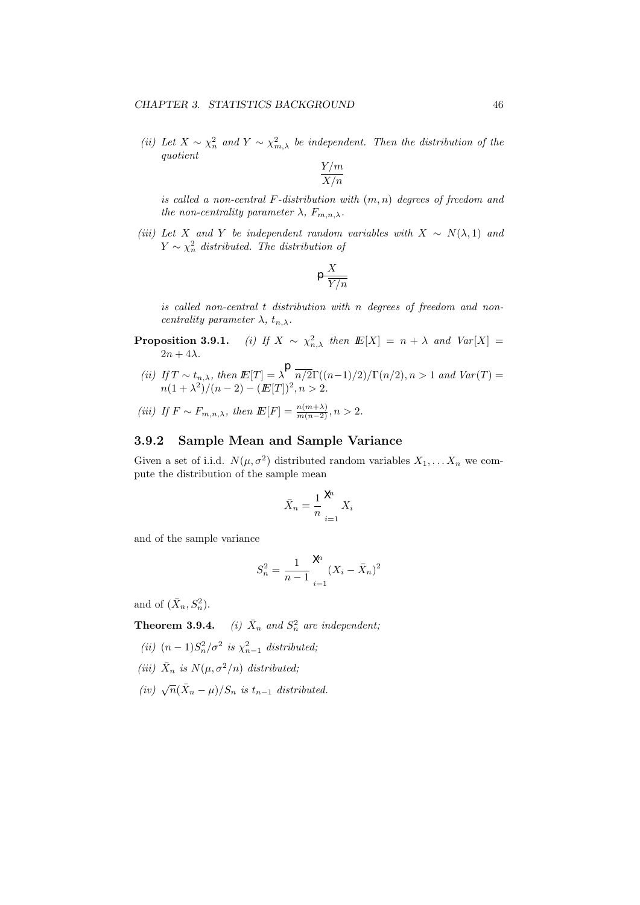(ii) *Let $X \sim \chi^2_n$ and $Y \sim \chi^2_{m,\lambda}$ be independent. Then the distribution of the quotient*

$$\frac{Y/m}{X/n}$$

*is called a non-central $F$-distribution with $(m, n)$ degrees of freedom and the non-centrality parameter $\lambda$, $F_{m,n,\lambda}$.*

(iii) *Let $X$ and $Y$ be independent random variables with $X \sim N(\lambda, 1)$ and $Y \sim \chi^2_n$ distributed. The distribution of*

$$\frac{X}{\sqrt{Y/n}}$$

*is called non-central $t$ distribution with $n$ degrees of freedom and non-centrality parameter $\lambda$, $t_{n,\lambda}$.*

**Proposition 3.9.1.** (i) *If $X \sim \chi^2_{n,\lambda}$ then $\mathbb{E}[X] = n + \lambda$ and $Var[X] = 2n + 4\lambda$.*

(ii) *If $T \sim t_{n,\lambda}$, then $\mathbb{E}[T] = \lambda \sqrt{n/2}\,\Gamma((n-1)/2)/\Gamma(n/2), n > 1$ and $Var(T) = n(1+\lambda^2)/(n-2) - (\mathbb{E}[T])^2, n > 2$.*

(iii) *If $F \sim F_{m,n,\lambda}$, then $\mathbb{E}[F] = \frac{n(m+\lambda)}{m(n-2)}, n > 2$.*

### 3.9.2 Sample Mean and Sample Variance

Given a set of i.i.d. $N(\mu, \sigma^2)$ distributed random variables $X_1, \ldots X_n$ we compute the distribution of the sample mean

$$\bar{X}_n = \frac{1}{n}\sum_{i=1}^{n} X_i$$

and of the sample variance

$$S_n^2 = \frac{1}{n-1}\sum_{i=1}^{n}(X_i - \bar{X}_n)^2$$

and of $(\bar{X}_n, S_n^2)$.

**Theorem 3.9.4.** (i) *$\bar{X}_n$ and $S_n^2$ are independent;*

(ii) *$(n-1)S_n^2/\sigma^2$ is $\chi^2_{n-1}$ distributed;*

(iii) *$\bar{X}_n$ is $N(\mu, \sigma^2/n)$ distributed;*

(iv) *$\sqrt{n}(\bar{X}_n - \mu)/S_n$ is $t_{n-1}$ distributed.*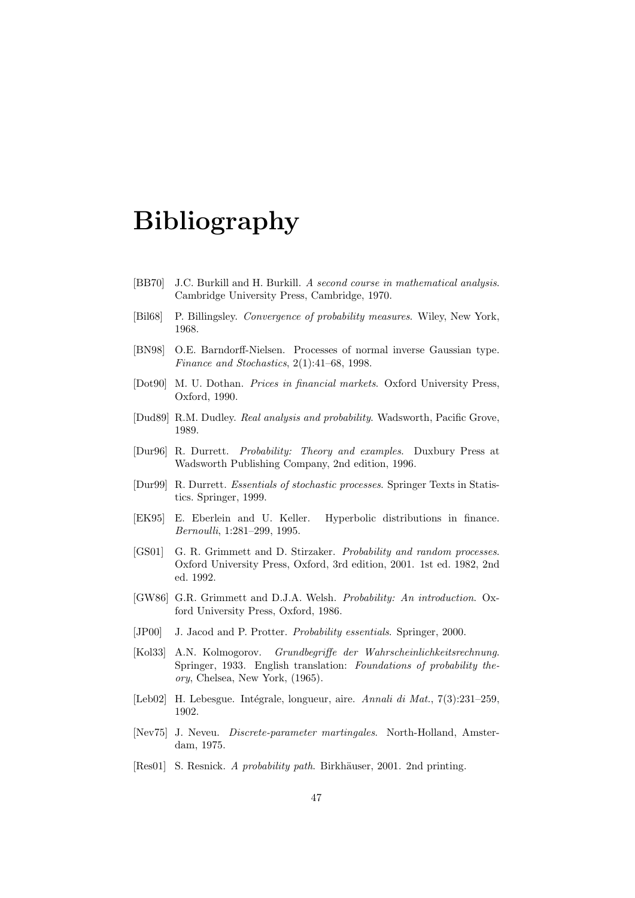# Bibliography

[BB70] J.C. Burkill and H. Burkill. *A second course in mathematical analysis*. Cambridge University Press, Cambridge, 1970.

[Bil68] P. Billingsley. *Convergence of probability measures*. Wiley, New York, 1968.

[BN98] O.E. Barndorff-Nielsen. Processes of normal inverse Gaussian type. *Finance and Stochastics*, 2(1):41–68, 1998.

[Dot90] M. U. Dothan. *Prices in financial markets*. Oxford University Press, Oxford, 1990.

[Dud89] R.M. Dudley. *Real analysis and probability*. Wadsworth, Pacific Grove, 1989.

[Dur96] R. Durrett. *Probability: Theory and examples*. Duxbury Press at Wadsworth Publishing Company, 2nd edition, 1996.

[Dur99] R. Durrett. *Essentials of stochastic processes*. Springer Texts in Statistics. Springer, 1999.

[EK95] E. Eberlein and U. Keller. Hyperbolic distributions in finance. *Bernoulli*, 1:281–299, 1995.

[GS01] G. R. Grimmett and D. Stirzaker. *Probability and random processes*. Oxford University Press, Oxford, 3rd edition, 2001. 1st ed. 1982, 2nd ed. 1992.

[GW86] G.R. Grimmett and D.J.A. Welsh. *Probability: An introduction*. Oxford University Press, Oxford, 1986.

[JP00] J. Jacod and P. Protter. *Probability essentials*. Springer, 2000.

[Kol33] A.N. Kolmogorov. *Grundbegriffe der Wahrscheinlichkeitsrechnung*. Springer, 1933. English translation: *Foundations of probability theory*, Chelsea, New York, (1965).

[Leb02] H. Lebesgue. Intégrale, longueur, aire. *Annali di Mat.*, 7(3):231–259, 1902.

[Nev75] J. Neveu. *Discrete-parameter martingales*. North-Holland, Amsterdam, 1975.

[Res01] S. Resnick. *A probability path*. Birkhäuser, 2001. 2nd printing.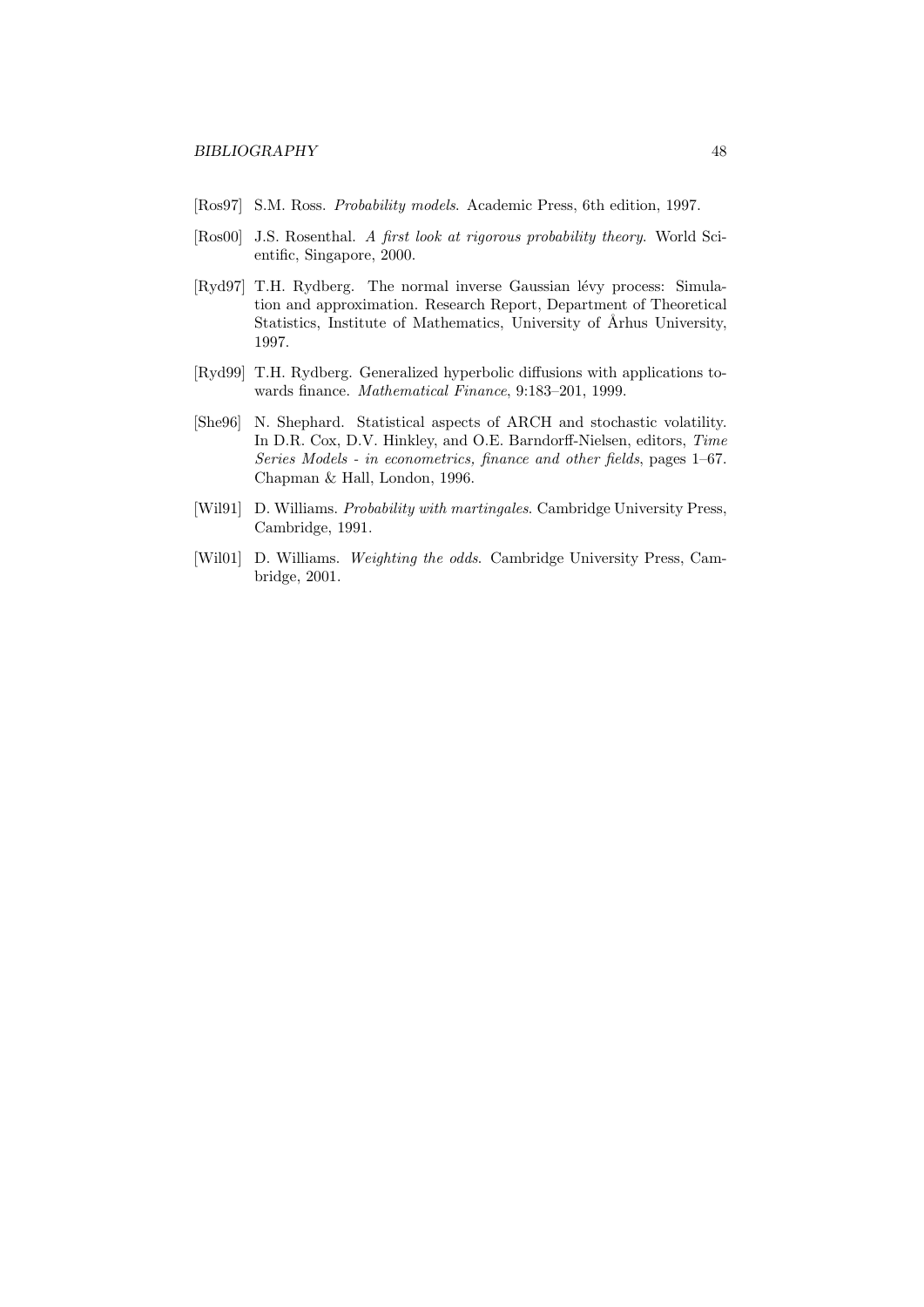[Ros97] S.M. Ross. *Probability models*. Academic Press, 6th edition, 1997.

[Ros00] J.S. Rosenthal. *A first look at rigorous probability theory*. World Scientific, Singapore, 2000.

[Ryd97] T.H. Rydberg. The normal inverse Gaussian lévy process: Simulation and approximation. Research Report, Department of Theoretical Statistics, Institute of Mathematics, University of Århus University, 1997.

[Ryd99] T.H. Rydberg. Generalized hyperbolic diffusions with applications towards finance. *Mathematical Finance*, 9:183–201, 1999.

[She96] N. Shephard. Statistical aspects of ARCH and stochastic volatility. In D.R. Cox, D.V. Hinkley, and O.E. Barndorff-Nielsen, editors, *Time Series Models - in econometrics, finance and other fields*, pages 1–67. Chapman & Hall, London, 1996.

[Wil91] D. Williams. *Probability with martingales*. Cambridge University Press, Cambridge, 1991.

[Wil01] D. Williams. *Weighting the odds*. Cambridge University Press, Cambridge, 2001.